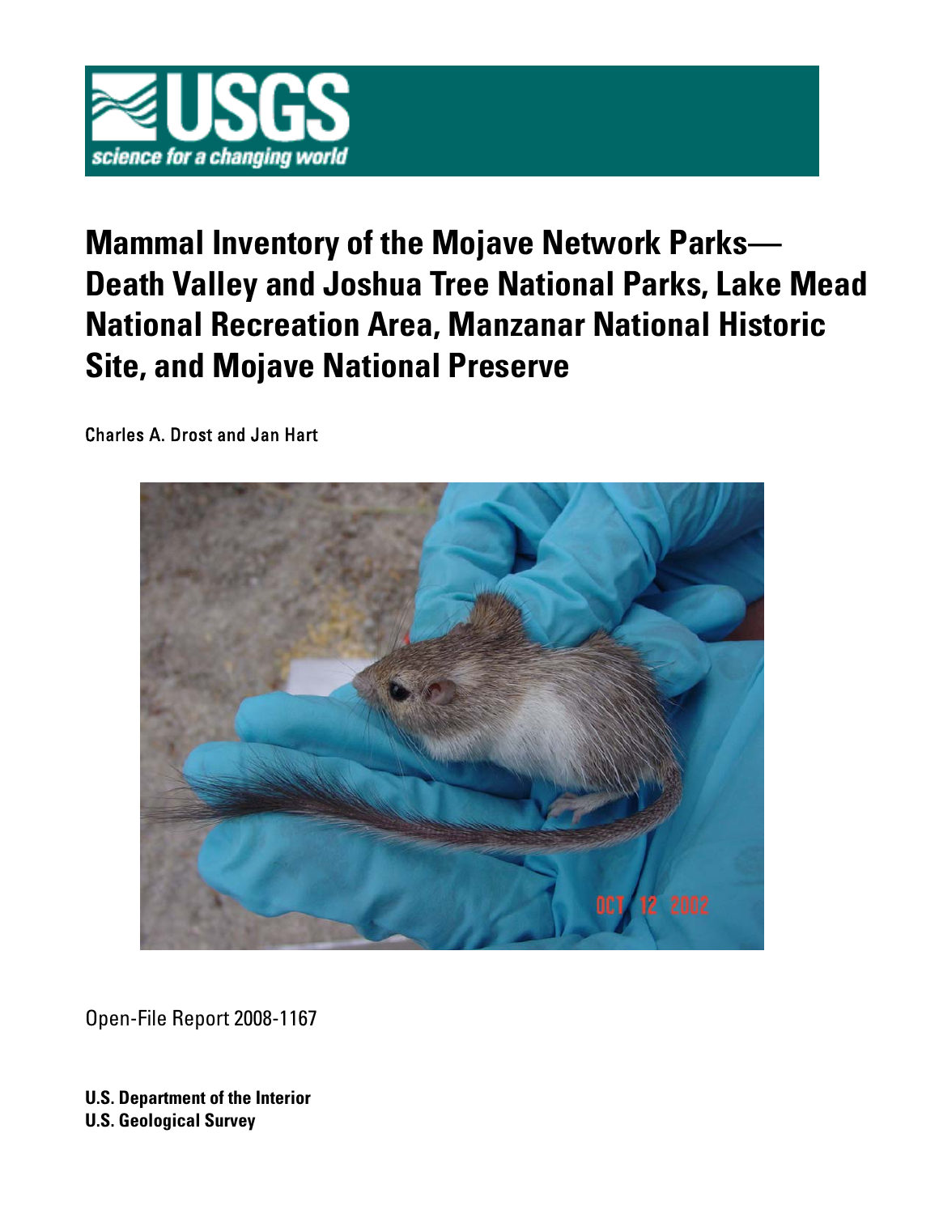USGS
science for a changing world

# Mammal Inventory of the Mojave Network Parks—Death Valley and Joshua Tree National Parks, Lake Mead National Recreation Area, Manzanar National Historic Site, and Mojave National Preserve

Charles A. Drost and Jan Hart

Open-File Report 2008-1167

**U.S. Department of the Interior**
**U.S. Geological Survey**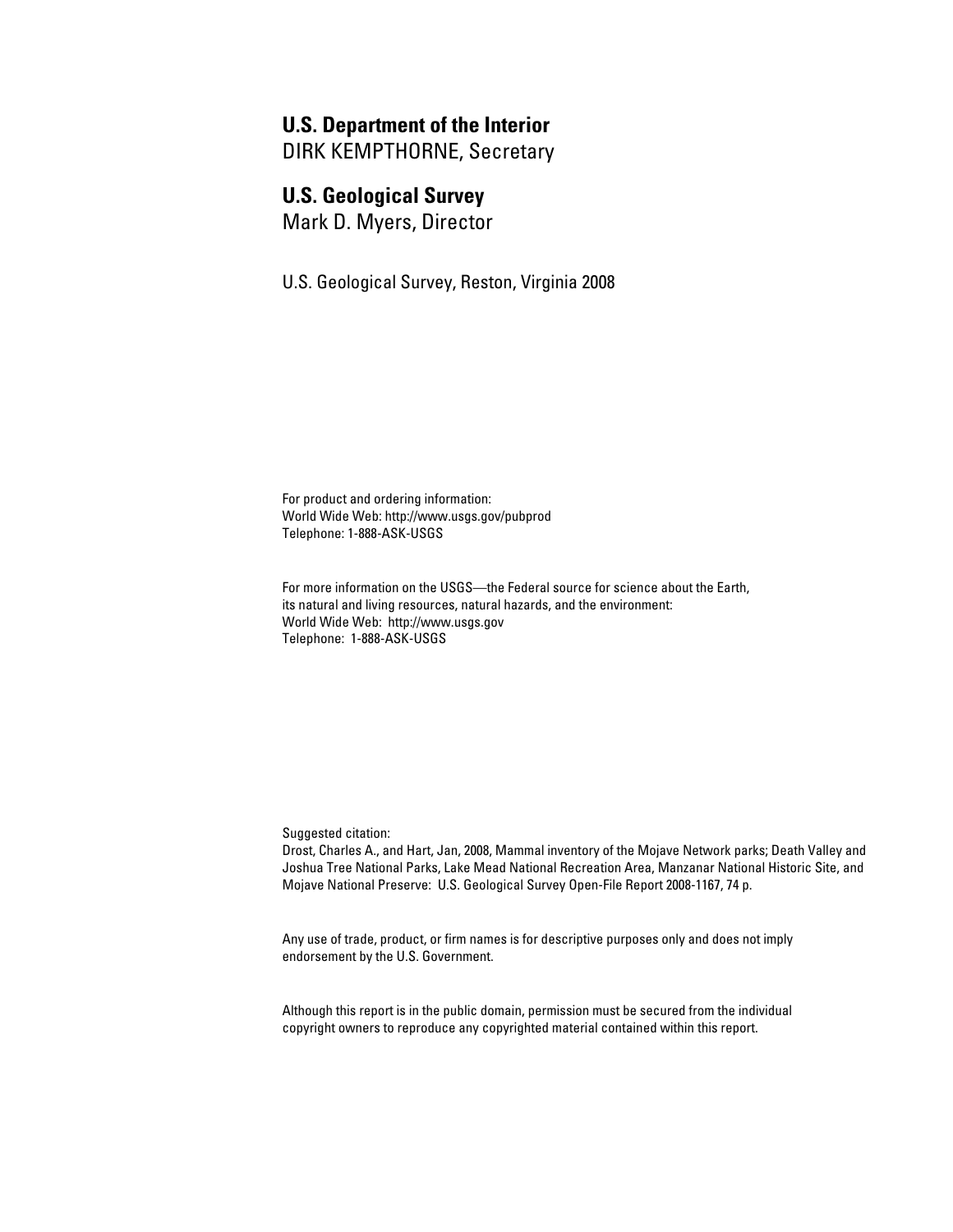**U.S. Department of the Interior**
DIRK KEMPTHORNE, Secretary

**U.S. Geological Survey**
Mark D. Myers, Director

U.S. Geological Survey, Reston, Virginia 2008

For product and ordering information:
World Wide Web: http://www.usgs.gov/pubprod
Telephone: 1-888-ASK-USGS

For more information on the USGS—the Federal source for science about the Earth, its natural and living resources, natural hazards, and the environment:
World Wide Web: http://www.usgs.gov
Telephone: 1-888-ASK-USGS

Suggested citation:
Drost, Charles A., and Hart, Jan, 2008, Mammal inventory of the Mojave Network parks; Death Valley and Joshua Tree National Parks, Lake Mead National Recreation Area, Manzanar National Historic Site, and Mojave National Preserve: U.S. Geological Survey Open-File Report 2008-1167, 74 p.

Any use of trade, product, or firm names is for descriptive purposes only and does not imply endorsement by the U.S. Government.

Although this report is in the public domain, permission must be secured from the individual copyright owners to reproduce any copyrighted material contained within this report.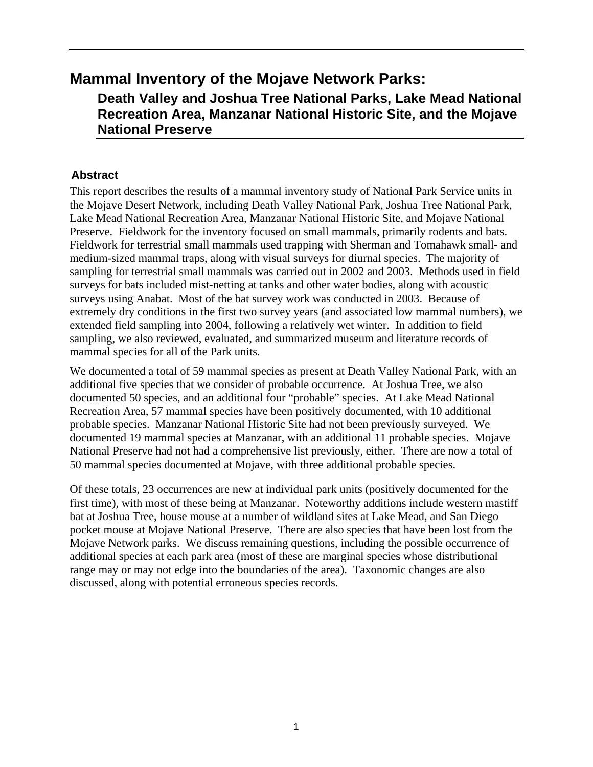# Mammal Inventory of the Mojave Network Parks:

## Death Valley and Joshua Tree National Parks, Lake Mead National Recreation Area, Manzanar National Historic Site, and the Mojave National Preserve

### Abstract

This report describes the results of a mammal inventory study of National Park Service units in the Mojave Desert Network, including Death Valley National Park, Joshua Tree National Park, Lake Mead National Recreation Area, Manzanar National Historic Site, and Mojave National Preserve. Fieldwork for the inventory focused on small mammals, primarily rodents and bats. Fieldwork for terrestrial small mammals used trapping with Sherman and Tomahawk small- and medium-sized mammal traps, along with visual surveys for diurnal species. The majority of sampling for terrestrial small mammals was carried out in 2002 and 2003. Methods used in field surveys for bats included mist-netting at tanks and other water bodies, along with acoustic surveys using Anabat. Most of the bat survey work was conducted in 2003. Because of extremely dry conditions in the first two survey years (and associated low mammal numbers), we extended field sampling into 2004, following a relatively wet winter. In addition to field sampling, we also reviewed, evaluated, and summarized museum and literature records of mammal species for all of the Park units.

We documented a total of 59 mammal species as present at Death Valley National Park, with an additional five species that we consider of probable occurrence. At Joshua Tree, we also documented 50 species, and an additional four "probable" species. At Lake Mead National Recreation Area, 57 mammal species have been positively documented, with 10 additional probable species. Manzanar National Historic Site had not been previously surveyed. We documented 19 mammal species at Manzanar, with an additional 11 probable species. Mojave National Preserve had not had a comprehensive list previously, either. There are now a total of 50 mammal species documented at Mojave, with three additional probable species.

Of these totals, 23 occurrences are new at individual park units (positively documented for the first time), with most of these being at Manzanar. Noteworthy additions include western mastiff bat at Joshua Tree, house mouse at a number of wildland sites at Lake Mead, and San Diego pocket mouse at Mojave National Preserve. There are also species that have been lost from the Mojave Network parks. We discuss remaining questions, including the possible occurrence of additional species at each park area (most of these are marginal species whose distributional range may or may not edge into the boundaries of the area). Taxonomic changes are also discussed, along with potential erroneous species records.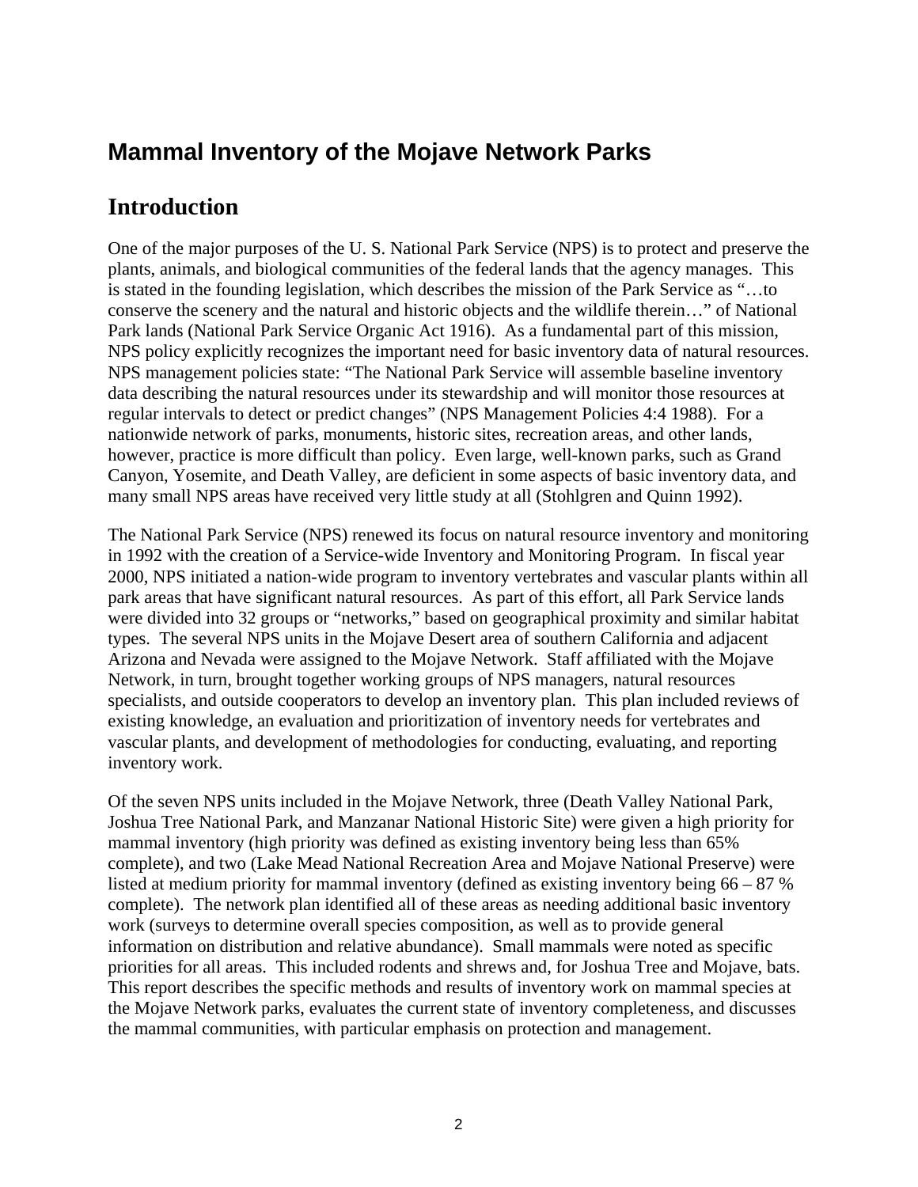# Mammal Inventory of the Mojave Network Parks

## Introduction

One of the major purposes of the U. S. National Park Service (NPS) is to protect and preserve the plants, animals, and biological communities of the federal lands that the agency manages. This is stated in the founding legislation, which describes the mission of the Park Service as "…to conserve the scenery and the natural and historic objects and the wildlife therein…" of National Park lands (National Park Service Organic Act 1916). As a fundamental part of this mission, NPS policy explicitly recognizes the important need for basic inventory data of natural resources. NPS management policies state: "The National Park Service will assemble baseline inventory data describing the natural resources under its stewardship and will monitor those resources at regular intervals to detect or predict changes" (NPS Management Policies 4:4 1988). For a nationwide network of parks, monuments, historic sites, recreation areas, and other lands, however, practice is more difficult than policy. Even large, well-known parks, such as Grand Canyon, Yosemite, and Death Valley, are deficient in some aspects of basic inventory data, and many small NPS areas have received very little study at all (Stohlgren and Quinn 1992).

The National Park Service (NPS) renewed its focus on natural resource inventory and monitoring in 1992 with the creation of a Service-wide Inventory and Monitoring Program. In fiscal year 2000, NPS initiated a nation-wide program to inventory vertebrates and vascular plants within all park areas that have significant natural resources. As part of this effort, all Park Service lands were divided into 32 groups or "networks," based on geographical proximity and similar habitat types. The several NPS units in the Mojave Desert area of southern California and adjacent Arizona and Nevada were assigned to the Mojave Network. Staff affiliated with the Mojave Network, in turn, brought together working groups of NPS managers, natural resources specialists, and outside cooperators to develop an inventory plan. This plan included reviews of existing knowledge, an evaluation and prioritization of inventory needs for vertebrates and vascular plants, and development of methodologies for conducting, evaluating, and reporting inventory work.

Of the seven NPS units included in the Mojave Network, three (Death Valley National Park, Joshua Tree National Park, and Manzanar National Historic Site) were given a high priority for mammal inventory (high priority was defined as existing inventory being less than 65% complete), and two (Lake Mead National Recreation Area and Mojave National Preserve) were listed at medium priority for mammal inventory (defined as existing inventory being 66 – 87 % complete). The network plan identified all of these areas as needing additional basic inventory work (surveys to determine overall species composition, as well as to provide general information on distribution and relative abundance). Small mammals were noted as specific priorities for all areas. This included rodents and shrews and, for Joshua Tree and Mojave, bats. This report describes the specific methods and results of inventory work on mammal species at the Mojave Network parks, evaluates the current state of inventory completeness, and discusses the mammal communities, with particular emphasis on protection and management.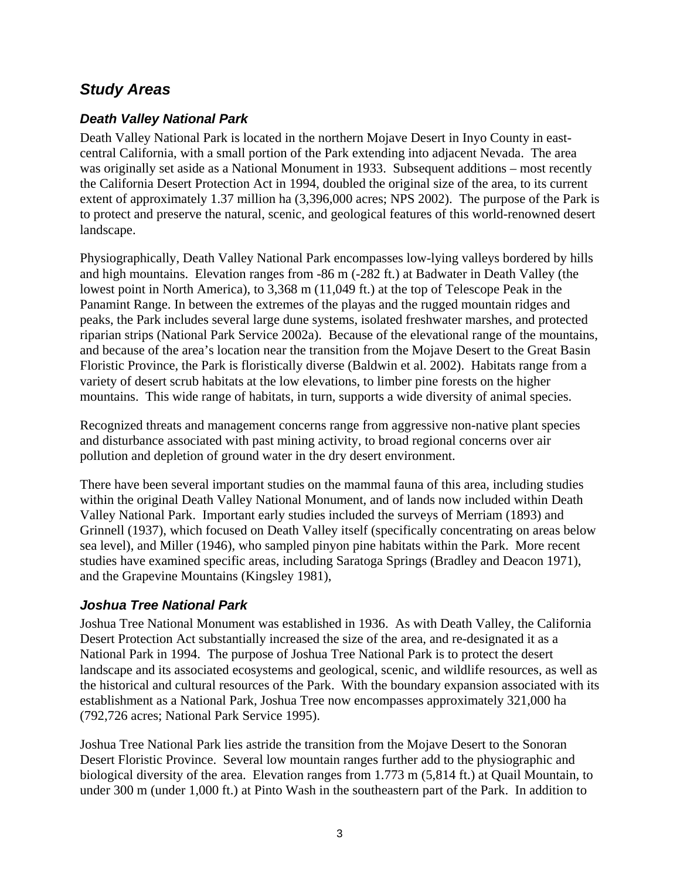## *Study Areas*

### *Death Valley National Park*

Death Valley National Park is located in the northern Mojave Desert in Inyo County in east-central California, with a small portion of the Park extending into adjacent Nevada. The area was originally set aside as a National Monument in 1933. Subsequent additions – most recently the California Desert Protection Act in 1994, doubled the original size of the area, to its current extent of approximately 1.37 million ha (3,396,000 acres; NPS 2002). The purpose of the Park is to protect and preserve the natural, scenic, and geological features of this world-renowned desert landscape.

Physiographically, Death Valley National Park encompasses low-lying valleys bordered by hills and high mountains. Elevation ranges from -86 m (-282 ft.) at Badwater in Death Valley (the lowest point in North America), to 3,368 m (11,049 ft.) at the top of Telescope Peak in the Panamint Range. In between the extremes of the playas and the rugged mountain ridges and peaks, the Park includes several large dune systems, isolated freshwater marshes, and protected riparian strips (National Park Service 2002a). Because of the elevational range of the mountains, and because of the area's location near the transition from the Mojave Desert to the Great Basin Floristic Province, the Park is floristically diverse (Baldwin et al. 2002). Habitats range from a variety of desert scrub habitats at the low elevations, to limber pine forests on the higher mountains. This wide range of habitats, in turn, supports a wide diversity of animal species.

Recognized threats and management concerns range from aggressive non-native plant species and disturbance associated with past mining activity, to broad regional concerns over air pollution and depletion of ground water in the dry desert environment.

There have been several important studies on the mammal fauna of this area, including studies within the original Death Valley National Monument, and of lands now included within Death Valley National Park. Important early studies included the surveys of Merriam (1893) and Grinnell (1937), which focused on Death Valley itself (specifically concentrating on areas below sea level), and Miller (1946), who sampled pinyon pine habitats within the Park. More recent studies have examined specific areas, including Saratoga Springs (Bradley and Deacon 1971), and the Grapevine Mountains (Kingsley 1981),

### *Joshua Tree National Park*

Joshua Tree National Monument was established in 1936. As with Death Valley, the California Desert Protection Act substantially increased the size of the area, and re-designated it as a National Park in 1994. The purpose of Joshua Tree National Park is to protect the desert landscape and its associated ecosystems and geological, scenic, and wildlife resources, as well as the historical and cultural resources of the Park. With the boundary expansion associated with its establishment as a National Park, Joshua Tree now encompasses approximately 321,000 ha (792,726 acres; National Park Service 1995).

Joshua Tree National Park lies astride the transition from the Mojave Desert to the Sonoran Desert Floristic Province. Several low mountain ranges further add to the physiographic and biological diversity of the area. Elevation ranges from 1.773 m (5,814 ft.) at Quail Mountain, to under 300 m (under 1,000 ft.) at Pinto Wash in the southeastern part of the Park. In addition to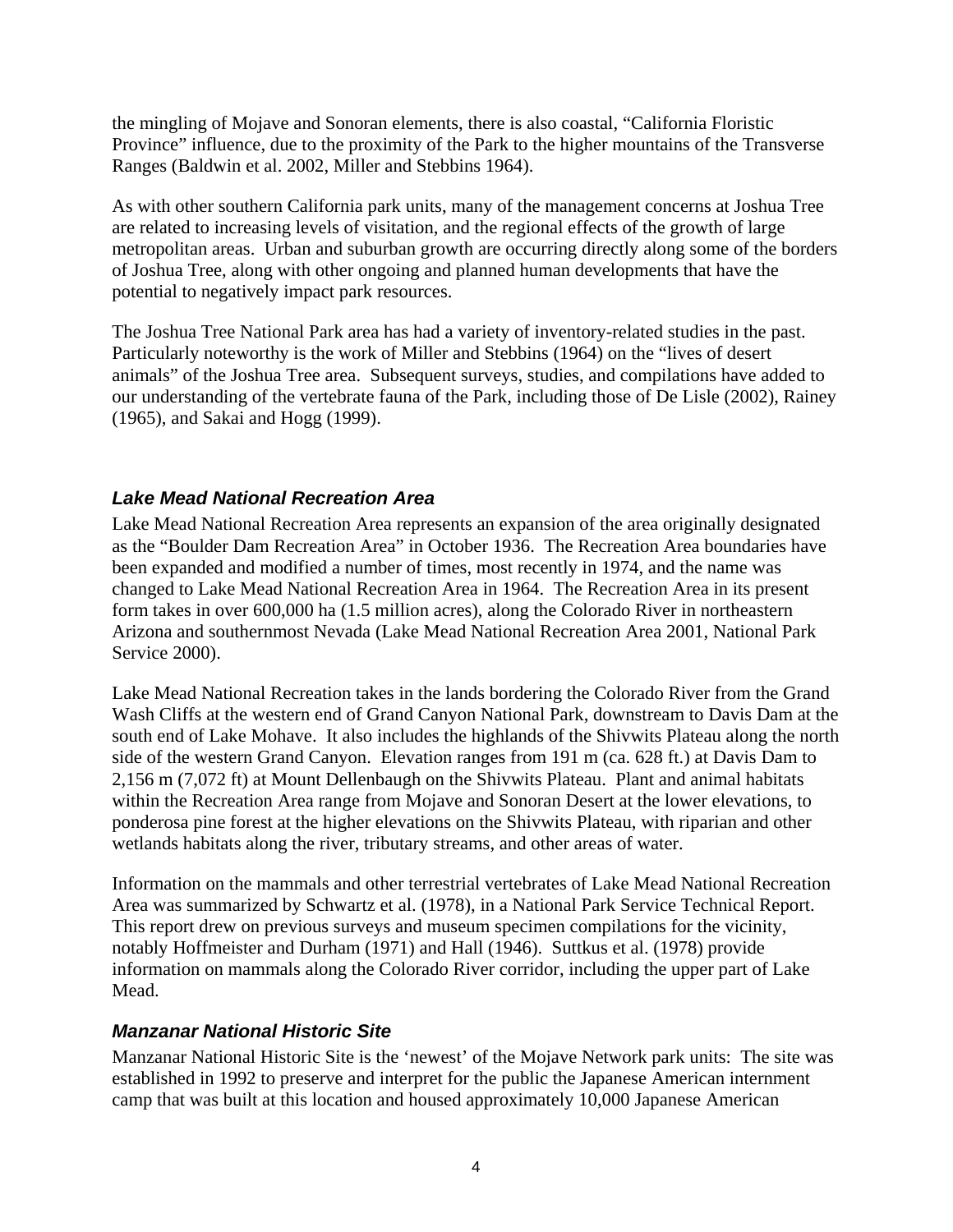the mingling of Mojave and Sonoran elements, there is also coastal, "California Floristic Province" influence, due to the proximity of the Park to the higher mountains of the Transverse Ranges (Baldwin et al. 2002, Miller and Stebbins 1964).

As with other southern California park units, many of the management concerns at Joshua Tree are related to increasing levels of visitation, and the regional effects of the growth of large metropolitan areas. Urban and suburban growth are occurring directly along some of the borders of Joshua Tree, along with other ongoing and planned human developments that have the potential to negatively impact park resources.

The Joshua Tree National Park area has had a variety of inventory-related studies in the past. Particularly noteworthy is the work of Miller and Stebbins (1964) on the "lives of desert animals" of the Joshua Tree area. Subsequent surveys, studies, and compilations have added to our understanding of the vertebrate fauna of the Park, including those of De Lisle (2002), Rainey (1965), and Sakai and Hogg (1999).

### *Lake Mead National Recreation Area*

Lake Mead National Recreation Area represents an expansion of the area originally designated as the "Boulder Dam Recreation Area" in October 1936. The Recreation Area boundaries have been expanded and modified a number of times, most recently in 1974, and the name was changed to Lake Mead National Recreation Area in 1964. The Recreation Area in its present form takes in over 600,000 ha (1.5 million acres), along the Colorado River in northeastern Arizona and southernmost Nevada (Lake Mead National Recreation Area 2001, National Park Service 2000).

Lake Mead National Recreation takes in the lands bordering the Colorado River from the Grand Wash Cliffs at the western end of Grand Canyon National Park, downstream to Davis Dam at the south end of Lake Mohave. It also includes the highlands of the Shivwits Plateau along the north side of the western Grand Canyon. Elevation ranges from 191 m (ca. 628 ft.) at Davis Dam to 2,156 m (7,072 ft) at Mount Dellenbaugh on the Shivwits Plateau. Plant and animal habitats within the Recreation Area range from Mojave and Sonoran Desert at the lower elevations, to ponderosa pine forest at the higher elevations on the Shivwits Plateau, with riparian and other wetlands habitats along the river, tributary streams, and other areas of water.

Information on the mammals and other terrestrial vertebrates of Lake Mead National Recreation Area was summarized by Schwartz et al. (1978), in a National Park Service Technical Report. This report drew on previous surveys and museum specimen compilations for the vicinity, notably Hoffmeister and Durham (1971) and Hall (1946). Suttkus et al. (1978) provide information on mammals along the Colorado River corridor, including the upper part of Lake Mead.

### *Manzanar National Historic Site*

Manzanar National Historic Site is the 'newest' of the Mojave Network park units: The site was established in 1992 to preserve and interpret for the public the Japanese American internment camp that was built at this location and housed approximately 10,000 Japanese American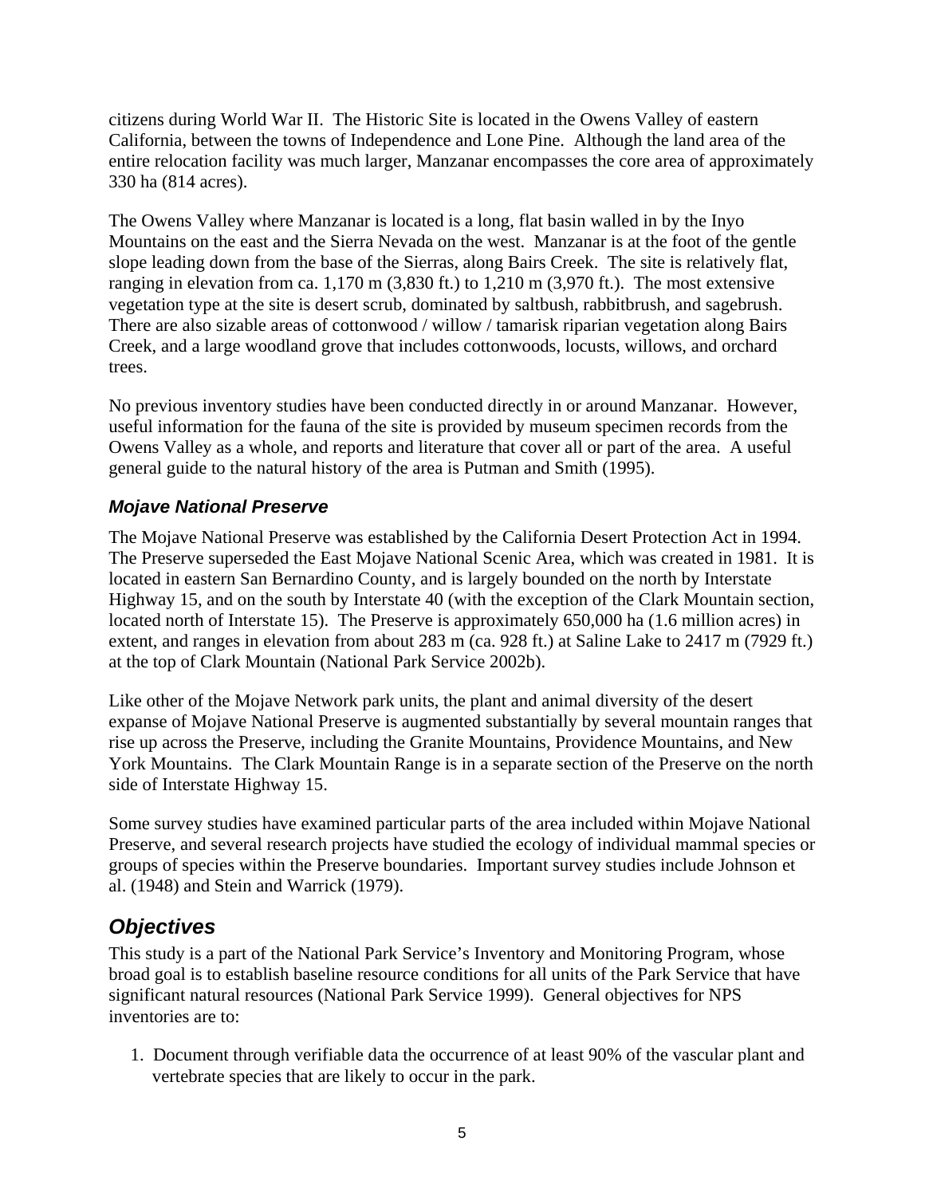citizens during World War II. The Historic Site is located in the Owens Valley of eastern California, between the towns of Independence and Lone Pine. Although the land area of the entire relocation facility was much larger, Manzanar encompasses the core area of approximately 330 ha (814 acres).

The Owens Valley where Manzanar is located is a long, flat basin walled in by the Inyo Mountains on the east and the Sierra Nevada on the west. Manzanar is at the foot of the gentle slope leading down from the base of the Sierras, along Bairs Creek. The site is relatively flat, ranging in elevation from ca. 1,170 m (3,830 ft.) to 1,210 m (3,970 ft.). The most extensive vegetation type at the site is desert scrub, dominated by saltbush, rabbitbrush, and sagebrush. There are also sizable areas of cottonwood / willow / tamarisk riparian vegetation along Bairs Creek, and a large woodland grove that includes cottonwoods, locusts, willows, and orchard trees.

No previous inventory studies have been conducted directly in or around Manzanar. However, useful information for the fauna of the site is provided by museum specimen records from the Owens Valley as a whole, and reports and literature that cover all or part of the area. A useful general guide to the natural history of the area is Putman and Smith (1995).

### *Mojave National Preserve*

The Mojave National Preserve was established by the California Desert Protection Act in 1994. The Preserve superseded the East Mojave National Scenic Area, which was created in 1981. It is located in eastern San Bernardino County, and is largely bounded on the north by Interstate Highway 15, and on the south by Interstate 40 (with the exception of the Clark Mountain section, located north of Interstate 15). The Preserve is approximately 650,000 ha (1.6 million acres) in extent, and ranges in elevation from about 283 m (ca. 928 ft.) at Saline Lake to 2417 m (7929 ft.) at the top of Clark Mountain (National Park Service 2002b).

Like other of the Mojave Network park units, the plant and animal diversity of the desert expanse of Mojave National Preserve is augmented substantially by several mountain ranges that rise up across the Preserve, including the Granite Mountains, Providence Mountains, and New York Mountains. The Clark Mountain Range is in a separate section of the Preserve on the north side of Interstate Highway 15.

Some survey studies have examined particular parts of the area included within Mojave National Preserve, and several research projects have studied the ecology of individual mammal species or groups of species within the Preserve boundaries. Important survey studies include Johnson et al. (1948) and Stein and Warrick (1979).

## *Objectives*

This study is a part of the National Park Service's Inventory and Monitoring Program, whose broad goal is to establish baseline resource conditions for all units of the Park Service that have significant natural resources (National Park Service 1999). General objectives for NPS inventories are to:

1. Document through verifiable data the occurrence of at least 90% of the vascular plant and vertebrate species that are likely to occur in the park.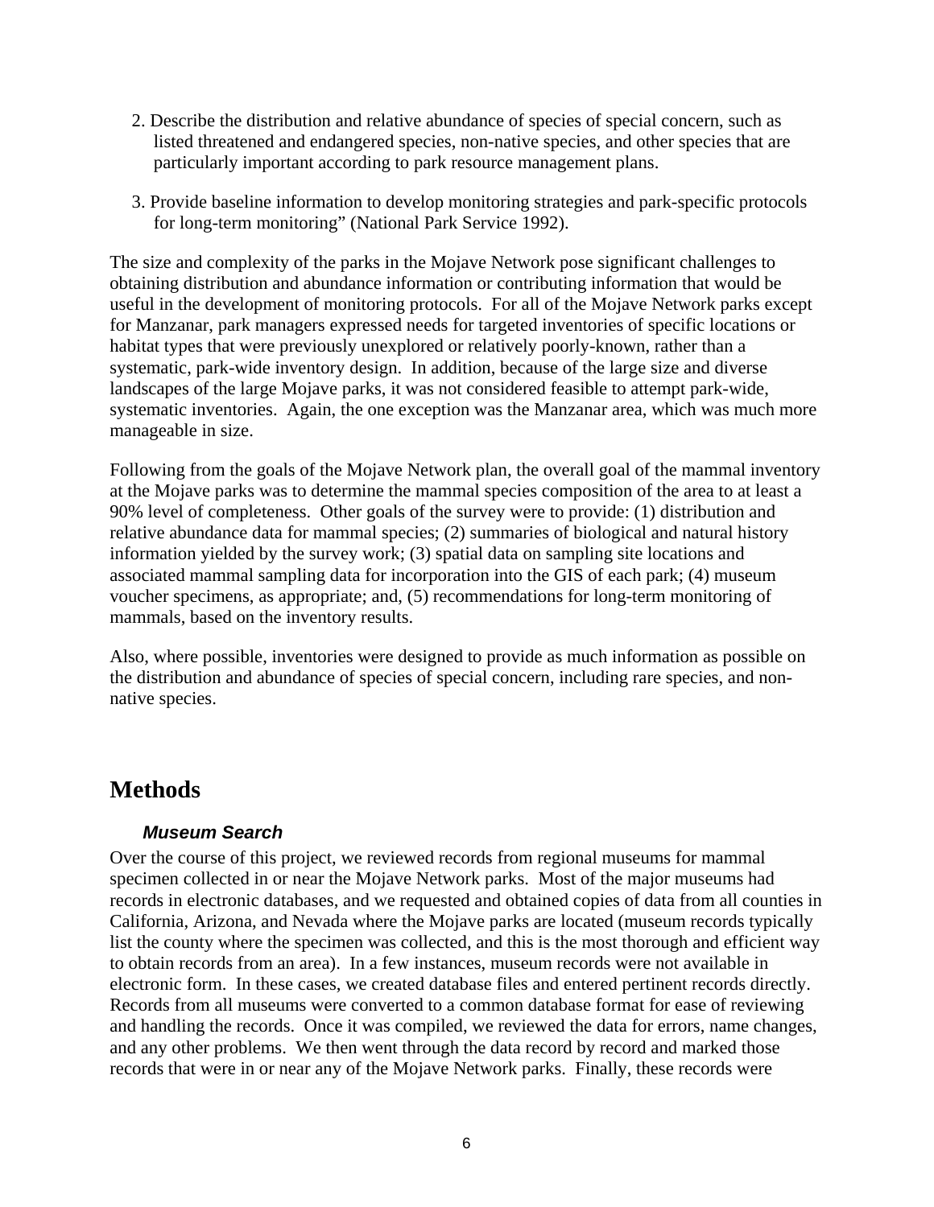2. Describe the distribution and relative abundance of species of special concern, such as listed threatened and endangered species, non-native species, and other species that are particularly important according to park resource management plans.

3. Provide baseline information to develop monitoring strategies and park-specific protocols for long-term monitoring" (National Park Service 1992).

The size and complexity of the parks in the Mojave Network pose significant challenges to obtaining distribution and abundance information or contributing information that would be useful in the development of monitoring protocols. For all of the Mojave Network parks except for Manzanar, park managers expressed needs for targeted inventories of specific locations or habitat types that were previously unexplored or relatively poorly-known, rather than a systematic, park-wide inventory design. In addition, because of the large size and diverse landscapes of the large Mojave parks, it was not considered feasible to attempt park-wide, systematic inventories. Again, the one exception was the Manzanar area, which was much more manageable in size.

Following from the goals of the Mojave Network plan, the overall goal of the mammal inventory at the Mojave parks was to determine the mammal species composition of the area to at least a 90% level of completeness. Other goals of the survey were to provide: (1) distribution and relative abundance data for mammal species; (2) summaries of biological and natural history information yielded by the survey work; (3) spatial data on sampling site locations and associated mammal sampling data for incorporation into the GIS of each park; (4) museum voucher specimens, as appropriate; and, (5) recommendations for long-term monitoring of mammals, based on the inventory results.

Also, where possible, inventories were designed to provide as much information as possible on the distribution and abundance of species of special concern, including rare species, and non-native species.

# Methods

### *Museum Search*

Over the course of this project, we reviewed records from regional museums for mammal specimen collected in or near the Mojave Network parks. Most of the major museums had records in electronic databases, and we requested and obtained copies of data from all counties in California, Arizona, and Nevada where the Mojave parks are located (museum records typically list the county where the specimen was collected, and this is the most thorough and efficient way to obtain records from an area). In a few instances, museum records were not available in electronic form. In these cases, we created database files and entered pertinent records directly. Records from all museums were converted to a common database format for ease of reviewing and handling the records. Once it was compiled, we reviewed the data for errors, name changes, and any other problems. We then went through the data record by record and marked those records that were in or near any of the Mojave Network parks. Finally, these records were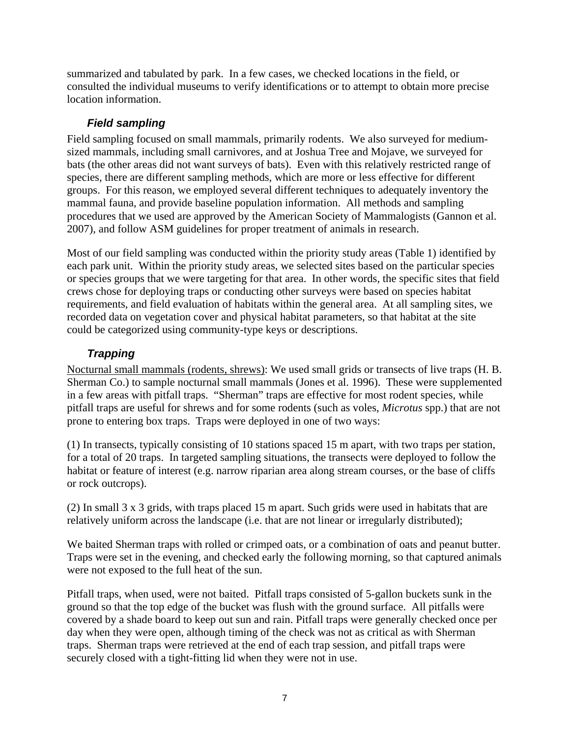summarized and tabulated by park. In a few cases, we checked locations in the field, or consulted the individual museums to verify identifications or to attempt to obtain more precise location information.

### *Field sampling*

Field sampling focused on small mammals, primarily rodents. We also surveyed for medium-sized mammals, including small carnivores, and at Joshua Tree and Mojave, we surveyed for bats (the other areas did not want surveys of bats). Even with this relatively restricted range of species, there are different sampling methods, which are more or less effective for different groups. For this reason, we employed several different techniques to adequately inventory the mammal fauna, and provide baseline population information. All methods and sampling procedures that we used are approved by the American Society of Mammalogists (Gannon et al. 2007), and follow ASM guidelines for proper treatment of animals in research.

Most of our field sampling was conducted within the priority study areas (Table 1) identified by each park unit. Within the priority study areas, we selected sites based on the particular species or species groups that we were targeting for that area. In other words, the specific sites that field crews chose for deploying traps or conducting other surveys were based on species habitat requirements, and field evaluation of habitats within the general area. At all sampling sites, we recorded data on vegetation cover and physical habitat parameters, so that habitat at the site could be categorized using community-type keys or descriptions.

### *Trapping*

<u>Nocturnal small mammals (rodents, shrews)</u>: We used small grids or transects of live traps (H. B. Sherman Co.) to sample nocturnal small mammals (Jones et al. 1996). These were supplemented in a few areas with pitfall traps. "Sherman" traps are effective for most rodent species, while pitfall traps are useful for shrews and for some rodents (such as voles, *Microtus* spp.) that are not prone to entering box traps. Traps were deployed in one of two ways:

(1) In transects, typically consisting of 10 stations spaced 15 m apart, with two traps per station, for a total of 20 traps. In targeted sampling situations, the transects were deployed to follow the habitat or feature of interest (e.g. narrow riparian area along stream courses, or the base of cliffs or rock outcrops).

(2) In small 3 x 3 grids, with traps placed 15 m apart. Such grids were used in habitats that are relatively uniform across the landscape (i.e. that are not linear or irregularly distributed);

We baited Sherman traps with rolled or crimped oats, or a combination of oats and peanut butter. Traps were set in the evening, and checked early the following morning, so that captured animals were not exposed to the full heat of the sun.

Pitfall traps, when used, were not baited. Pitfall traps consisted of 5-gallon buckets sunk in the ground so that the top edge of the bucket was flush with the ground surface. All pitfalls were covered by a shade board to keep out sun and rain. Pitfall traps were generally checked once per day when they were open, although timing of the check was not as critical as with Sherman traps. Sherman traps were retrieved at the end of each trap session, and pitfall traps were securely closed with a tight-fitting lid when they were not in use.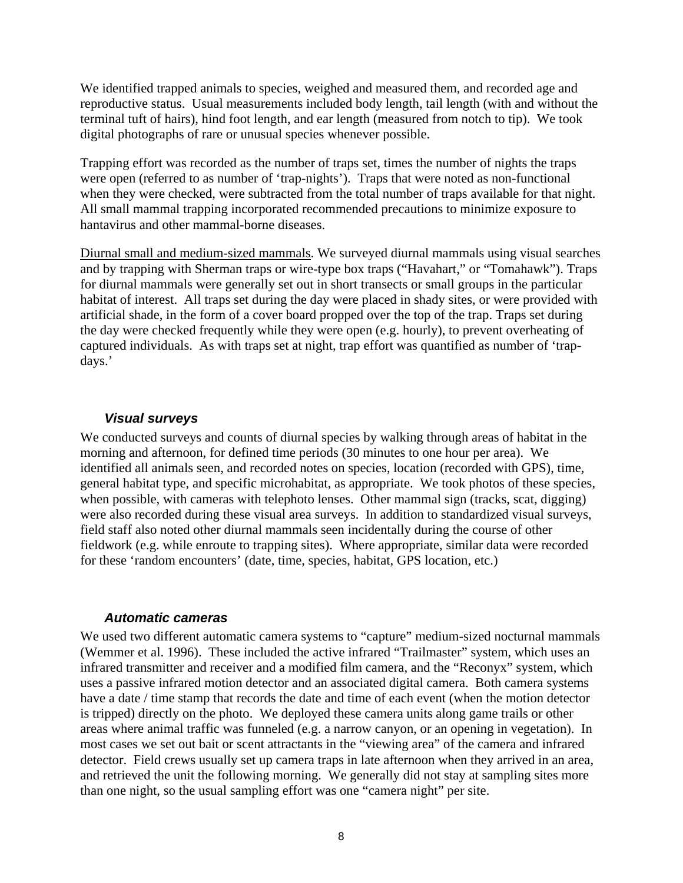We identified trapped animals to species, weighed and measured them, and recorded age and reproductive status. Usual measurements included body length, tail length (with and without the terminal tuft of hairs), hind foot length, and ear length (measured from notch to tip). We took digital photographs of rare or unusual species whenever possible.

Trapping effort was recorded as the number of traps set, times the number of nights the traps were open (referred to as number of 'trap-nights'). Traps that were noted as non-functional when they were checked, were subtracted from the total number of traps available for that night. All small mammal trapping incorporated recommended precautions to minimize exposure to hantavirus and other mammal-borne diseases.

<u>Diurnal small and medium-sized mammals</u>. We surveyed diurnal mammals using visual searches and by trapping with Sherman traps or wire-type box traps ("Havahart," or "Tomahawk"). Traps for diurnal mammals were generally set out in short transects or small groups in the particular habitat of interest. All traps set during the day were placed in shady sites, or were provided with artificial shade, in the form of a cover board propped over the top of the trap. Traps set during the day were checked frequently while they were open (e.g. hourly), to prevent overheating of captured individuals. As with traps set at night, trap effort was quantified as number of 'trap-days.'

### *Visual surveys*

We conducted surveys and counts of diurnal species by walking through areas of habitat in the morning and afternoon, for defined time periods (30 minutes to one hour per area). We identified all animals seen, and recorded notes on species, location (recorded with GPS), time, general habitat type, and specific microhabitat, as appropriate. We took photos of these species, when possible, with cameras with telephoto lenses. Other mammal sign (tracks, scat, digging) were also recorded during these visual area surveys. In addition to standardized visual surveys, field staff also noted other diurnal mammals seen incidentally during the course of other fieldwork (e.g. while enroute to trapping sites). Where appropriate, similar data were recorded for these 'random encounters' (date, time, species, habitat, GPS location, etc.)

### *Automatic cameras*

We used two different automatic camera systems to "capture" medium-sized nocturnal mammals (Wemmer et al. 1996). These included the active infrared "Trailmaster" system, which uses an infrared transmitter and receiver and a modified film camera, and the "Reconyx" system, which uses a passive infrared motion detector and an associated digital camera. Both camera systems have a date / time stamp that records the date and time of each event (when the motion detector is tripped) directly on the photo. We deployed these camera units along game trails or other areas where animal traffic was funneled (e.g. a narrow canyon, or an opening in vegetation). In most cases we set out bait or scent attractants in the "viewing area" of the camera and infrared detector. Field crews usually set up camera traps in late afternoon when they arrived in an area, and retrieved the unit the following morning. We generally did not stay at sampling sites more than one night, so the usual sampling effort was one "camera night" per site.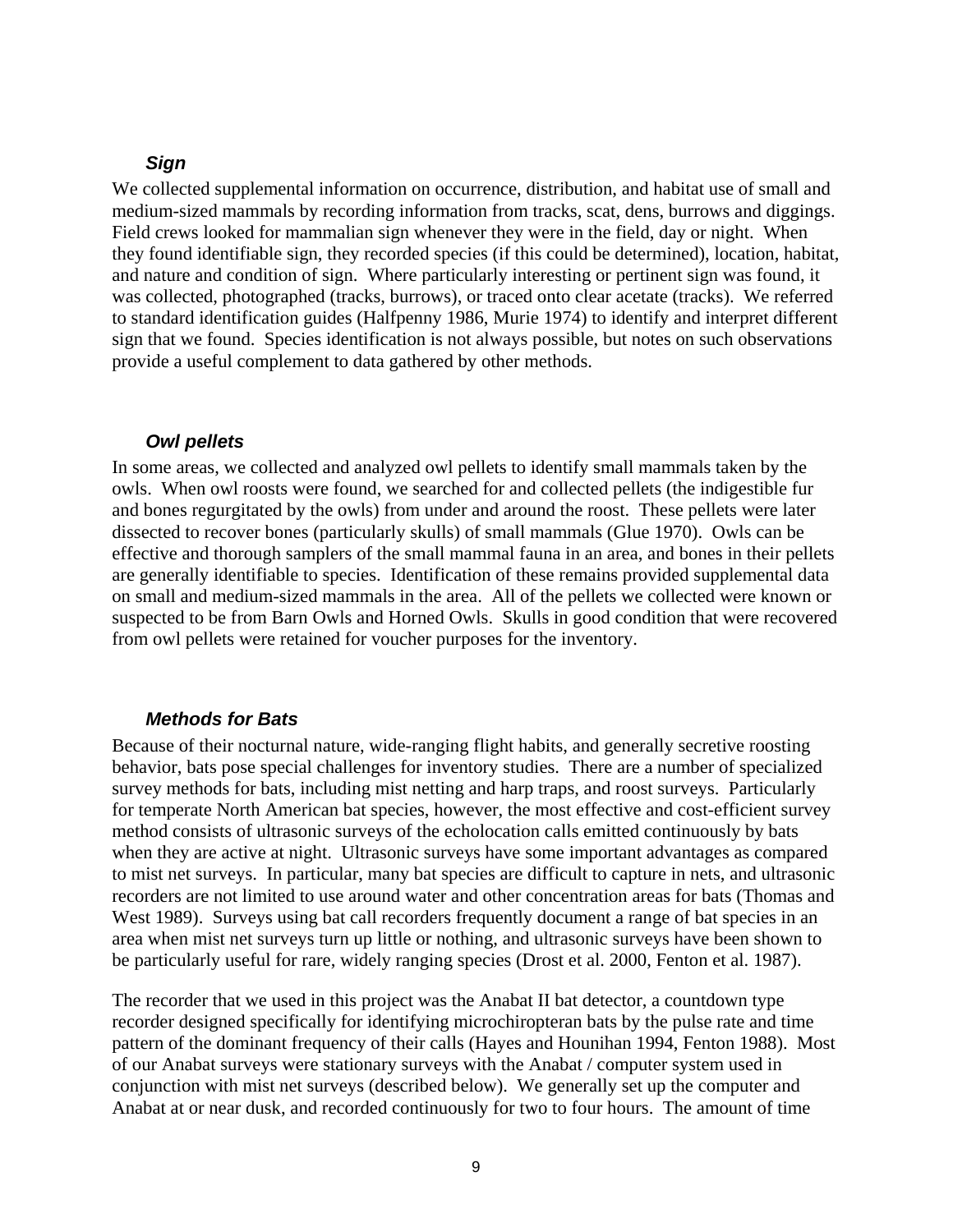### *Sign*

We collected supplemental information on occurrence, distribution, and habitat use of small and medium-sized mammals by recording information from tracks, scat, dens, burrows and diggings. Field crews looked for mammalian sign whenever they were in the field, day or night. When they found identifiable sign, they recorded species (if this could be determined), location, habitat, and nature and condition of sign. Where particularly interesting or pertinent sign was found, it was collected, photographed (tracks, burrows), or traced onto clear acetate (tracks). We referred to standard identification guides (Halfpenny 1986, Murie 1974) to identify and interpret different sign that we found. Species identification is not always possible, but notes on such observations provide a useful complement to data gathered by other methods.

### *Owl pellets*

In some areas, we collected and analyzed owl pellets to identify small mammals taken by the owls. When owl roosts were found, we searched for and collected pellets (the indigestible fur and bones regurgitated by the owls) from under and around the roost. These pellets were later dissected to recover bones (particularly skulls) of small mammals (Glue 1970). Owls can be effective and thorough samplers of the small mammal fauna in an area, and bones in their pellets are generally identifiable to species. Identification of these remains provided supplemental data on small and medium-sized mammals in the area. All of the pellets we collected were known or suspected to be from Barn Owls and Horned Owls. Skulls in good condition that were recovered from owl pellets were retained for voucher purposes for the inventory.

### *Methods for Bats*

Because of their nocturnal nature, wide-ranging flight habits, and generally secretive roosting behavior, bats pose special challenges for inventory studies. There are a number of specialized survey methods for bats, including mist netting and harp traps, and roost surveys. Particularly for temperate North American bat species, however, the most effective and cost-efficient survey method consists of ultrasonic surveys of the echolocation calls emitted continuously by bats when they are active at night. Ultrasonic surveys have some important advantages as compared to mist net surveys. In particular, many bat species are difficult to capture in nets, and ultrasonic recorders are not limited to use around water and other concentration areas for bats (Thomas and West 1989). Surveys using bat call recorders frequently document a range of bat species in an area when mist net surveys turn up little or nothing, and ultrasonic surveys have been shown to be particularly useful for rare, widely ranging species (Drost et al. 2000, Fenton et al. 1987).

The recorder that we used in this project was the Anabat II bat detector, a countdown type recorder designed specifically for identifying microchiropteran bats by the pulse rate and time pattern of the dominant frequency of their calls (Hayes and Hounihan 1994, Fenton 1988). Most of our Anabat surveys were stationary surveys with the Anabat / computer system used in conjunction with mist net surveys (described below). We generally set up the computer and Anabat at or near dusk, and recorded continuously for two to four hours. The amount of time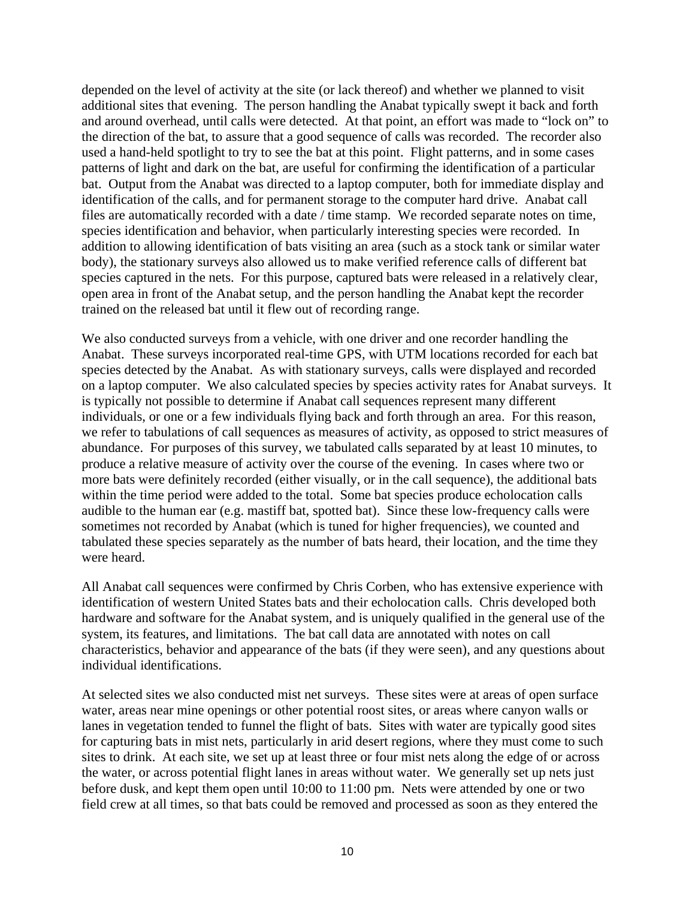depended on the level of activity at the site (or lack thereof) and whether we planned to visit additional sites that evening. The person handling the Anabat typically swept it back and forth and around overhead, until calls were detected. At that point, an effort was made to "lock on" to the direction of the bat, to assure that a good sequence of calls was recorded. The recorder also used a hand-held spotlight to try to see the bat at this point. Flight patterns, and in some cases patterns of light and dark on the bat, are useful for confirming the identification of a particular bat. Output from the Anabat was directed to a laptop computer, both for immediate display and identification of the calls, and for permanent storage to the computer hard drive. Anabat call files are automatically recorded with a date / time stamp. We recorded separate notes on time, species identification and behavior, when particularly interesting species were recorded. In addition to allowing identification of bats visiting an area (such as a stock tank or similar water body), the stationary surveys also allowed us to make verified reference calls of different bat species captured in the nets. For this purpose, captured bats were released in a relatively clear, open area in front of the Anabat setup, and the person handling the Anabat kept the recorder trained on the released bat until it flew out of recording range.

We also conducted surveys from a vehicle, with one driver and one recorder handling the Anabat. These surveys incorporated real-time GPS, with UTM locations recorded for each bat species detected by the Anabat. As with stationary surveys, calls were displayed and recorded on a laptop computer. We also calculated species by species activity rates for Anabat surveys. It is typically not possible to determine if Anabat call sequences represent many different individuals, or one or a few individuals flying back and forth through an area. For this reason, we refer to tabulations of call sequences as measures of activity, as opposed to strict measures of abundance. For purposes of this survey, we tabulated calls separated by at least 10 minutes, to produce a relative measure of activity over the course of the evening. In cases where two or more bats were definitely recorded (either visually, or in the call sequence), the additional bats within the time period were added to the total. Some bat species produce echolocation calls audible to the human ear (e.g. mastiff bat, spotted bat). Since these low-frequency calls were sometimes not recorded by Anabat (which is tuned for higher frequencies), we counted and tabulated these species separately as the number of bats heard, their location, and the time they were heard.

All Anabat call sequences were confirmed by Chris Corben, who has extensive experience with identification of western United States bats and their echolocation calls. Chris developed both hardware and software for the Anabat system, and is uniquely qualified in the general use of the system, its features, and limitations. The bat call data are annotated with notes on call characteristics, behavior and appearance of the bats (if they were seen), and any questions about individual identifications.

At selected sites we also conducted mist net surveys. These sites were at areas of open surface water, areas near mine openings or other potential roost sites, or areas where canyon walls or lanes in vegetation tended to funnel the flight of bats. Sites with water are typically good sites for capturing bats in mist nets, particularly in arid desert regions, where they must come to such sites to drink. At each site, we set up at least three or four mist nets along the edge of or across the water, or across potential flight lanes in areas without water. We generally set up nets just before dusk, and kept them open until 10:00 to 11:00 pm. Nets were attended by one or two field crew at all times, so that bats could be removed and processed as soon as they entered the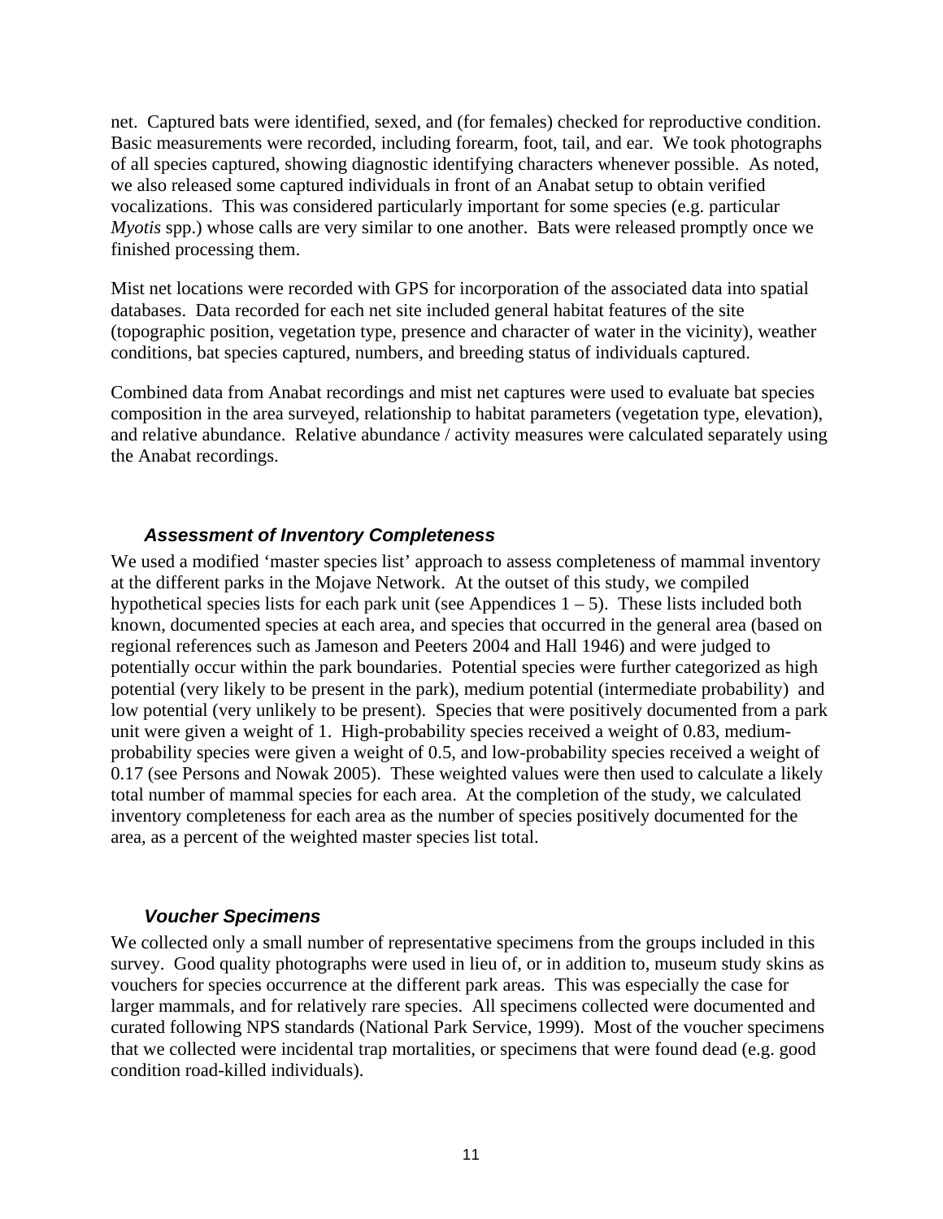net. Captured bats were identified, sexed, and (for females) checked for reproductive condition. Basic measurements were recorded, including forearm, foot, tail, and ear. We took photographs of all species captured, showing diagnostic identifying characters whenever possible. As noted, we also released some captured individuals in front of an Anabat setup to obtain verified vocalizations. This was considered particularly important for some species (e.g. particular *Myotis* spp.) whose calls are very similar to one another. Bats were released promptly once we finished processing them.

Mist net locations were recorded with GPS for incorporation of the associated data into spatial databases. Data recorded for each net site included general habitat features of the site (topographic position, vegetation type, presence and character of water in the vicinity), weather conditions, bat species captured, numbers, and breeding status of individuals captured.

Combined data from Anabat recordings and mist net captures were used to evaluate bat species composition in the area surveyed, relationship to habitat parameters (vegetation type, elevation), and relative abundance. Relative abundance / activity measures were calculated separately using the Anabat recordings.

### *Assessment of Inventory Completeness*

We used a modified 'master species list' approach to assess completeness of mammal inventory at the different parks in the Mojave Network. At the outset of this study, we compiled hypothetical species lists for each park unit (see Appendices 1 – 5). These lists included both known, documented species at each area, and species that occurred in the general area (based on regional references such as Jameson and Peeters 2004 and Hall 1946) and were judged to potentially occur within the park boundaries. Potential species were further categorized as high potential (very likely to be present in the park), medium potential (intermediate probability) and low potential (very unlikely to be present). Species that were positively documented from a park unit were given a weight of 1. High-probability species received a weight of 0.83, medium-probability species were given a weight of 0.5, and low-probability species received a weight of 0.17 (see Persons and Nowak 2005). These weighted values were then used to calculate a likely total number of mammal species for each area. At the completion of the study, we calculated inventory completeness for each area as the number of species positively documented for the area, as a percent of the weighted master species list total.

### *Voucher Specimens*

We collected only a small number of representative specimens from the groups included in this survey. Good quality photographs were used in lieu of, or in addition to, museum study skins as vouchers for species occurrence at the different park areas. This was especially the case for larger mammals, and for relatively rare species. All specimens collected were documented and curated following NPS standards (National Park Service, 1999). Most of the voucher specimens that we collected were incidental trap mortalities, or specimens that were found dead (e.g. good condition road-killed individuals).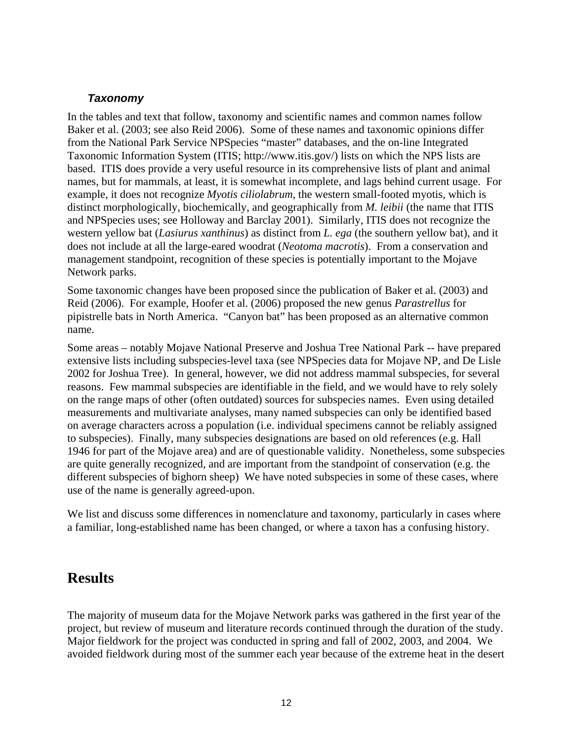### *Taxonomy*

In the tables and text that follow, taxonomy and scientific names and common names follow Baker et al. (2003; see also Reid 2006). Some of these names and taxonomic opinions differ from the National Park Service NPSpecies "master" databases, and the on-line Integrated Taxonomic Information System (ITIS; http://www.itis.gov/) lists on which the NPS lists are based. ITIS does provide a very useful resource in its comprehensive lists of plant and animal names, but for mammals, at least, it is somewhat incomplete, and lags behind current usage. For example, it does not recognize *Myotis ciliolabrum*, the western small-footed myotis, which is distinct morphologically, biochemically, and geographically from *M. leibii* (the name that ITIS and NPSpecies uses; see Holloway and Barclay 2001). Similarly, ITIS does not recognize the western yellow bat (*Lasiurus xanthinus*) as distinct from *L. ega* (the southern yellow bat), and it does not include at all the large-eared woodrat (*Neotoma macrotis*). From a conservation and management standpoint, recognition of these species is potentially important to the Mojave Network parks.

Some taxonomic changes have been proposed since the publication of Baker et al. (2003) and Reid (2006). For example, Hoofer et al. (2006) proposed the new genus *Parastrellus* for pipistrelle bats in North America. "Canyon bat" has been proposed as an alternative common name.

Some areas – notably Mojave National Preserve and Joshua Tree National Park -- have prepared extensive lists including subspecies-level taxa (see NPSpecies data for Mojave NP, and De Lisle 2002 for Joshua Tree). In general, however, we did not address mammal subspecies, for several reasons. Few mammal subspecies are identifiable in the field, and we would have to rely solely on the range maps of other (often outdated) sources for subspecies names. Even using detailed measurements and multivariate analyses, many named subspecies can only be identified based on average characters across a population (i.e. individual specimens cannot be reliably assigned to subspecies). Finally, many subspecies designations are based on old references (e.g. Hall 1946 for part of the Mojave area) and are of questionable validity. Nonetheless, some subspecies are quite generally recognized, and are important from the standpoint of conservation (e.g. the different subspecies of bighorn sheep) We have noted subspecies in some of these cases, where use of the name is generally agreed-upon.

We list and discuss some differences in nomenclature and taxonomy, particularly in cases where a familiar, long-established name has been changed, or where a taxon has a confusing history.

# Results

The majority of museum data for the Mojave Network parks was gathered in the first year of the project, but review of museum and literature records continued through the duration of the study. Major fieldwork for the project was conducted in spring and fall of 2002, 2003, and 2004. We avoided fieldwork during most of the summer each year because of the extreme heat in the desert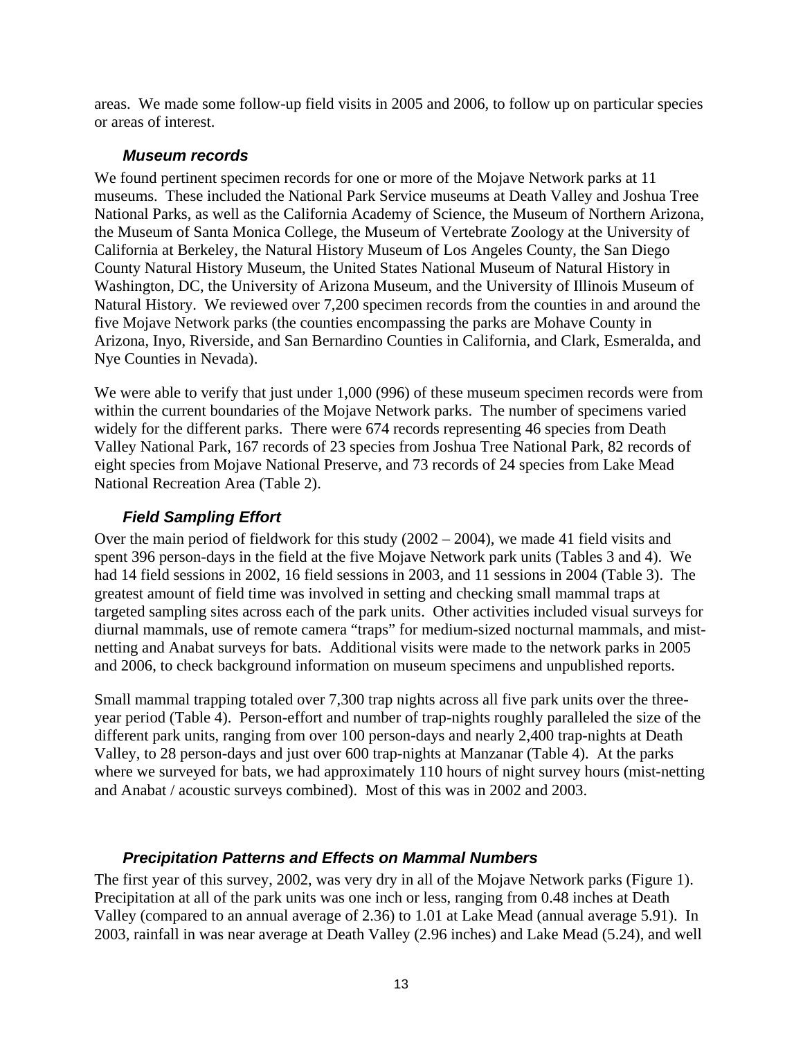areas. We made some follow-up field visits in 2005 and 2006, to follow up on particular species or areas of interest.

### *Museum records*

We found pertinent specimen records for one or more of the Mojave Network parks at 11 museums. These included the National Park Service museums at Death Valley and Joshua Tree National Parks, as well as the California Academy of Science, the Museum of Northern Arizona, the Museum of Santa Monica College, the Museum of Vertebrate Zoology at the University of California at Berkeley, the Natural History Museum of Los Angeles County, the San Diego County Natural History Museum, the United States National Museum of Natural History in Washington, DC, the University of Arizona Museum, and the University of Illinois Museum of Natural History. We reviewed over 7,200 specimen records from the counties in and around the five Mojave Network parks (the counties encompassing the parks are Mohave County in Arizona, Inyo, Riverside, and San Bernardino Counties in California, and Clark, Esmeralda, and Nye Counties in Nevada).

We were able to verify that just under 1,000 (996) of these museum specimen records were from within the current boundaries of the Mojave Network parks. The number of specimens varied widely for the different parks. There were 674 records representing 46 species from Death Valley National Park, 167 records of 23 species from Joshua Tree National Park, 82 records of eight species from Mojave National Preserve, and 73 records of 24 species from Lake Mead National Recreation Area (Table 2).

### *Field Sampling Effort*

Over the main period of fieldwork for this study (2002 – 2004), we made 41 field visits and spent 396 person-days in the field at the five Mojave Network park units (Tables 3 and 4). We had 14 field sessions in 2002, 16 field sessions in 2003, and 11 sessions in 2004 (Table 3). The greatest amount of field time was involved in setting and checking small mammal traps at targeted sampling sites across each of the park units. Other activities included visual surveys for diurnal mammals, use of remote camera "traps" for medium-sized nocturnal mammals, and mist-netting and Anabat surveys for bats. Additional visits were made to the network parks in 2005 and 2006, to check background information on museum specimens and unpublished reports.

Small mammal trapping totaled over 7,300 trap nights across all five park units over the three-year period (Table 4). Person-effort and number of trap-nights roughly paralleled the size of the different park units, ranging from over 100 person-days and nearly 2,400 trap-nights at Death Valley, to 28 person-days and just over 600 trap-nights at Manzanar (Table 4). At the parks where we surveyed for bats, we had approximately 110 hours of night survey hours (mist-netting and Anabat / acoustic surveys combined). Most of this was in 2002 and 2003.

### *Precipitation Patterns and Effects on Mammal Numbers*

The first year of this survey, 2002, was very dry in all of the Mojave Network parks (Figure 1). Precipitation at all of the park units was one inch or less, ranging from 0.48 inches at Death Valley (compared to an annual average of 2.36) to 1.01 at Lake Mead (annual average 5.91). In 2003, rainfall in was near average at Death Valley (2.96 inches) and Lake Mead (5.24), and well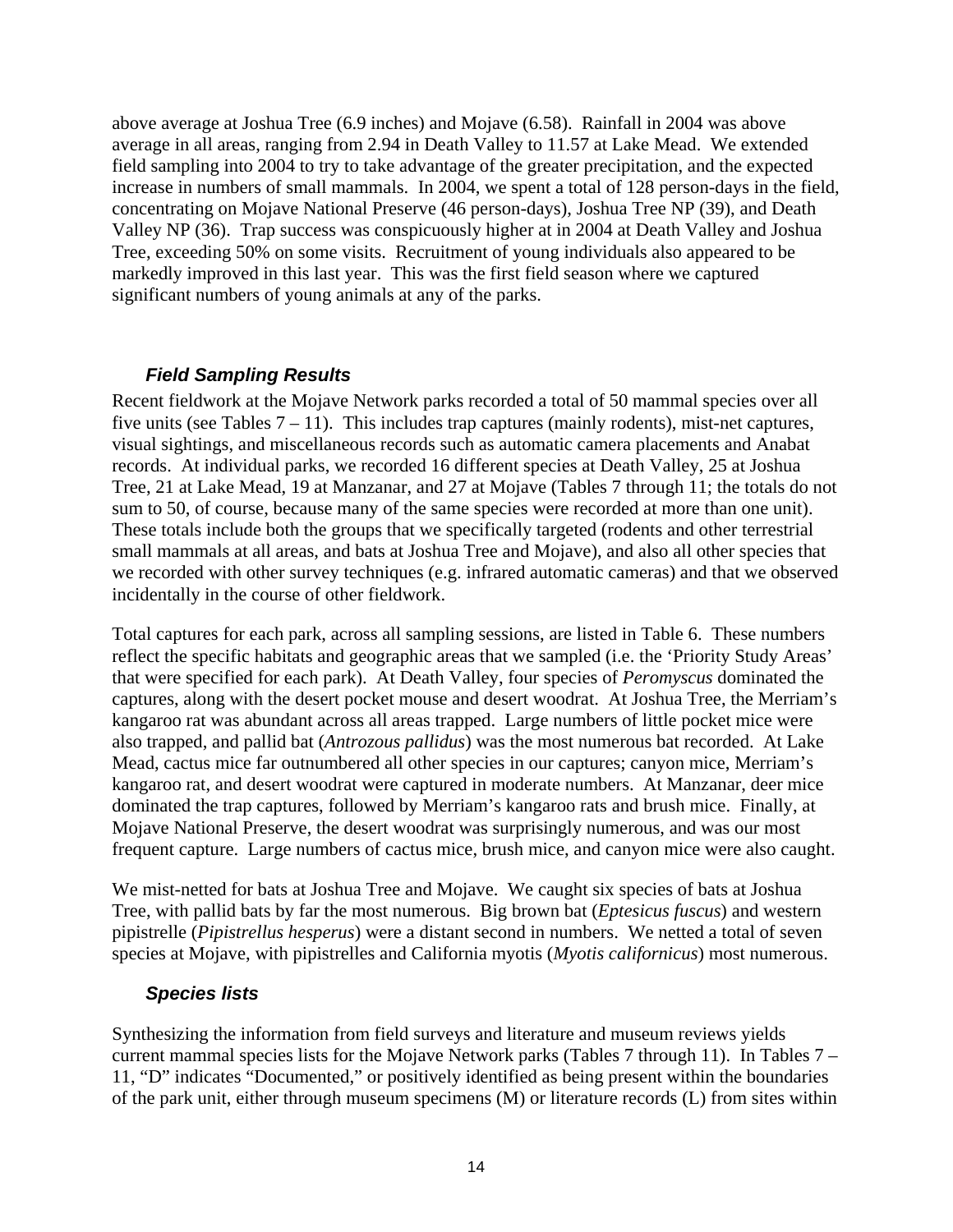above average at Joshua Tree (6.9 inches) and Mojave (6.58). Rainfall in 2004 was above average in all areas, ranging from 2.94 in Death Valley to 11.57 at Lake Mead. We extended field sampling into 2004 to try to take advantage of the greater precipitation, and the expected increase in numbers of small mammals. In 2004, we spent a total of 128 person-days in the field, concentrating on Mojave National Preserve (46 person-days), Joshua Tree NP (39), and Death Valley NP (36). Trap success was conspicuously higher at in 2004 at Death Valley and Joshua Tree, exceeding 50% on some visits. Recruitment of young individuals also appeared to be markedly improved in this last year. This was the first field season where we captured significant numbers of young animals at any of the parks.

### *Field Sampling Results*

Recent fieldwork at the Mojave Network parks recorded a total of 50 mammal species over all five units (see Tables 7 – 11). This includes trap captures (mainly rodents), mist-net captures, visual sightings, and miscellaneous records such as automatic camera placements and Anabat records. At individual parks, we recorded 16 different species at Death Valley, 25 at Joshua Tree, 21 at Lake Mead, 19 at Manzanar, and 27 at Mojave (Tables 7 through 11; the totals do not sum to 50, of course, because many of the same species were recorded at more than one unit). These totals include both the groups that we specifically targeted (rodents and other terrestrial small mammals at all areas, and bats at Joshua Tree and Mojave), and also all other species that we recorded with other survey techniques (e.g. infrared automatic cameras) and that we observed incidentally in the course of other fieldwork.

Total captures for each park, across all sampling sessions, are listed in Table 6. These numbers reflect the specific habitats and geographic areas that we sampled (i.e. the 'Priority Study Areas' that were specified for each park). At Death Valley, four species of *Peromyscus* dominated the captures, along with the desert pocket mouse and desert woodrat. At Joshua Tree, the Merriam's kangaroo rat was abundant across all areas trapped. Large numbers of little pocket mice were also trapped, and pallid bat (*Antrozous pallidus*) was the most numerous bat recorded. At Lake Mead, cactus mice far outnumbered all other species in our captures; canyon mice, Merriam's kangaroo rat, and desert woodrat were captured in moderate numbers. At Manzanar, deer mice dominated the trap captures, followed by Merriam's kangaroo rats and brush mice. Finally, at Mojave National Preserve, the desert woodrat was surprisingly numerous, and was our most frequent capture. Large numbers of cactus mice, brush mice, and canyon mice were also caught.

We mist-netted for bats at Joshua Tree and Mojave. We caught six species of bats at Joshua Tree, with pallid bats by far the most numerous. Big brown bat (*Eptesicus fuscus*) and western pipistrelle (*Pipistrellus hesperus*) were a distant second in numbers. We netted a total of seven species at Mojave, with pipistrelles and California myotis (*Myotis californicus*) most numerous.

### *Species lists*

Synthesizing the information from field surveys and literature and museum reviews yields current mammal species lists for the Mojave Network parks (Tables 7 through 11). In Tables 7 – 11, "D" indicates "Documented," or positively identified as being present within the boundaries of the park unit, either through museum specimens (M) or literature records (L) from sites within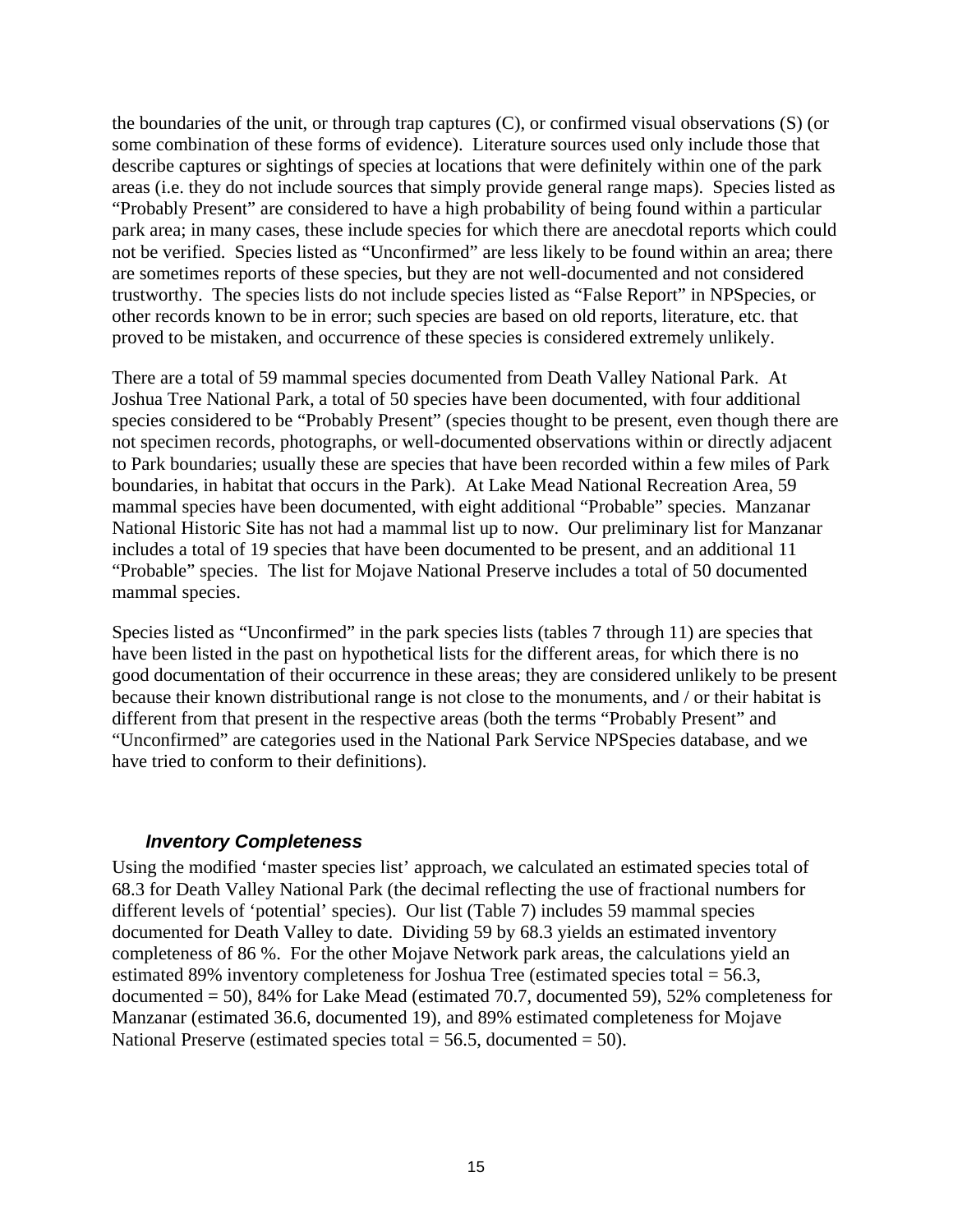the boundaries of the unit, or through trap captures (C), or confirmed visual observations (S) (or some combination of these forms of evidence). Literature sources used only include those that describe captures or sightings of species at locations that were definitely within one of the park areas (i.e. they do not include sources that simply provide general range maps). Species listed as "Probably Present" are considered to have a high probability of being found within a particular park area; in many cases, these include species for which there are anecdotal reports which could not be verified. Species listed as "Unconfirmed" are less likely to be found within an area; there are sometimes reports of these species, but they are not well-documented and not considered trustworthy. The species lists do not include species listed as "False Report" in NPSpecies, or other records known to be in error; such species are based on old reports, literature, etc. that proved to be mistaken, and occurrence of these species is considered extremely unlikely.

There are a total of 59 mammal species documented from Death Valley National Park. At Joshua Tree National Park, a total of 50 species have been documented, with four additional species considered to be "Probably Present" (species thought to be present, even though there are not specimen records, photographs, or well-documented observations within or directly adjacent to Park boundaries; usually these are species that have been recorded within a few miles of Park boundaries, in habitat that occurs in the Park). At Lake Mead National Recreation Area, 59 mammal species have been documented, with eight additional "Probable" species. Manzanar National Historic Site has not had a mammal list up to now. Our preliminary list for Manzanar includes a total of 19 species that have been documented to be present, and an additional 11 "Probable" species. The list for Mojave National Preserve includes a total of 50 documented mammal species.

Species listed as "Unconfirmed" in the park species lists (tables 7 through 11) are species that have been listed in the past on hypothetical lists for the different areas, for which there is no good documentation of their occurrence in these areas; they are considered unlikely to be present because their known distributional range is not close to the monuments, and / or their habitat is different from that present in the respective areas (both the terms "Probably Present" and "Unconfirmed" are categories used in the National Park Service NPSpecies database, and we have tried to conform to their definitions).

### *Inventory Completeness*

Using the modified 'master species list' approach, we calculated an estimated species total of 68.3 for Death Valley National Park (the decimal reflecting the use of fractional numbers for different levels of 'potential' species). Our list (Table 7) includes 59 mammal species documented for Death Valley to date. Dividing 59 by 68.3 yields an estimated inventory completeness of 86 %. For the other Mojave Network park areas, the calculations yield an estimated 89% inventory completeness for Joshua Tree (estimated species total = 56.3, documented = 50), 84% for Lake Mead (estimated 70.7, documented 59), 52% completeness for Manzanar (estimated 36.6, documented 19), and 89% estimated completeness for Mojave National Preserve (estimated species total = 56.5, documented = 50).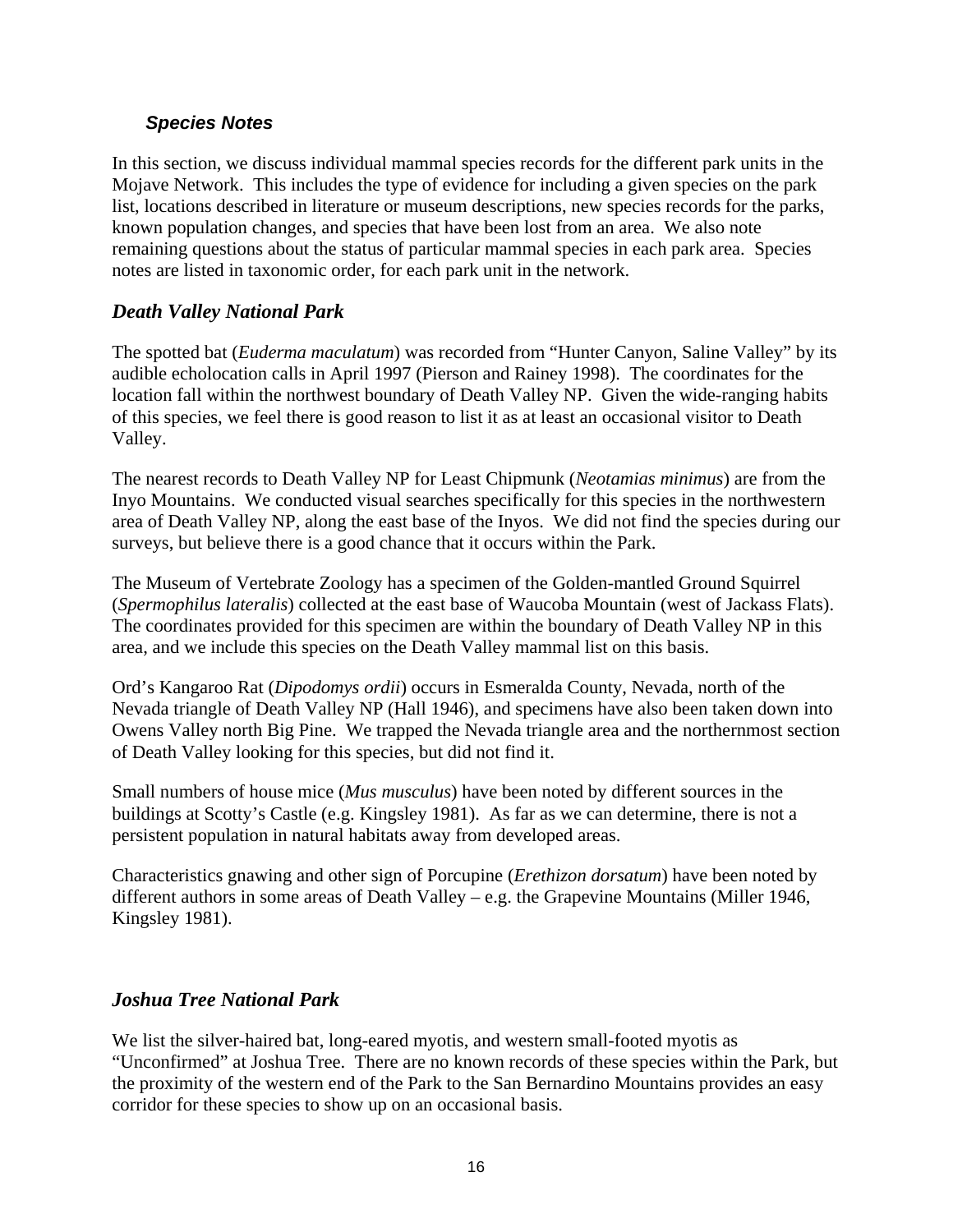### *Species Notes*

In this section, we discuss individual mammal species records for the different park units in the Mojave Network. This includes the type of evidence for including a given species on the park list, locations described in literature or museum descriptions, new species records for the parks, known population changes, and species that have been lost from an area. We also note remaining questions about the status of particular mammal species in each park area. Species notes are listed in taxonomic order, for each park unit in the network.

## *Death Valley National Park*

The spotted bat (*Euderma maculatum*) was recorded from "Hunter Canyon, Saline Valley" by its audible echolocation calls in April 1997 (Pierson and Rainey 1998). The coordinates for the location fall within the northwest boundary of Death Valley NP. Given the wide-ranging habits of this species, we feel there is good reason to list it as at least an occasional visitor to Death Valley.

The nearest records to Death Valley NP for Least Chipmunk (*Neotamias minimus*) are from the Inyo Mountains. We conducted visual searches specifically for this species in the northwestern area of Death Valley NP, along the east base of the Inyos. We did not find the species during our surveys, but believe there is a good chance that it occurs within the Park.

The Museum of Vertebrate Zoology has a specimen of the Golden-mantled Ground Squirrel (*Spermophilus lateralis*) collected at the east base of Waucoba Mountain (west of Jackass Flats). The coordinates provided for this specimen are within the boundary of Death Valley NP in this area, and we include this species on the Death Valley mammal list on this basis.

Ord's Kangaroo Rat (*Dipodomys ordii*) occurs in Esmeralda County, Nevada, north of the Nevada triangle of Death Valley NP (Hall 1946), and specimens have also been taken down into Owens Valley north Big Pine. We trapped the Nevada triangle area and the northernmost section of Death Valley looking for this species, but did not find it.

Small numbers of house mice (*Mus musculus*) have been noted by different sources in the buildings at Scotty's Castle (e.g. Kingsley 1981). As far as we can determine, there is not a persistent population in natural habitats away from developed areas.

Characteristics gnawing and other sign of Porcupine (*Erethizon dorsatum*) have been noted by different authors in some areas of Death Valley – e.g. the Grapevine Mountains (Miller 1946, Kingsley 1981).

## *Joshua Tree National Park*

We list the silver-haired bat, long-eared myotis, and western small-footed myotis as "Unconfirmed" at Joshua Tree. There are no known records of these species within the Park, but the proximity of the western end of the Park to the San Bernardino Mountains provides an easy corridor for these species to show up on an occasional basis.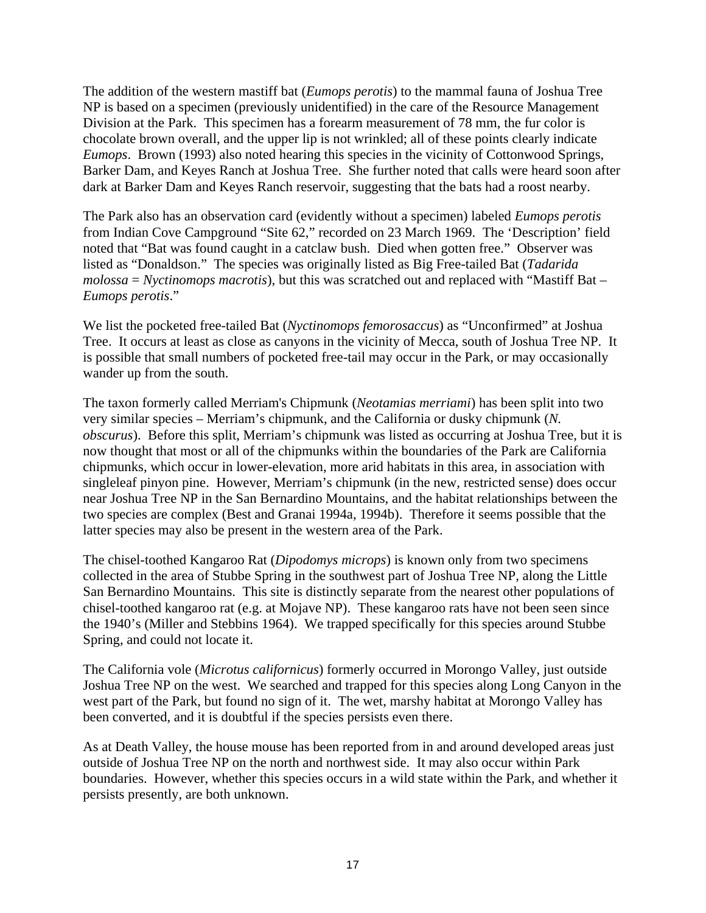The addition of the western mastiff bat (*Eumops perotis*) to the mammal fauna of Joshua Tree NP is based on a specimen (previously unidentified) in the care of the Resource Management Division at the Park. This specimen has a forearm measurement of 78 mm, the fur color is chocolate brown overall, and the upper lip is not wrinkled; all of these points clearly indicate *Eumops*. Brown (1993) also noted hearing this species in the vicinity of Cottonwood Springs, Barker Dam, and Keyes Ranch at Joshua Tree. She further noted that calls were heard soon after dark at Barker Dam and Keyes Ranch reservoir, suggesting that the bats had a roost nearby.

The Park also has an observation card (evidently without a specimen) labeled *Eumops perotis* from Indian Cove Campground "Site 62," recorded on 23 March 1969. The 'Description' field noted that "Bat was found caught in a catclaw bush. Died when gotten free." Observer was listed as "Donaldson." The species was originally listed as Big Free-tailed Bat (*Tadarida molossa* = *Nyctinomops macrotis*), but this was scratched out and replaced with "Mastiff Bat – *Eumops perotis*."

We list the pocketed free-tailed Bat (*Nyctinomops femorosaccus*) as "Unconfirmed" at Joshua Tree. It occurs at least as close as canyons in the vicinity of Mecca, south of Joshua Tree NP. It is possible that small numbers of pocketed free-tail may occur in the Park, or may occasionally wander up from the south.

The taxon formerly called Merriam's Chipmunk (*Neotamias merriami*) has been split into two very similar species – Merriam's chipmunk, and the California or dusky chipmunk (*N. obscurus*). Before this split, Merriam's chipmunk was listed as occurring at Joshua Tree, but it is now thought that most or all of the chipmunks within the boundaries of the Park are California chipmunks, which occur in lower-elevation, more arid habitats in this area, in association with singleleaf pinyon pine. However, Merriam's chipmunk (in the new, restricted sense) does occur near Joshua Tree NP in the San Bernardino Mountains, and the habitat relationships between the two species are complex (Best and Granai 1994a, 1994b). Therefore it seems possible that the latter species may also be present in the western area of the Park.

The chisel-toothed Kangaroo Rat (*Dipodomys microps*) is known only from two specimens collected in the area of Stubbe Spring in the southwest part of Joshua Tree NP, along the Little San Bernardino Mountains. This site is distinctly separate from the nearest other populations of chisel-toothed kangaroo rat (e.g. at Mojave NP). These kangaroo rats have not been seen since the 1940's (Miller and Stebbins 1964). We trapped specifically for this species around Stubbe Spring, and could not locate it.

The California vole (*Microtus californicus*) formerly occurred in Morongo Valley, just outside Joshua Tree NP on the west. We searched and trapped for this species along Long Canyon in the west part of the Park, but found no sign of it. The wet, marshy habitat at Morongo Valley has been converted, and it is doubtful if the species persists even there.

As at Death Valley, the house mouse has been reported from in and around developed areas just outside of Joshua Tree NP on the north and northwest side. It may also occur within Park boundaries. However, whether this species occurs in a wild state within the Park, and whether it persists presently, are both unknown.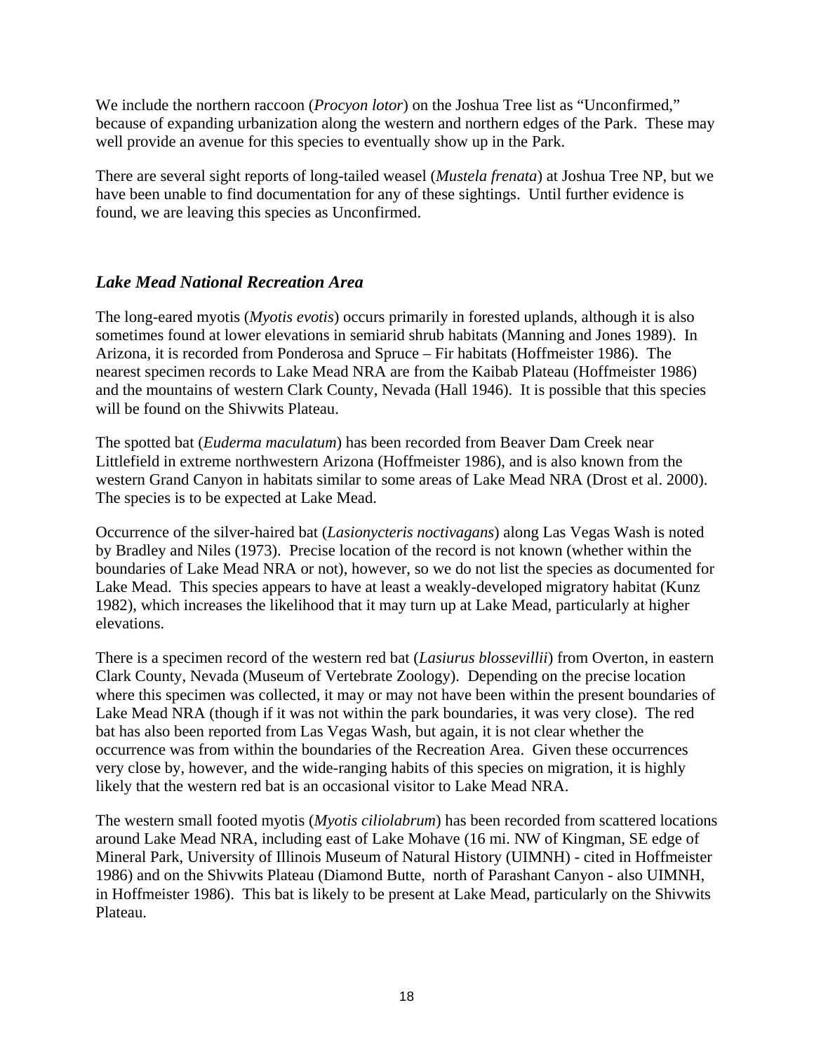We include the northern raccoon (*Procyon lotor*) on the Joshua Tree list as "Unconfirmed," because of expanding urbanization along the western and northern edges of the Park. These may well provide an avenue for this species to eventually show up in the Park.

There are several sight reports of long-tailed weasel (*Mustela frenata*) at Joshua Tree NP, but we have been unable to find documentation for any of these sightings. Until further evidence is found, we are leaving this species as Unconfirmed.

### *Lake Mead National Recreation Area*

The long-eared myotis (*Myotis evotis*) occurs primarily in forested uplands, although it is also sometimes found at lower elevations in semiarid shrub habitats (Manning and Jones 1989). In Arizona, it is recorded from Ponderosa and Spruce – Fir habitats (Hoffmeister 1986). The nearest specimen records to Lake Mead NRA are from the Kaibab Plateau (Hoffmeister 1986) and the mountains of western Clark County, Nevada (Hall 1946). It is possible that this species will be found on the Shivwits Plateau.

The spotted bat (*Euderma maculatum*) has been recorded from Beaver Dam Creek near Littlefield in extreme northwestern Arizona (Hoffmeister 1986), and is also known from the western Grand Canyon in habitats similar to some areas of Lake Mead NRA (Drost et al. 2000). The species is to be expected at Lake Mead.

Occurrence of the silver-haired bat (*Lasionycteris noctivagans*) along Las Vegas Wash is noted by Bradley and Niles (1973). Precise location of the record is not known (whether within the boundaries of Lake Mead NRA or not), however, so we do not list the species as documented for Lake Mead. This species appears to have at least a weakly-developed migratory habitat (Kunz 1982), which increases the likelihood that it may turn up at Lake Mead, particularly at higher elevations.

There is a specimen record of the western red bat (*Lasiurus blossevillii*) from Overton, in eastern Clark County, Nevada (Museum of Vertebrate Zoology). Depending on the precise location where this specimen was collected, it may or may not have been within the present boundaries of Lake Mead NRA (though if it was not within the park boundaries, it was very close). The red bat has also been reported from Las Vegas Wash, but again, it is not clear whether the occurrence was from within the boundaries of the Recreation Area. Given these occurrences very close by, however, and the wide-ranging habits of this species on migration, it is highly likely that the western red bat is an occasional visitor to Lake Mead NRA.

The western small footed myotis (*Myotis ciliolabrum*) has been recorded from scattered locations around Lake Mead NRA, including east of Lake Mohave (16 mi. NW of Kingman, SE edge of Mineral Park, University of Illinois Museum of Natural History (UIMNH) - cited in Hoffmeister 1986) and on the Shivwits Plateau (Diamond Butte, north of Parashant Canyon - also UIMNH, in Hoffmeister 1986). This bat is likely to be present at Lake Mead, particularly on the Shivwits Plateau.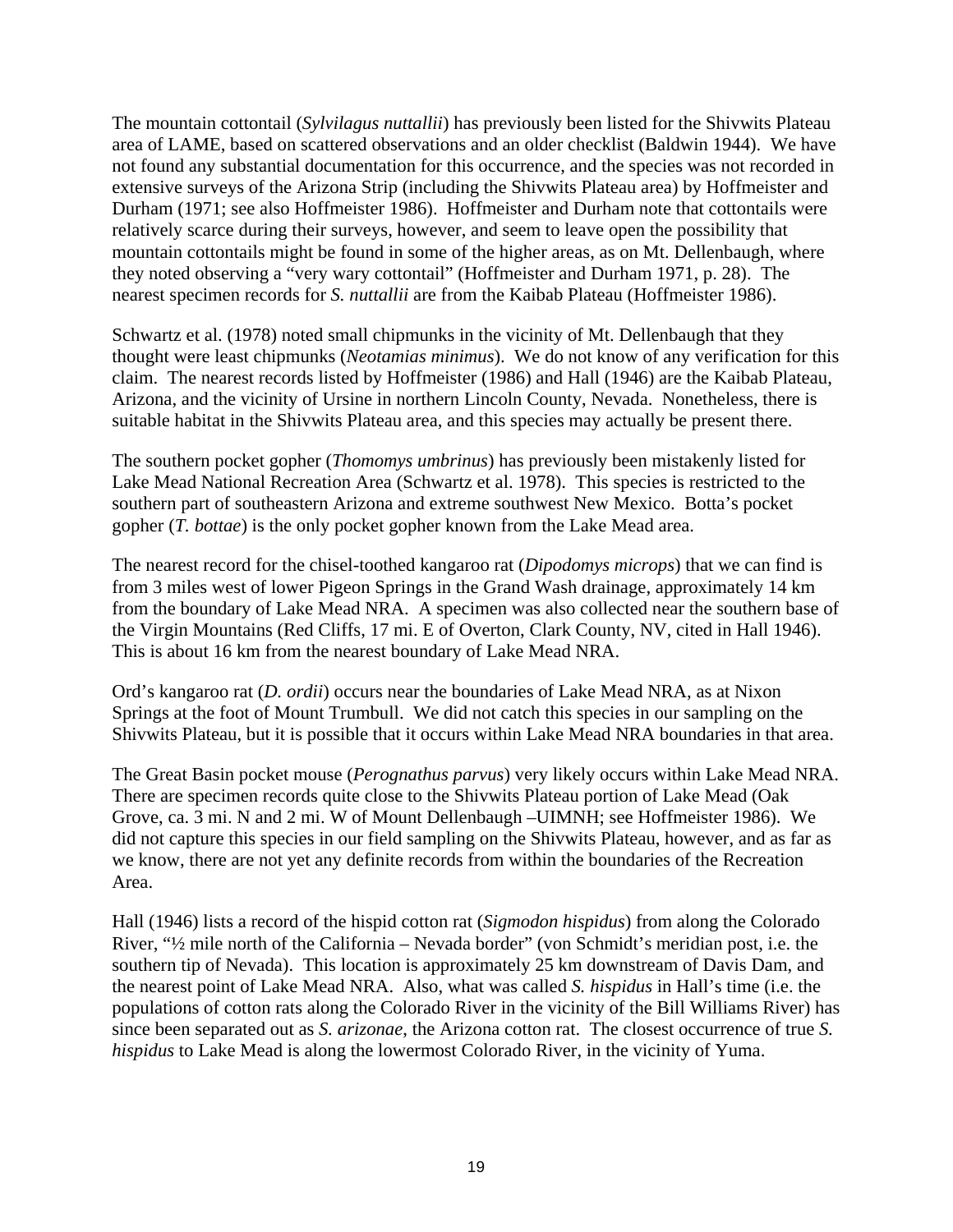The mountain cottontail (*Sylvilagus nuttallii*) has previously been listed for the Shivwits Plateau area of LAME, based on scattered observations and an older checklist (Baldwin 1944). We have not found any substantial documentation for this occurrence, and the species was not recorded in extensive surveys of the Arizona Strip (including the Shivwits Plateau area) by Hoffmeister and Durham (1971; see also Hoffmeister 1986). Hoffmeister and Durham note that cottontails were relatively scarce during their surveys, however, and seem to leave open the possibility that mountain cottontails might be found in some of the higher areas, as on Mt. Dellenbaugh, where they noted observing a "very wary cottontail" (Hoffmeister and Durham 1971, p. 28). The nearest specimen records for *S. nuttallii* are from the Kaibab Plateau (Hoffmeister 1986).

Schwartz et al. (1978) noted small chipmunks in the vicinity of Mt. Dellenbaugh that they thought were least chipmunks (*Neotamias minimus*). We do not know of any verification for this claim. The nearest records listed by Hoffmeister (1986) and Hall (1946) are the Kaibab Plateau, Arizona, and the vicinity of Ursine in northern Lincoln County, Nevada. Nonetheless, there is suitable habitat in the Shivwits Plateau area, and this species may actually be present there.

The southern pocket gopher (*Thomomys umbrinus*) has previously been mistakenly listed for Lake Mead National Recreation Area (Schwartz et al. 1978). This species is restricted to the southern part of southeastern Arizona and extreme southwest New Mexico. Botta's pocket gopher (*T. bottae*) is the only pocket gopher known from the Lake Mead area.

The nearest record for the chisel-toothed kangaroo rat (*Dipodomys microps*) that we can find is from 3 miles west of lower Pigeon Springs in the Grand Wash drainage, approximately 14 km from the boundary of Lake Mead NRA. A specimen was also collected near the southern base of the Virgin Mountains (Red Cliffs, 17 mi. E of Overton, Clark County, NV, cited in Hall 1946). This is about 16 km from the nearest boundary of Lake Mead NRA.

Ord's kangaroo rat (*D. ordii*) occurs near the boundaries of Lake Mead NRA, as at Nixon Springs at the foot of Mount Trumbull. We did not catch this species in our sampling on the Shivwits Plateau, but it is possible that it occurs within Lake Mead NRA boundaries in that area.

The Great Basin pocket mouse (*Perognathus parvus*) very likely occurs within Lake Mead NRA. There are specimen records quite close to the Shivwits Plateau portion of Lake Mead (Oak Grove, ca. 3 mi. N and 2 mi. W of Mount Dellenbaugh –UIMNH; see Hoffmeister 1986). We did not capture this species in our field sampling on the Shivwits Plateau, however, and as far as we know, there are not yet any definite records from within the boundaries of the Recreation Area.

Hall (1946) lists a record of the hispid cotton rat (*Sigmodon hispidus*) from along the Colorado River, "½ mile north of the California – Nevada border" (von Schmidt's meridian post, i.e. the southern tip of Nevada). This location is approximately 25 km downstream of Davis Dam, and the nearest point of Lake Mead NRA. Also, what was called *S. hispidus* in Hall's time (i.e. the populations of cotton rats along the Colorado River in the vicinity of the Bill Williams River) has since been separated out as *S. arizonae*, the Arizona cotton rat. The closest occurrence of true *S. hispidus* to Lake Mead is along the lowermost Colorado River, in the vicinity of Yuma.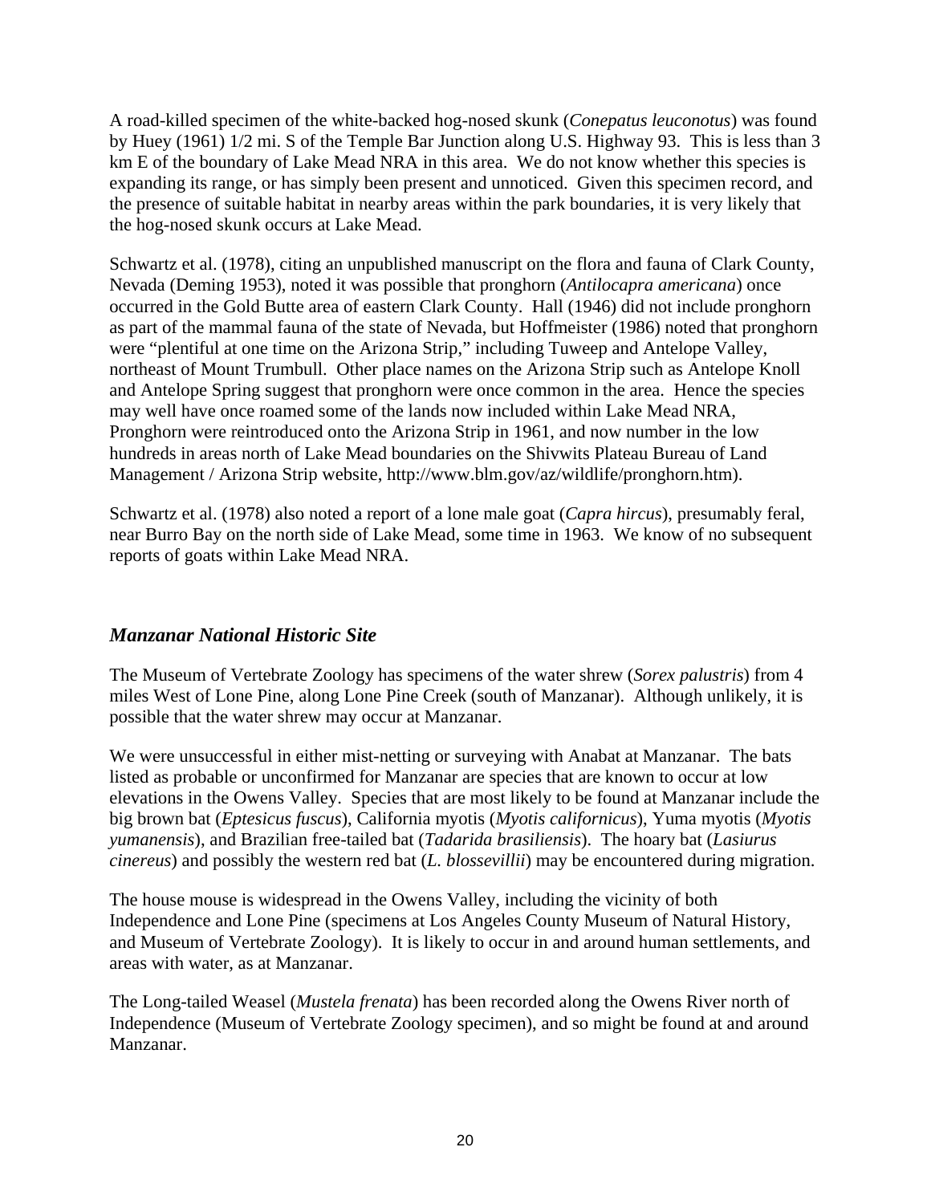A road-killed specimen of the white-backed hog-nosed skunk (*Conepatus leuconotus*) was found by Huey (1961) 1/2 mi. S of the Temple Bar Junction along U.S. Highway 93. This is less than 3 km E of the boundary of Lake Mead NRA in this area. We do not know whether this species is expanding its range, or has simply been present and unnoticed. Given this specimen record, and the presence of suitable habitat in nearby areas within the park boundaries, it is very likely that the hog-nosed skunk occurs at Lake Mead.

Schwartz et al. (1978), citing an unpublished manuscript on the flora and fauna of Clark County, Nevada (Deming 1953), noted it was possible that pronghorn (*Antilocapra americana*) once occurred in the Gold Butte area of eastern Clark County. Hall (1946) did not include pronghorn as part of the mammal fauna of the state of Nevada, but Hoffmeister (1986) noted that pronghorn were "plentiful at one time on the Arizona Strip," including Tuweep and Antelope Valley, northeast of Mount Trumbull. Other place names on the Arizona Strip such as Antelope Knoll and Antelope Spring suggest that pronghorn were once common in the area. Hence the species may well have once roamed some of the lands now included within Lake Mead NRA, Pronghorn were reintroduced onto the Arizona Strip in 1961, and now number in the low hundreds in areas north of Lake Mead boundaries on the Shivwits Plateau Bureau of Land Management / Arizona Strip website, http://www.blm.gov/az/wildlife/pronghorn.htm).

Schwartz et al. (1978) also noted a report of a lone male goat (*Capra hircus*), presumably feral, near Burro Bay on the north side of Lake Mead, some time in 1963. We know of no subsequent reports of goats within Lake Mead NRA.

### *Manzanar National Historic Site*

The Museum of Vertebrate Zoology has specimens of the water shrew (*Sorex palustris*) from 4 miles West of Lone Pine, along Lone Pine Creek (south of Manzanar). Although unlikely, it is possible that the water shrew may occur at Manzanar.

We were unsuccessful in either mist-netting or surveying with Anabat at Manzanar. The bats listed as probable or unconfirmed for Manzanar are species that are known to occur at low elevations in the Owens Valley. Species that are most likely to be found at Manzanar include the big brown bat (*Eptesicus fuscus*), California myotis (*Myotis californicus*), Yuma myotis (*Myotis yumanensis*), and Brazilian free-tailed bat (*Tadarida brasiliensis*). The hoary bat (*Lasiurus cinereus*) and possibly the western red bat (*L. blossevillii*) may be encountered during migration.

The house mouse is widespread in the Owens Valley, including the vicinity of both Independence and Lone Pine (specimens at Los Angeles County Museum of Natural History, and Museum of Vertebrate Zoology). It is likely to occur in and around human settlements, and areas with water, as at Manzanar.

The Long-tailed Weasel (*Mustela frenata*) has been recorded along the Owens River north of Independence (Museum of Vertebrate Zoology specimen), and so might be found at and around Manzanar.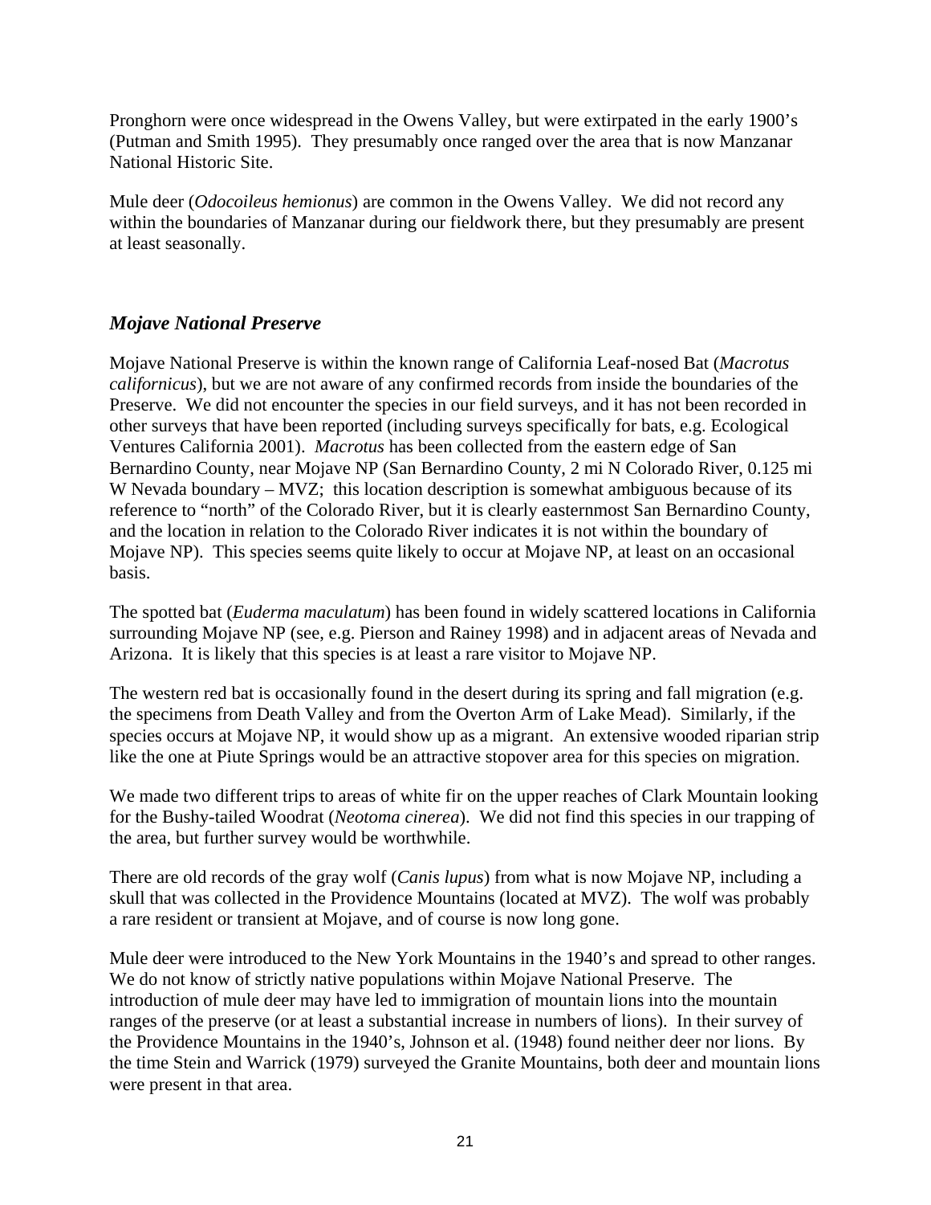Pronghorn were once widespread in the Owens Valley, but were extirpated in the early 1900's (Putman and Smith 1995). They presumably once ranged over the area that is now Manzanar National Historic Site.

Mule deer (*Odocoileus hemionus*) are common in the Owens Valley. We did not record any within the boundaries of Manzanar during our fieldwork there, but they presumably are present at least seasonally.

### *Mojave National Preserve*

Mojave National Preserve is within the known range of California Leaf-nosed Bat (*Macrotus californicus*), but we are not aware of any confirmed records from inside the boundaries of the Preserve. We did not encounter the species in our field surveys, and it has not been recorded in other surveys that have been reported (including surveys specifically for bats, e.g. Ecological Ventures California 2001). *Macrotus* has been collected from the eastern edge of San Bernardino County, near Mojave NP (San Bernardino County, 2 mi N Colorado River, 0.125 mi W Nevada boundary – MVZ; this location description is somewhat ambiguous because of its reference to "north" of the Colorado River, but it is clearly easternmost San Bernardino County, and the location in relation to the Colorado River indicates it is not within the boundary of Mojave NP). This species seems quite likely to occur at Mojave NP, at least on an occasional basis.

The spotted bat (*Euderma maculatum*) has been found in widely scattered locations in California surrounding Mojave NP (see, e.g. Pierson and Rainey 1998) and in adjacent areas of Nevada and Arizona. It is likely that this species is at least a rare visitor to Mojave NP.

The western red bat is occasionally found in the desert during its spring and fall migration (e.g. the specimens from Death Valley and from the Overton Arm of Lake Mead). Similarly, if the species occurs at Mojave NP, it would show up as a migrant. An extensive wooded riparian strip like the one at Piute Springs would be an attractive stopover area for this species on migration.

We made two different trips to areas of white fir on the upper reaches of Clark Mountain looking for the Bushy-tailed Woodrat (*Neotoma cinerea*). We did not find this species in our trapping of the area, but further survey would be worthwhile.

There are old records of the gray wolf (*Canis lupus*) from what is now Mojave NP, including a skull that was collected in the Providence Mountains (located at MVZ). The wolf was probably a rare resident or transient at Mojave, and of course is now long gone.

Mule deer were introduced to the New York Mountains in the 1940's and spread to other ranges. We do not know of strictly native populations within Mojave National Preserve. The introduction of mule deer may have led to immigration of mountain lions into the mountain ranges of the preserve (or at least a substantial increase in numbers of lions). In their survey of the Providence Mountains in the 1940's, Johnson et al. (1948) found neither deer nor lions. By the time Stein and Warrick (1979) surveyed the Granite Mountains, both deer and mountain lions were present in that area.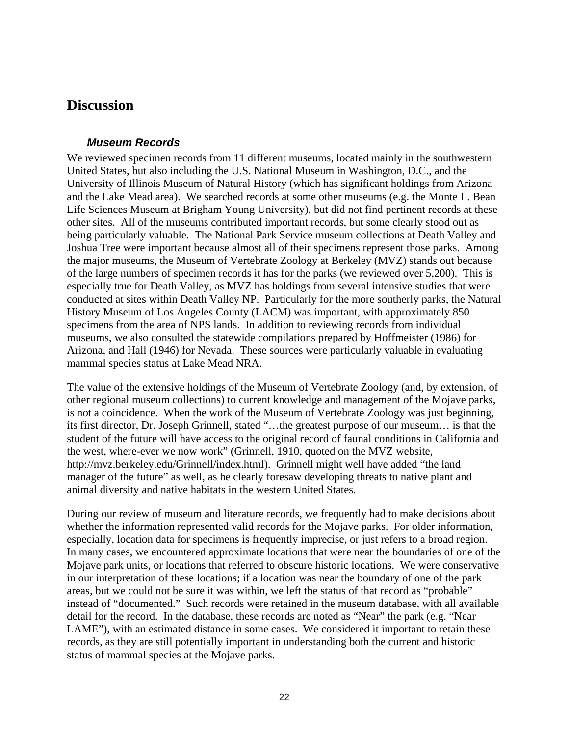# Discussion

### *Museum Records*

We reviewed specimen records from 11 different museums, located mainly in the southwestern United States, but also including the U.S. National Museum in Washington, D.C., and the University of Illinois Museum of Natural History (which has significant holdings from Arizona and the Lake Mead area). We searched records at some other museums (e.g. the Monte L. Bean Life Sciences Museum at Brigham Young University), but did not find pertinent records at these other sites. All of the museums contributed important records, but some clearly stood out as being particularly valuable. The National Park Service museum collections at Death Valley and Joshua Tree were important because almost all of their specimens represent those parks. Among the major museums, the Museum of Vertebrate Zoology at Berkeley (MVZ) stands out because of the large numbers of specimen records it has for the parks (we reviewed over 5,200). This is especially true for Death Valley, as MVZ has holdings from several intensive studies that were conducted at sites within Death Valley NP. Particularly for the more southerly parks, the Natural History Museum of Los Angeles County (LACM) was important, with approximately 850 specimens from the area of NPS lands. In addition to reviewing records from individual museums, we also consulted the statewide compilations prepared by Hoffmeister (1986) for Arizona, and Hall (1946) for Nevada. These sources were particularly valuable in evaluating mammal species status at Lake Mead NRA.

The value of the extensive holdings of the Museum of Vertebrate Zoology (and, by extension, of other regional museum collections) to current knowledge and management of the Mojave parks, is not a coincidence. When the work of the Museum of Vertebrate Zoology was just beginning, its first director, Dr. Joseph Grinnell, stated "…the greatest purpose of our museum… is that the student of the future will have access to the original record of faunal conditions in California and the west, where-ever we now work" (Grinnell, 1910, quoted on the MVZ website, http://mvz.berkeley.edu/Grinnell/index.html). Grinnell might well have added "the land manager of the future" as well, as he clearly foresaw developing threats to native plant and animal diversity and native habitats in the western United States.

During our review of museum and literature records, we frequently had to make decisions about whether the information represented valid records for the Mojave parks. For older information, especially, location data for specimens is frequently imprecise, or just refers to a broad region. In many cases, we encountered approximate locations that were near the boundaries of one of the Mojave park units, or locations that referred to obscure historic locations. We were conservative in our interpretation of these locations; if a location was near the boundary of one of the park areas, but we could not be sure it was within, we left the status of that record as "probable" instead of "documented." Such records were retained in the museum database, with all available detail for the record. In the database, these records are noted as "Near" the park (e.g. "Near LAME"), with an estimated distance in some cases. We considered it important to retain these records, as they are still potentially important in understanding both the current and historic status of mammal species at the Mojave parks.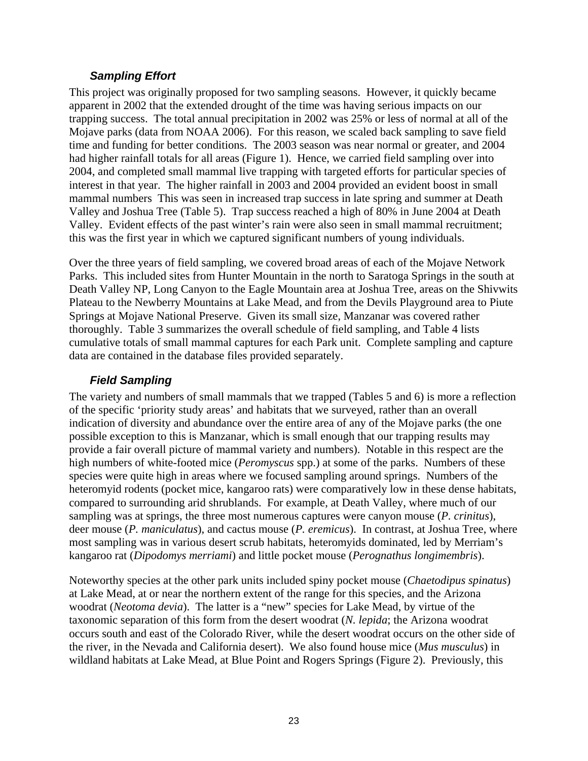### *Sampling Effort*

This project was originally proposed for two sampling seasons. However, it quickly became apparent in 2002 that the extended drought of the time was having serious impacts on our trapping success. The total annual precipitation in 2002 was 25% or less of normal at all of the Mojave parks (data from NOAA 2006). For this reason, we scaled back sampling to save field time and funding for better conditions. The 2003 season was near normal or greater, and 2004 had higher rainfall totals for all areas (Figure 1). Hence, we carried field sampling over into 2004, and completed small mammal live trapping with targeted efforts for particular species of interest in that year. The higher rainfall in 2003 and 2004 provided an evident boost in small mammal numbers This was seen in increased trap success in late spring and summer at Death Valley and Joshua Tree (Table 5). Trap success reached a high of 80% in June 2004 at Death Valley. Evident effects of the past winter's rain were also seen in small mammal recruitment; this was the first year in which we captured significant numbers of young individuals.

Over the three years of field sampling, we covered broad areas of each of the Mojave Network Parks. This included sites from Hunter Mountain in the north to Saratoga Springs in the south at Death Valley NP, Long Canyon to the Eagle Mountain area at Joshua Tree, areas on the Shivwits Plateau to the Newberry Mountains at Lake Mead, and from the Devils Playground area to Piute Springs at Mojave National Preserve. Given its small size, Manzanar was covered rather thoroughly. Table 3 summarizes the overall schedule of field sampling, and Table 4 lists cumulative totals of small mammal captures for each Park unit. Complete sampling and capture data are contained in the database files provided separately.

### *Field Sampling*

The variety and numbers of small mammals that we trapped (Tables 5 and 6) is more a reflection of the specific 'priority study areas' and habitats that we surveyed, rather than an overall indication of diversity and abundance over the entire area of any of the Mojave parks (the one possible exception to this is Manzanar, which is small enough that our trapping results may provide a fair overall picture of mammal variety and numbers). Notable in this respect are the high numbers of white-footed mice (*Peromyscus* spp.) at some of the parks. Numbers of these species were quite high in areas where we focused sampling around springs. Numbers of the heteromyid rodents (pocket mice, kangaroo rats) were comparatively low in these dense habitats, compared to surrounding arid shrublands. For example, at Death Valley, where much of our sampling was at springs, the three most numerous captures were canyon mouse (*P. crinitus*), deer mouse (*P. maniculatus*), and cactus mouse (*P. eremicus*). In contrast, at Joshua Tree, where most sampling was in various desert scrub habitats, heteromyids dominated, led by Merriam's kangaroo rat (*Dipodomys merriami*) and little pocket mouse (*Perognathus longimembris*).

Noteworthy species at the other park units included spiny pocket mouse (*Chaetodipus spinatus*) at Lake Mead, at or near the northern extent of the range for this species, and the Arizona woodrat (*Neotoma devia*). The latter is a "new" species for Lake Mead, by virtue of the taxonomic separation of this form from the desert woodrat (*N. lepida*; the Arizona woodrat occurs south and east of the Colorado River, while the desert woodrat occurs on the other side of the river, in the Nevada and California desert). We also found house mice (*Mus musculus*) in wildland habitats at Lake Mead, at Blue Point and Rogers Springs (Figure 2). Previously, this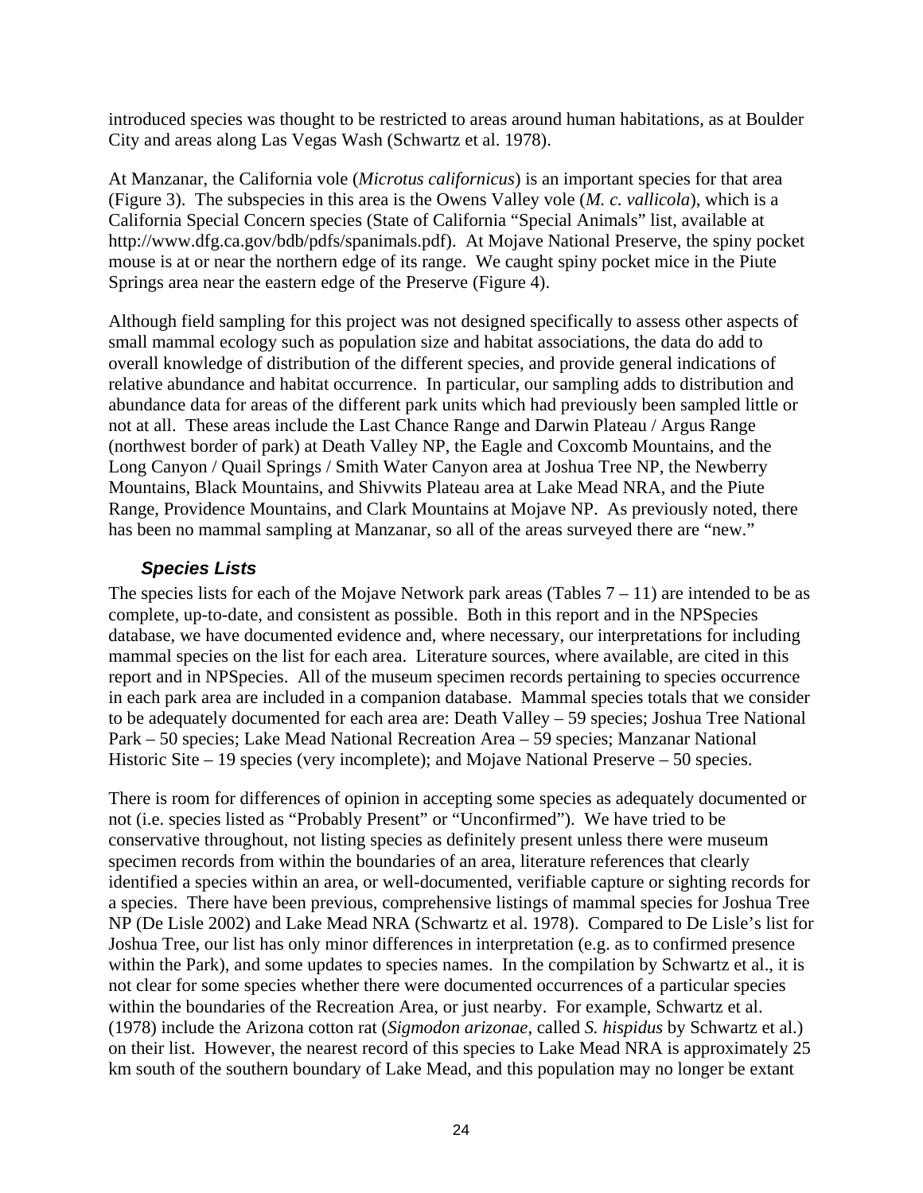introduced species was thought to be restricted to areas around human habitations, as at Boulder City and areas along Las Vegas Wash (Schwartz et al. 1978).

At Manzanar, the California vole (*Microtus californicus*) is an important species for that area (Figure 3). The subspecies in this area is the Owens Valley vole (*M. c. vallicola*), which is a California Special Concern species (State of California "Special Animals" list, available at http://www.dfg.ca.gov/bdb/pdfs/spanimals.pdf). At Mojave National Preserve, the spiny pocket mouse is at or near the northern edge of its range. We caught spiny pocket mice in the Piute Springs area near the eastern edge of the Preserve (Figure 4).

Although field sampling for this project was not designed specifically to assess other aspects of small mammal ecology such as population size and habitat associations, the data do add to overall knowledge of distribution of the different species, and provide general indications of relative abundance and habitat occurrence. In particular, our sampling adds to distribution and abundance data for areas of the different park units which had previously been sampled little or not at all. These areas include the Last Chance Range and Darwin Plateau / Argus Range (northwest border of park) at Death Valley NP, the Eagle and Coxcomb Mountains, and the Long Canyon / Quail Springs / Smith Water Canyon area at Joshua Tree NP, the Newberry Mountains, Black Mountains, and Shivwits Plateau area at Lake Mead NRA, and the Piute Range, Providence Mountains, and Clark Mountains at Mojave NP. As previously noted, there has been no mammal sampling at Manzanar, so all of the areas surveyed there are "new."

### *Species Lists*

The species lists for each of the Mojave Network park areas (Tables 7 – 11) are intended to be as complete, up-to-date, and consistent as possible. Both in this report and in the NPSpecies database, we have documented evidence and, where necessary, our interpretations for including mammal species on the list for each area. Literature sources, where available, are cited in this report and in NPSpecies. All of the museum specimen records pertaining to species occurrence in each park area are included in a companion database. Mammal species totals that we consider to be adequately documented for each area are: Death Valley – 59 species; Joshua Tree National Park – 50 species; Lake Mead National Recreation Area – 59 species; Manzanar National Historic Site – 19 species (very incomplete); and Mojave National Preserve – 50 species.

There is room for differences of opinion in accepting some species as adequately documented or not (i.e. species listed as "Probably Present" or "Unconfirmed"). We have tried to be conservative throughout, not listing species as definitely present unless there were museum specimen records from within the boundaries of an area, literature references that clearly identified a species within an area, or well-documented, verifiable capture or sighting records for a species. There have been previous, comprehensive listings of mammal species for Joshua Tree NP (De Lisle 2002) and Lake Mead NRA (Schwartz et al. 1978). Compared to De Lisle's list for Joshua Tree, our list has only minor differences in interpretation (e.g. as to confirmed presence within the Park), and some updates to species names. In the compilation by Schwartz et al., it is not clear for some species whether there were documented occurrences of a particular species within the boundaries of the Recreation Area, or just nearby. For example, Schwartz et al. (1978) include the Arizona cotton rat (*Sigmodon arizonae*, called *S. hispidus* by Schwartz et al.) on their list. However, the nearest record of this species to Lake Mead NRA is approximately 25 km south of the southern boundary of Lake Mead, and this population may no longer be extant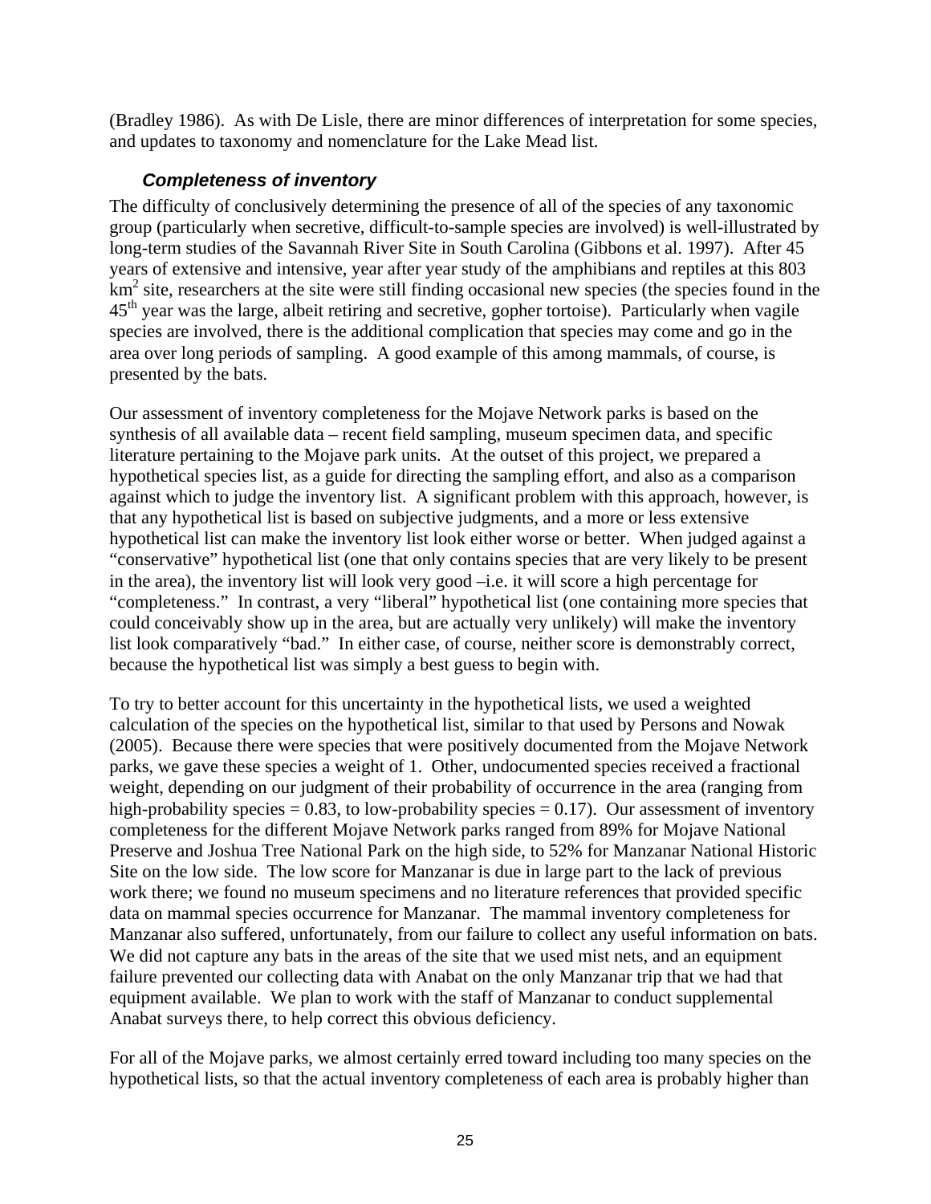(Bradley 1986). As with De Lisle, there are minor differences of interpretation for some species, and updates to taxonomy and nomenclature for the Lake Mead list.

### *Completeness of inventory*

The difficulty of conclusively determining the presence of all of the species of any taxonomic group (particularly when secretive, difficult-to-sample species are involved) is well-illustrated by long-term studies of the Savannah River Site in South Carolina (Gibbons et al. 1997). After 45 years of extensive and intensive, year after year study of the amphibians and reptiles at this 803 $km^2$ site, researchers at the site were still finding occasional new species (the species found in the $45^{th}$ year was the large, albeit retiring and secretive, gopher tortoise). Particularly when vagile species are involved, there is the additional complication that species may come and go in the area over long periods of sampling. A good example of this among mammals, of course, is presented by the bats.

Our assessment of inventory completeness for the Mojave Network parks is based on the synthesis of all available data – recent field sampling, museum specimen data, and specific literature pertaining to the Mojave park units. At the outset of this project, we prepared a hypothetical species list, as a guide for directing the sampling effort, and also as a comparison against which to judge the inventory list. A significant problem with this approach, however, is that any hypothetical list is based on subjective judgments, and a more or less extensive hypothetical list can make the inventory list look either worse or better. When judged against a "conservative" hypothetical list (one that only contains species that are very likely to be present in the area), the inventory list will look very good –i.e. it will score a high percentage for "completeness." In contrast, a very "liberal" hypothetical list (one containing more species that could conceivably show up in the area, but are actually very unlikely) will make the inventory list look comparatively "bad." In either case, of course, neither score is demonstrably correct, because the hypothetical list was simply a best guess to begin with.

To try to better account for this uncertainty in the hypothetical lists, we used a weighted calculation of the species on the hypothetical list, similar to that used by Persons and Nowak (2005). Because there were species that were positively documented from the Mojave Network parks, we gave these species a weight of 1. Other, undocumented species received a fractional weight, depending on our judgment of their probability of occurrence in the area (ranging from high-probability species = 0.83, to low-probability species = 0.17). Our assessment of inventory completeness for the different Mojave Network parks ranged from 89% for Mojave National Preserve and Joshua Tree National Park on the high side, to 52% for Manzanar National Historic Site on the low side. The low score for Manzanar is due in large part to the lack of previous work there; we found no museum specimens and no literature references that provided specific data on mammal species occurrence for Manzanar. The mammal inventory completeness for Manzanar also suffered, unfortunately, from our failure to collect any useful information on bats. We did not capture any bats in the areas of the site that we used mist nets, and an equipment failure prevented our collecting data with Anabat on the only Manzanar trip that we had that equipment available. We plan to work with the staff of Manzanar to conduct supplemental Anabat surveys there, to help correct this obvious deficiency.

For all of the Mojave parks, we almost certainly erred toward including too many species on the hypothetical lists, so that the actual inventory completeness of each area is probably higher than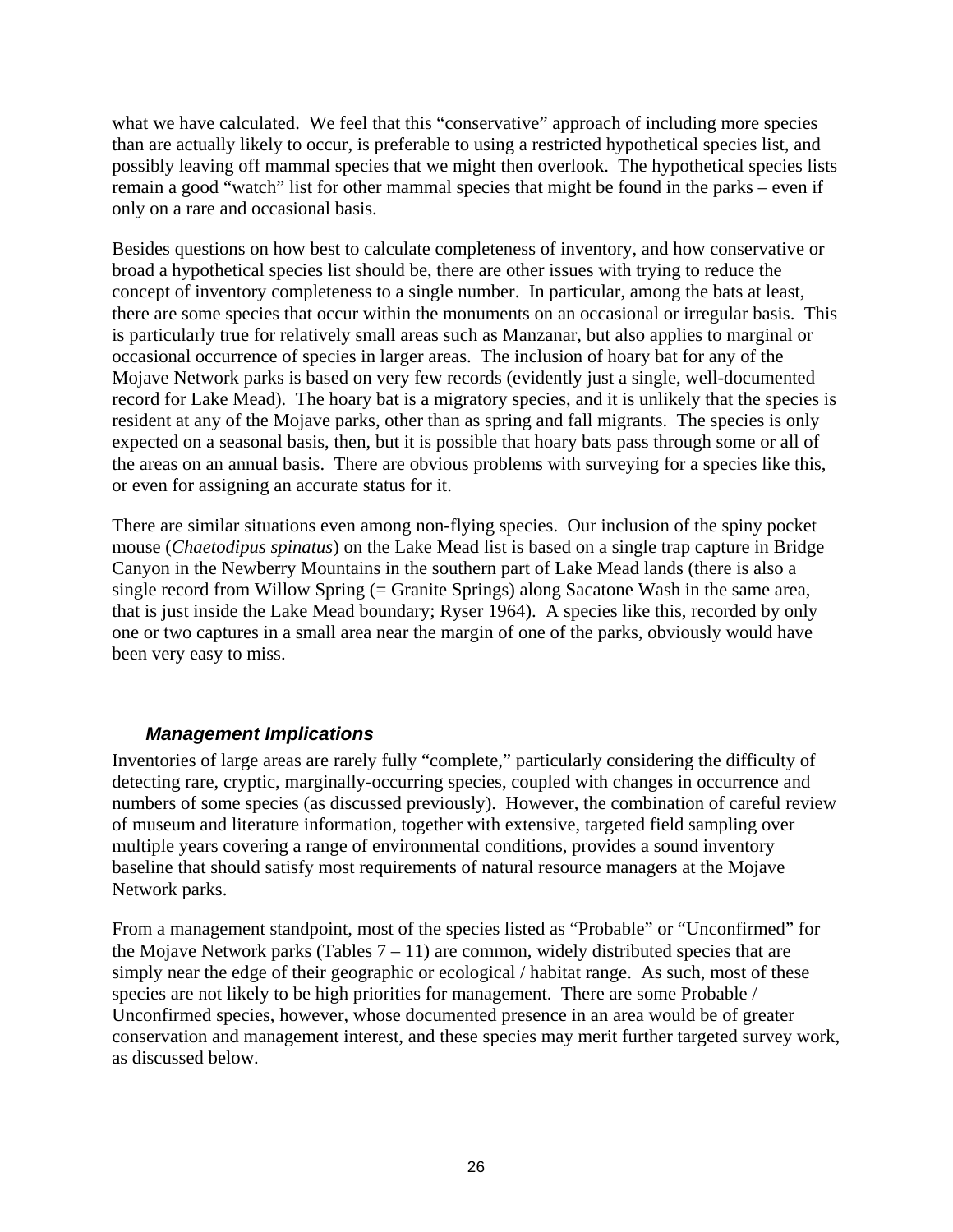what we have calculated. We feel that this "conservative" approach of including more species than are actually likely to occur, is preferable to using a restricted hypothetical species list, and possibly leaving off mammal species that we might then overlook. The hypothetical species lists remain a good "watch" list for other mammal species that might be found in the parks – even if only on a rare and occasional basis.

Besides questions on how best to calculate completeness of inventory, and how conservative or broad a hypothetical species list should be, there are other issues with trying to reduce the concept of inventory completeness to a single number. In particular, among the bats at least, there are some species that occur within the monuments on an occasional or irregular basis. This is particularly true for relatively small areas such as Manzanar, but also applies to marginal or occasional occurrence of species in larger areas. The inclusion of hoary bat for any of the Mojave Network parks is based on very few records (evidently just a single, well-documented record for Lake Mead). The hoary bat is a migratory species, and it is unlikely that the species is resident at any of the Mojave parks, other than as spring and fall migrants. The species is only expected on a seasonal basis, then, but it is possible that hoary bats pass through some or all of the areas on an annual basis. There are obvious problems with surveying for a species like this, or even for assigning an accurate status for it.

There are similar situations even among non-flying species. Our inclusion of the spiny pocket mouse (*Chaetodipus spinatus*) on the Lake Mead list is based on a single trap capture in Bridge Canyon in the Newberry Mountains in the southern part of Lake Mead lands (there is also a single record from Willow Spring (= Granite Springs) along Sacatone Wash in the same area, that is just inside the Lake Mead boundary; Ryser 1964). A species like this, recorded by only one or two captures in a small area near the margin of one of the parks, obviously would have been very easy to miss.

### Management Implications

Inventories of large areas are rarely fully "complete," particularly considering the difficulty of detecting rare, cryptic, marginally-occurring species, coupled with changes in occurrence and numbers of some species (as discussed previously). However, the combination of careful review of museum and literature information, together with extensive, targeted field sampling over multiple years covering a range of environmental conditions, provides a sound inventory baseline that should satisfy most requirements of natural resource managers at the Mojave Network parks.

From a management standpoint, most of the species listed as "Probable" or "Unconfirmed" for the Mojave Network parks (Tables 7 – 11) are common, widely distributed species that are simply near the edge of their geographic or ecological / habitat range. As such, most of these species are not likely to be high priorities for management. There are some Probable / Unconfirmed species, however, whose documented presence in an area would be of greater conservation and management interest, and these species may merit further targeted survey work, as discussed below.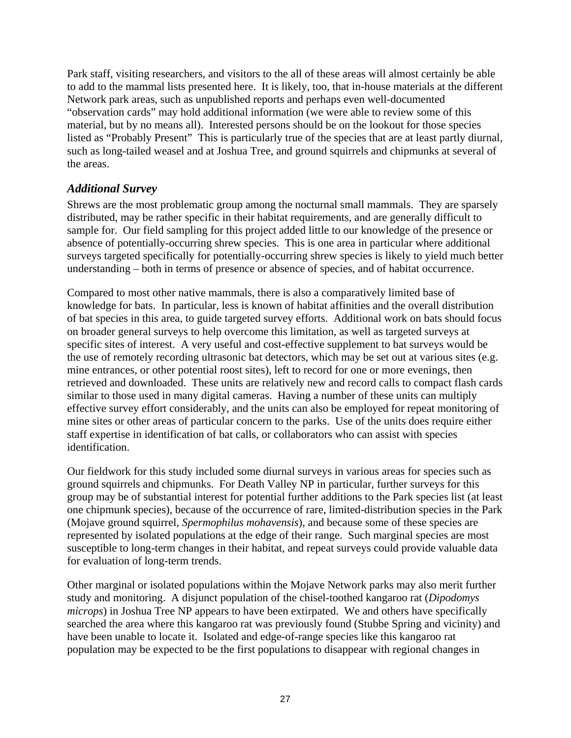Park staff, visiting researchers, and visitors to the all of these areas will almost certainly be able to add to the mammal lists presented here. It is likely, too, that in-house materials at the different Network park areas, such as unpublished reports and perhaps even well-documented "observation cards" may hold additional information (we were able to review some of this material, but by no means all). Interested persons should be on the lookout for those species listed as "Probably Present" This is particularly true of the species that are at least partly diurnal, such as long-tailed weasel and at Joshua Tree, and ground squirrels and chipmunks at several of the areas.

### *Additional Survey*

Shrews are the most problematic group among the nocturnal small mammals. They are sparsely distributed, may be rather specific in their habitat requirements, and are generally difficult to sample for. Our field sampling for this project added little to our knowledge of the presence or absence of potentially-occurring shrew species. This is one area in particular where additional surveys targeted specifically for potentially-occurring shrew species is likely to yield much better understanding – both in terms of presence or absence of species, and of habitat occurrence.

Compared to most other native mammals, there is also a comparatively limited base of knowledge for bats. In particular, less is known of habitat affinities and the overall distribution of bat species in this area, to guide targeted survey efforts. Additional work on bats should focus on broader general surveys to help overcome this limitation, as well as targeted surveys at specific sites of interest. A very useful and cost-effective supplement to bat surveys would be the use of remotely recording ultrasonic bat detectors, which may be set out at various sites (e.g. mine entrances, or other potential roost sites), left to record for one or more evenings, then retrieved and downloaded. These units are relatively new and record calls to compact flash cards similar to those used in many digital cameras. Having a number of these units can multiply effective survey effort considerably, and the units can also be employed for repeat monitoring of mine sites or other areas of particular concern to the parks. Use of the units does require either staff expertise in identification of bat calls, or collaborators who can assist with species identification.

Our fieldwork for this study included some diurnal surveys in various areas for species such as ground squirrels and chipmunks. For Death Valley NP in particular, further surveys for this group may be of substantial interest for potential further additions to the Park species list (at least one chipmunk species), because of the occurrence of rare, limited-distribution species in the Park (Mojave ground squirrel, *Spermophilus mohavensis*), and because some of these species are represented by isolated populations at the edge of their range. Such marginal species are most susceptible to long-term changes in their habitat, and repeat surveys could provide valuable data for evaluation of long-term trends.

Other marginal or isolated populations within the Mojave Network parks may also merit further study and monitoring. A disjunct population of the chisel-toothed kangaroo rat (*Dipodomys microps*) in Joshua Tree NP appears to have been extirpated. We and others have specifically searched the area where this kangaroo rat was previously found (Stubbe Spring and vicinity) and have been unable to locate it. Isolated and edge-of-range species like this kangaroo rat population may be expected to be the first populations to disappear with regional changes in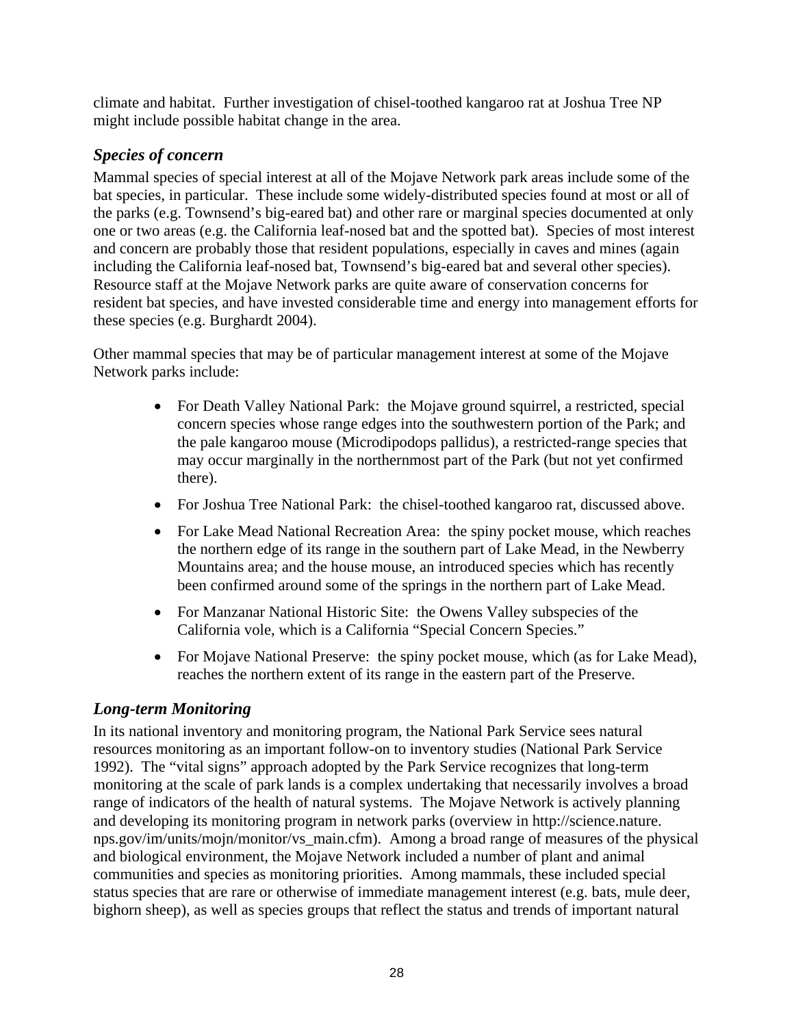climate and habitat. Further investigation of chisel-toothed kangaroo rat at Joshua Tree NP might include possible habitat change in the area.

### *Species of concern*

Mammal species of special interest at all of the Mojave Network park areas include some of the bat species, in particular. These include some widely-distributed species found at most or all of the parks (e.g. Townsend's big-eared bat) and other rare or marginal species documented at only one or two areas (e.g. the California leaf-nosed bat and the spotted bat). Species of most interest and concern are probably those that resident populations, especially in caves and mines (again including the California leaf-nosed bat, Townsend's big-eared bat and several other species). Resource staff at the Mojave Network parks are quite aware of conservation concerns for resident bat species, and have invested considerable time and energy into management efforts for these species (e.g. Burghardt 2004).

Other mammal species that may be of particular management interest at some of the Mojave Network parks include:

- For Death Valley National Park: the Mojave ground squirrel, a restricted, special concern species whose range edges into the southwestern portion of the Park; and the pale kangaroo mouse (Microdipodops pallidus), a restricted-range species that may occur marginally in the northernmost part of the Park (but not yet confirmed there).
- For Joshua Tree National Park: the chisel-toothed kangaroo rat, discussed above.
- For Lake Mead National Recreation Area: the spiny pocket mouse, which reaches the northern edge of its range in the southern part of Lake Mead, in the Newberry Mountains area; and the house mouse, an introduced species which has recently been confirmed around some of the springs in the northern part of Lake Mead.
- For Manzanar National Historic Site: the Owens Valley subspecies of the California vole, which is a California "Special Concern Species."
- For Mojave National Preserve: the spiny pocket mouse, which (as for Lake Mead), reaches the northern extent of its range in the eastern part of the Preserve.

### *Long-term Monitoring*

In its national inventory and monitoring program, the National Park Service sees natural resources monitoring as an important follow-on to inventory studies (National Park Service 1992). The "vital signs" approach adopted by the Park Service recognizes that long-term monitoring at the scale of park lands is a complex undertaking that necessarily involves a broad range of indicators of the health of natural systems. The Mojave Network is actively planning and developing its monitoring program in network parks (overview in http://science.nature.nps.gov/im/units/mojn/monitor/vs_main.cfm). Among a broad range of measures of the physical and biological environment, the Mojave Network included a number of plant and animal communities and species as monitoring priorities. Among mammals, these included special status species that are rare or otherwise of immediate management interest (e.g. bats, mule deer, bighorn sheep), as well as species groups that reflect the status and trends of important natural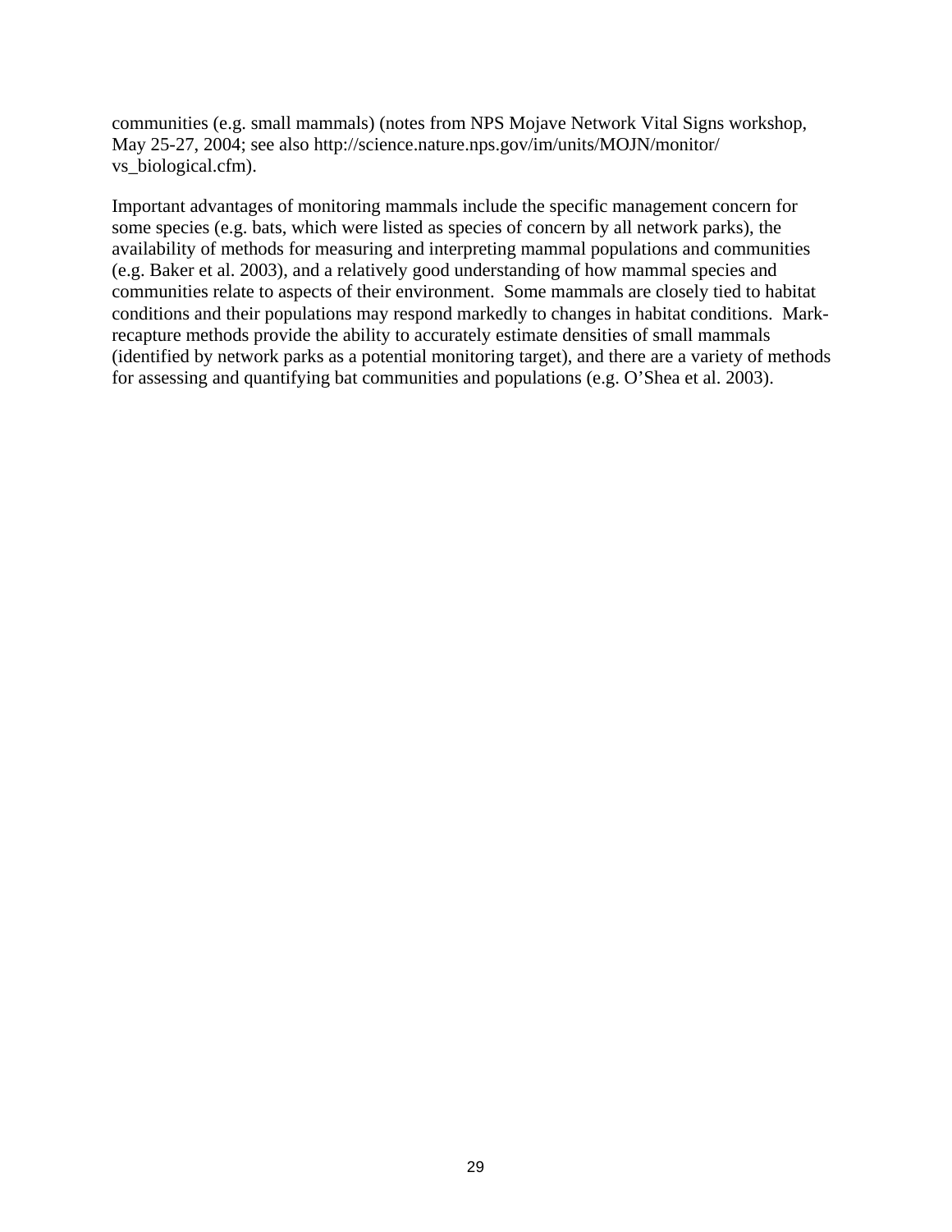communities (e.g. small mammals) (notes from NPS Mojave Network Vital Signs workshop, May 25-27, 2004; see also http://science.nature.nps.gov/im/units/MOJN/monitor/vs_biological.cfm).

Important advantages of monitoring mammals include the specific management concern for some species (e.g. bats, which were listed as species of concern by all network parks), the availability of methods for measuring and interpreting mammal populations and communities (e.g. Baker et al. 2003), and a relatively good understanding of how mammal species and communities relate to aspects of their environment. Some mammals are closely tied to habitat conditions and their populations may respond markedly to changes in habitat conditions. Mark-recapture methods provide the ability to accurately estimate densities of small mammals (identified by network parks as a potential monitoring target), and there are a variety of methods for assessing and quantifying bat communities and populations (e.g. O'Shea et al. 2003).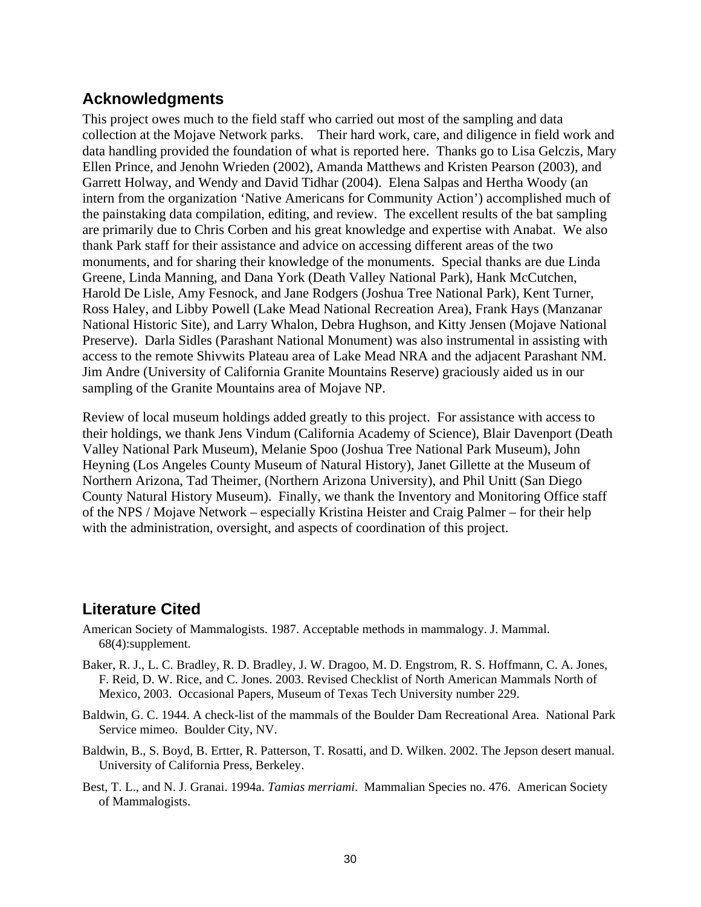## Acknowledgments

This project owes much to the field staff who carried out most of the sampling and data collection at the Mojave Network parks. Their hard work, care, and diligence in field work and data handling provided the foundation of what is reported here. Thanks go to Lisa Gelczis, Mary Ellen Prince, and Jenohn Wrieden (2002), Amanda Matthews and Kristen Pearson (2003), and Garrett Holway, and Wendy and David Tidhar (2004). Elena Salpas and Hertha Woody (an intern from the organization 'Native Americans for Community Action') accomplished much of the painstaking data compilation, editing, and review. The excellent results of the bat sampling are primarily due to Chris Corben and his great knowledge and expertise with Anabat. We also thank Park staff for their assistance and advice on accessing different areas of the two monuments, and for sharing their knowledge of the monuments. Special thanks are due Linda Greene, Linda Manning, and Dana York (Death Valley National Park), Hank McCutchen, Harold De Lisle, Amy Fesnock, and Jane Rodgers (Joshua Tree National Park), Kent Turner, Ross Haley, and Libby Powell (Lake Mead National Recreation Area), Frank Hays (Manzanar National Historic Site), and Larry Whalon, Debra Hughson, and Kitty Jensen (Mojave National Preserve). Darla Sidles (Parashant National Monument) was also instrumental in assisting with access to the remote Shivwits Plateau area of Lake Mead NRA and the adjacent Parashant NM. Jim Andre (University of California Granite Mountains Reserve) graciously aided us in our sampling of the Granite Mountains area of Mojave NP.

Review of local museum holdings added greatly to this project. For assistance with access to their holdings, we thank Jens Vindum (California Academy of Science), Blair Davenport (Death Valley National Park Museum), Melanie Spoo (Joshua Tree National Park Museum), John Heyning (Los Angeles County Museum of Natural History), Janet Gillette at the Museum of Northern Arizona, Tad Theimer, (Northern Arizona University), and Phil Unitt (San Diego County Natural History Museum). Finally, we thank the Inventory and Monitoring Office staff of the NPS / Mojave Network – especially Kristina Heister and Craig Palmer – for their help with the administration, oversight, and aspects of coordination of this project.

## Literature Cited

American Society of Mammalogists. 1987. Acceptable methods in mammalogy. J. Mammal. 68(4):supplement.

Baker, R. J., L. C. Bradley, R. D. Bradley, J. W. Dragoo, M. D. Engstrom, R. S. Hoffmann, C. A. Jones, F. Reid, D. W. Rice, and C. Jones. 2003. Revised Checklist of North American Mammals North of Mexico, 2003. Occasional Papers, Museum of Texas Tech University number 229.

Baldwin, G. C. 1944. A check-list of the mammals of the Boulder Dam Recreational Area. National Park Service mimeo. Boulder City, NV.

Baldwin, B., S. Boyd, B. Ertter, R. Patterson, T. Rosatti, and D. Wilken. 2002. The Jepson desert manual. University of California Press, Berkeley.

Best, T. L., and N. J. Granai. 1994a. *Tamias merriami*. Mammalian Species no. 476. American Society of Mammalogists.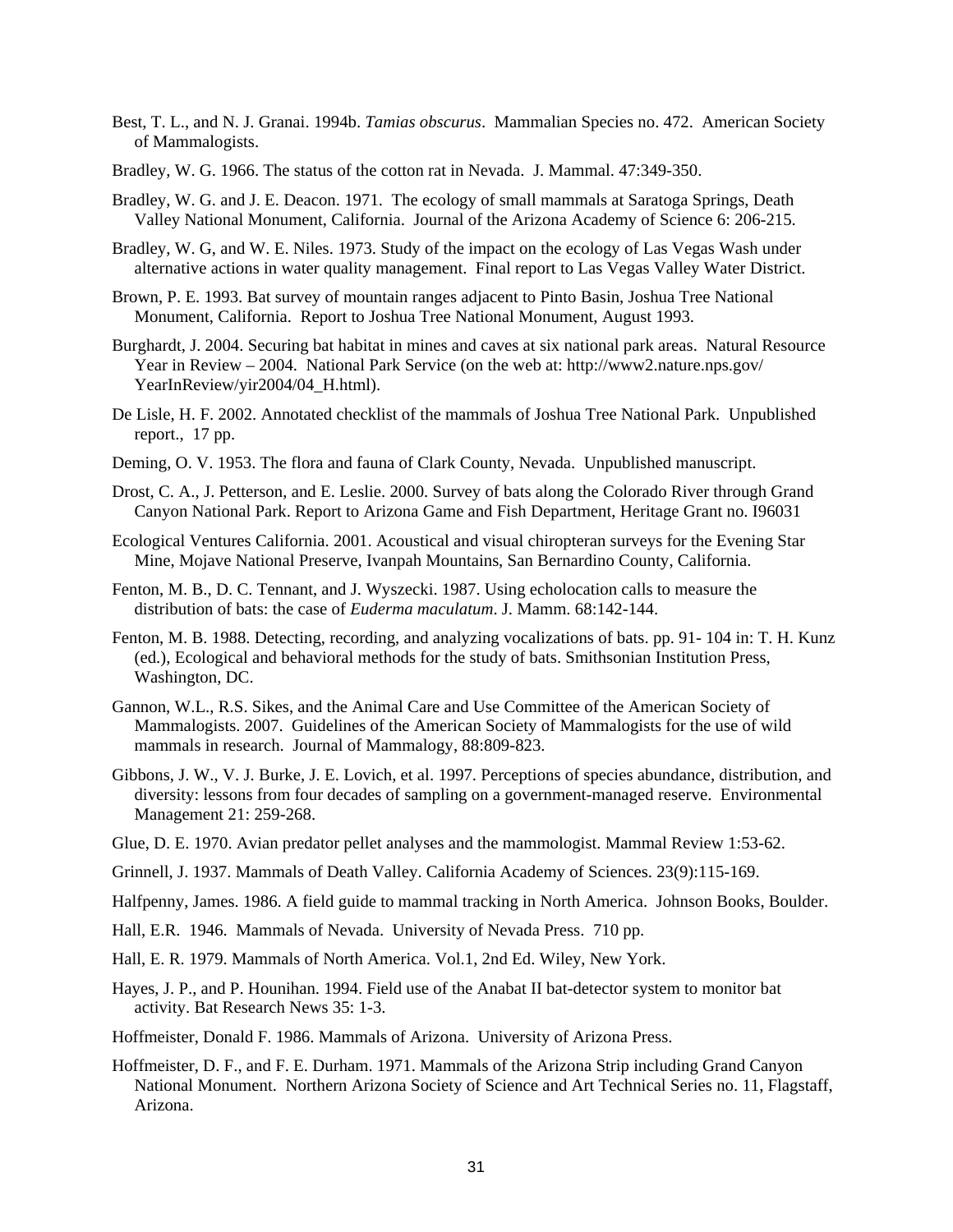Best, T. L., and N. J. Granai. 1994b. *Tamias obscurus*. Mammalian Species no. 472. American Society of Mammalogists.

Bradley, W. G. 1966. The status of the cotton rat in Nevada. J. Mammal. 47:349-350.

Bradley, W. G. and J. E. Deacon. 1971. The ecology of small mammals at Saratoga Springs, Death Valley National Monument, California. Journal of the Arizona Academy of Science 6: 206-215.

Bradley, W. G, and W. E. Niles. 1973. Study of the impact on the ecology of Las Vegas Wash under alternative actions in water quality management. Final report to Las Vegas Valley Water District.

Brown, P. E. 1993. Bat survey of mountain ranges adjacent to Pinto Basin, Joshua Tree National Monument, California. Report to Joshua Tree National Monument, August 1993.

Burghardt, J. 2004. Securing bat habitat in mines and caves at six national park areas. Natural Resource Year in Review – 2004. National Park Service (on the web at: http://www2.nature.nps.gov/YearInReview/yir2004/04_H.html).

De Lisle, H. F. 2002. Annotated checklist of the mammals of Joshua Tree National Park. Unpublished report., 17 pp.

Deming, O. V. 1953. The flora and fauna of Clark County, Nevada. Unpublished manuscript.

Drost, C. A., J. Petterson, and E. Leslie. 2000. Survey of bats along the Colorado River through Grand Canyon National Park. Report to Arizona Game and Fish Department, Heritage Grant no. I96031

Ecological Ventures California. 2001. Acoustical and visual chiropteran surveys for the Evening Star Mine, Mojave National Preserve, Ivanpah Mountains, San Bernardino County, California.

Fenton, M. B., D. C. Tennant, and J. Wyszecki. 1987. Using echolocation calls to measure the distribution of bats: the case of *Euderma maculatum*. J. Mamm. 68:142-144.

Fenton, M. B. 1988. Detecting, recording, and analyzing vocalizations of bats. pp. 91- 104 in: T. H. Kunz (ed.), Ecological and behavioral methods for the study of bats. Smithsonian Institution Press, Washington, DC.

Gannon, W.L., R.S. Sikes, and the Animal Care and Use Committee of the American Society of Mammalogists. 2007. Guidelines of the American Society of Mammalogists for the use of wild mammals in research. Journal of Mammalogy, 88:809-823.

Gibbons, J. W., V. J. Burke, J. E. Lovich, et al. 1997. Perceptions of species abundance, distribution, and diversity: lessons from four decades of sampling on a government-managed reserve. Environmental Management 21: 259-268.

Glue, D. E. 1970. Avian predator pellet analyses and the mammologist. Mammal Review 1:53-62.

Grinnell, J. 1937. Mammals of Death Valley. California Academy of Sciences. 23(9):115-169.

Halfpenny, James. 1986. A field guide to mammal tracking in North America. Johnson Books, Boulder.

Hall, E.R. 1946. Mammals of Nevada. University of Nevada Press. 710 pp.

Hall, E. R. 1979. Mammals of North America. Vol.1, 2nd Ed. Wiley, New York.

Hayes, J. P., and P. Hounihan. 1994. Field use of the Anabat II bat-detector system to monitor bat activity. Bat Research News 35: 1-3.

Hoffmeister, Donald F. 1986. Mammals of Arizona. University of Arizona Press.

Hoffmeister, D. F., and F. E. Durham. 1971. Mammals of the Arizona Strip including Grand Canyon National Monument. Northern Arizona Society of Science and Art Technical Series no. 11, Flagstaff, Arizona.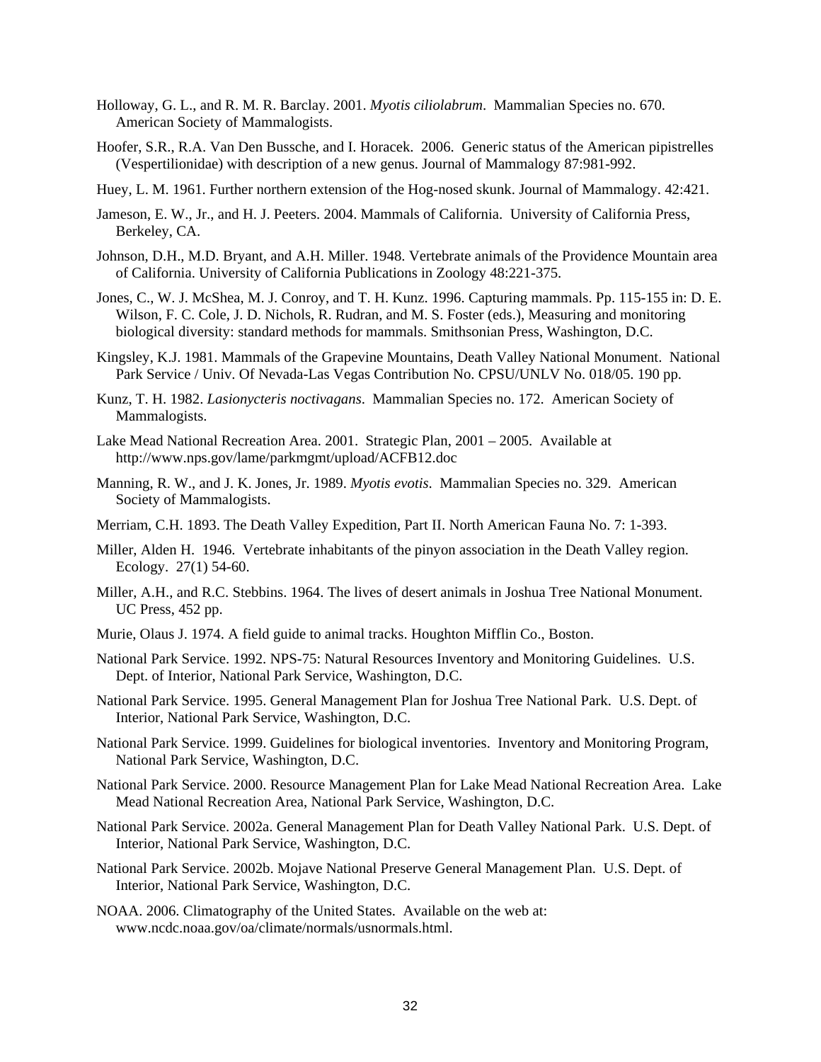Holloway, G. L., and R. M. R. Barclay. 2001. *Myotis ciliolabrum*. Mammalian Species no. 670. American Society of Mammalogists.

Hoofer, S.R., R.A. Van Den Bussche, and I. Horacek. 2006. Generic status of the American pipistrelles (Vespertilionidae) with description of a new genus. Journal of Mammalogy 87:981-992.

Huey, L. M. 1961. Further northern extension of the Hog-nosed skunk. Journal of Mammalogy. 42:421.

Jameson, E. W., Jr., and H. J. Peeters. 2004. Mammals of California. University of California Press, Berkeley, CA.

Johnson, D.H., M.D. Bryant, and A.H. Miller. 1948. Vertebrate animals of the Providence Mountain area of California. University of California Publications in Zoology 48:221-375.

Jones, C., W. J. McShea, M. J. Conroy, and T. H. Kunz. 1996. Capturing mammals. Pp. 115-155 in: D. E. Wilson, F. C. Cole, J. D. Nichols, R. Rudran, and M. S. Foster (eds.), Measuring and monitoring biological diversity: standard methods for mammals. Smithsonian Press, Washington, D.C.

Kingsley, K.J. 1981. Mammals of the Grapevine Mountains, Death Valley National Monument. National Park Service / Univ. Of Nevada-Las Vegas Contribution No. CPSU/UNLV No. 018/05. 190 pp.

Kunz, T. H. 1982. *Lasionycteris noctivagans*. Mammalian Species no. 172. American Society of Mammalogists.

Lake Mead National Recreation Area. 2001. Strategic Plan, 2001 – 2005. Available at http://www.nps.gov/lame/parkmgmt/upload/ACFB12.doc

Manning, R. W., and J. K. Jones, Jr. 1989. *Myotis evotis*. Mammalian Species no. 329. American Society of Mammalogists.

Merriam, C.H. 1893. The Death Valley Expedition, Part II. North American Fauna No. 7: 1-393.

Miller, Alden H. 1946. Vertebrate inhabitants of the pinyon association in the Death Valley region. Ecology. 27(1) 54-60.

Miller, A.H., and R.C. Stebbins. 1964. The lives of desert animals in Joshua Tree National Monument. UC Press, 452 pp.

Murie, Olaus J. 1974. A field guide to animal tracks. Houghton Mifflin Co., Boston.

National Park Service. 1992. NPS-75: Natural Resources Inventory and Monitoring Guidelines. U.S. Dept. of Interior, National Park Service, Washington, D.C.

National Park Service. 1995. General Management Plan for Joshua Tree National Park. U.S. Dept. of Interior, National Park Service, Washington, D.C.

National Park Service. 1999. Guidelines for biological inventories. Inventory and Monitoring Program, National Park Service, Washington, D.C.

National Park Service. 2000. Resource Management Plan for Lake Mead National Recreation Area. Lake Mead National Recreation Area, National Park Service, Washington, D.C.

National Park Service. 2002a. General Management Plan for Death Valley National Park. U.S. Dept. of Interior, National Park Service, Washington, D.C.

National Park Service. 2002b. Mojave National Preserve General Management Plan. U.S. Dept. of Interior, National Park Service, Washington, D.C.

NOAA. 2006. Climatography of the United States. Available on the web at: www.ncdc.noaa.gov/oa/climate/normals/usnormals.html.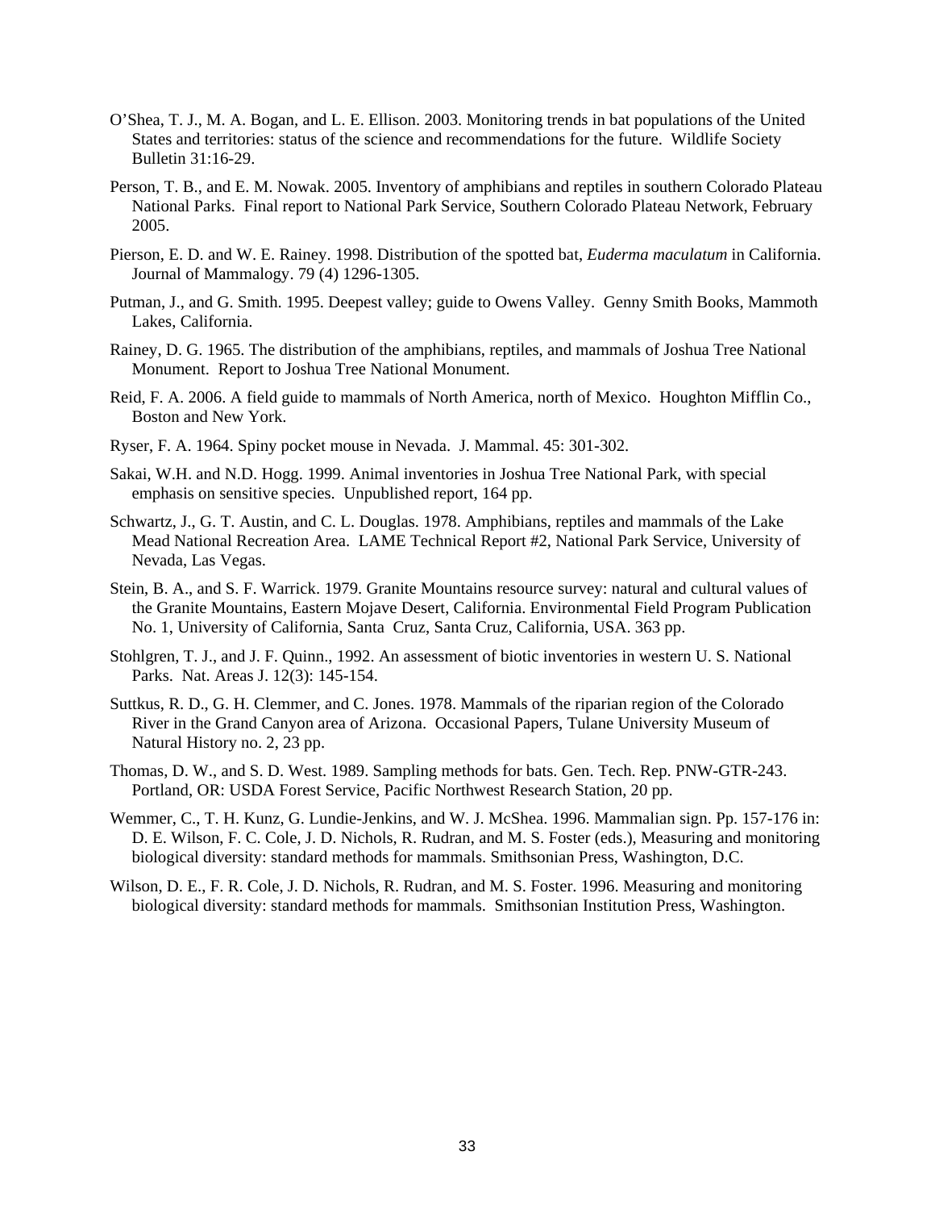O'Shea, T. J., M. A. Bogan, and L. E. Ellison. 2003. Monitoring trends in bat populations of the United States and territories: status of the science and recommendations for the future. Wildlife Society Bulletin 31:16-29.

Person, T. B., and E. M. Nowak. 2005. Inventory of amphibians and reptiles in southern Colorado Plateau National Parks. Final report to National Park Service, Southern Colorado Plateau Network, February 2005.

Pierson, E. D. and W. E. Rainey. 1998. Distribution of the spotted bat, *Euderma maculatum* in California. Journal of Mammalogy. 79 (4) 1296-1305.

Putman, J., and G. Smith. 1995. Deepest valley; guide to Owens Valley. Genny Smith Books, Mammoth Lakes, California.

Rainey, D. G. 1965. The distribution of the amphibians, reptiles, and mammals of Joshua Tree National Monument. Report to Joshua Tree National Monument.

Reid, F. A. 2006. A field guide to mammals of North America, north of Mexico. Houghton Mifflin Co., Boston and New York.

Ryser, F. A. 1964. Spiny pocket mouse in Nevada. J. Mammal. 45: 301-302.

Sakai, W.H. and N.D. Hogg. 1999. Animal inventories in Joshua Tree National Park, with special emphasis on sensitive species. Unpublished report, 164 pp.

Schwartz, J., G. T. Austin, and C. L. Douglas. 1978. Amphibians, reptiles and mammals of the Lake Mead National Recreation Area. LAME Technical Report #2, National Park Service, University of Nevada, Las Vegas.

Stein, B. A., and S. F. Warrick. 1979. Granite Mountains resource survey: natural and cultural values of the Granite Mountains, Eastern Mojave Desert, California. Environmental Field Program Publication No. 1, University of California, Santa Cruz, Santa Cruz, California, USA. 363 pp.

Stohlgren, T. J., and J. F. Quinn., 1992. An assessment of biotic inventories in western U. S. National Parks. Nat. Areas J. 12(3): 145-154.

Suttkus, R. D., G. H. Clemmer, and C. Jones. 1978. Mammals of the riparian region of the Colorado River in the Grand Canyon area of Arizona. Occasional Papers, Tulane University Museum of Natural History no. 2, 23 pp.

Thomas, D. W., and S. D. West. 1989. Sampling methods for bats. Gen. Tech. Rep. PNW-GTR-243. Portland, OR: USDA Forest Service, Pacific Northwest Research Station, 20 pp.

Wemmer, C., T. H. Kunz, G. Lundie-Jenkins, and W. J. McShea. 1996. Mammalian sign. Pp. 157-176 in: D. E. Wilson, F. C. Cole, J. D. Nichols, R. Rudran, and M. S. Foster (eds.), Measuring and monitoring biological diversity: standard methods for mammals. Smithsonian Press, Washington, D.C.

Wilson, D. E., F. R. Cole, J. D. Nichols, R. Rudran, and M. S. Foster. 1996. Measuring and monitoring biological diversity: standard methods for mammals. Smithsonian Institution Press, Washington.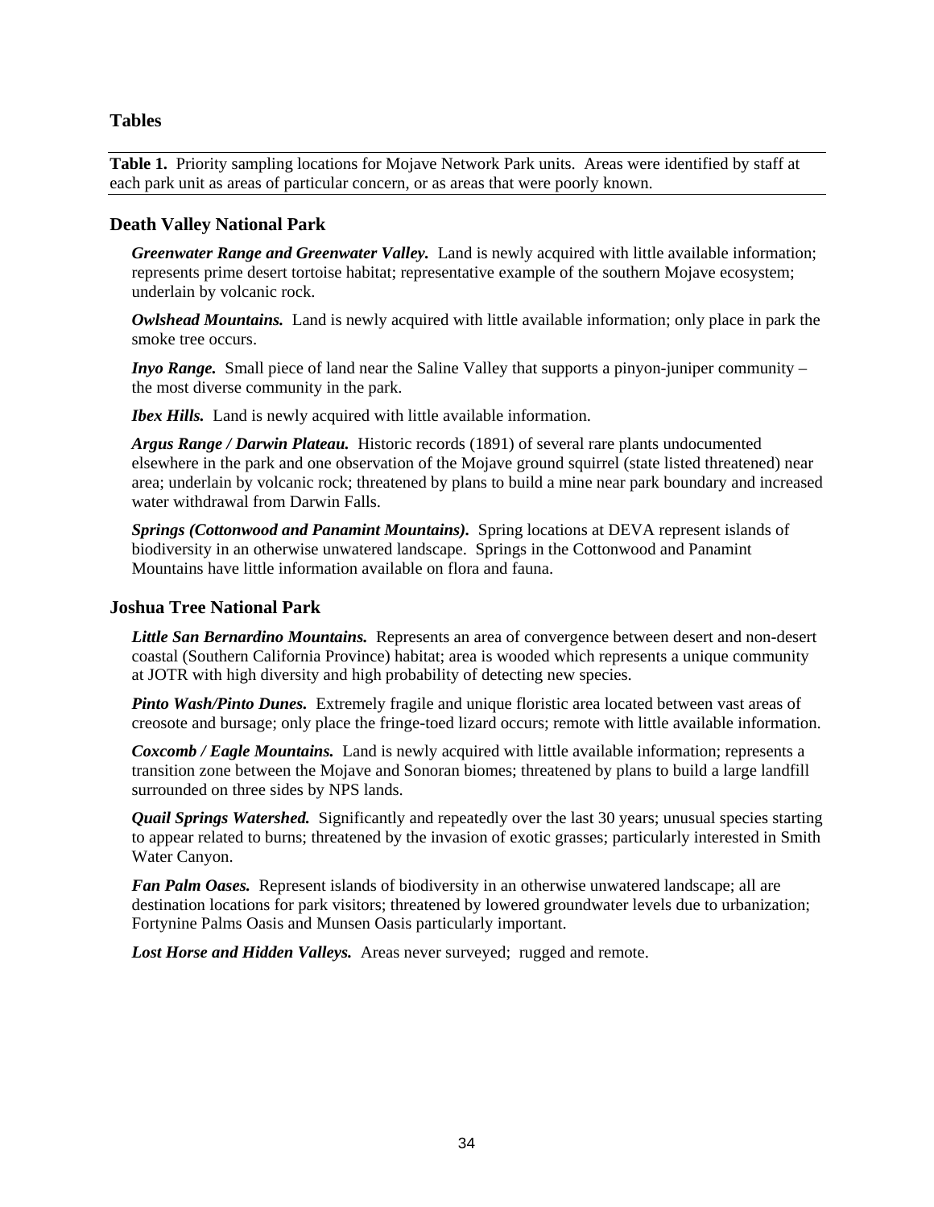## Tables

**Table 1.** Priority sampling locations for Mojave Network Park units. Areas were identified by staff at each park unit as areas of particular concern, or as areas that were poorly known.

### Death Valley National Park

***Greenwater Range and Greenwater Valley.*** Land is newly acquired with little available information; represents prime desert tortoise habitat; representative example of the southern Mojave ecosystem; underlain by volcanic rock.

***Owlshead Mountains.*** Land is newly acquired with little available information; only place in park the smoke tree occurs.

***Inyo Range.*** Small piece of land near the Saline Valley that supports a pinyon-juniper community – the most diverse community in the park.

***Ibex Hills.*** Land is newly acquired with little available information.

***Argus Range / Darwin Plateau.*** Historic records (1891) of several rare plants undocumented elsewhere in the park and one observation of the Mojave ground squirrel (state listed threatened) near area; underlain by volcanic rock; threatened by plans to build a mine near park boundary and increased water withdrawal from Darwin Falls.

***Springs (Cottonwood and Panamint Mountains).*** Spring locations at DEVA represent islands of biodiversity in an otherwise unwatered landscape. Springs in the Cottonwood and Panamint Mountains have little information available on flora and fauna.

### Joshua Tree National Park

***Little San Bernardino Mountains.*** Represents an area of convergence between desert and non-desert coastal (Southern California Province) habitat; area is wooded which represents a unique community at JOTR with high diversity and high probability of detecting new species.

***Pinto Wash/Pinto Dunes.*** Extremely fragile and unique floristic area located between vast areas of creosote and bursage; only place the fringe-toed lizard occurs; remote with little available information.

***Coxcomb / Eagle Mountains.*** Land is newly acquired with little available information; represents a transition zone between the Mojave and Sonoran biomes; threatened by plans to build a large landfill surrounded on three sides by NPS lands.

***Quail Springs Watershed.*** Significantly and repeatedly over the last 30 years; unusual species starting to appear related to burns; threatened by the invasion of exotic grasses; particularly interested in Smith Water Canyon.

***Fan Palm Oases.*** Represent islands of biodiversity in an otherwise unwatered landscape; all are destination locations for park visitors; threatened by lowered groundwater levels due to urbanization; Fortynine Palms Oasis and Munsen Oasis particularly important.

***Lost Horse and Hidden Valleys.*** Areas never surveyed; rugged and remote.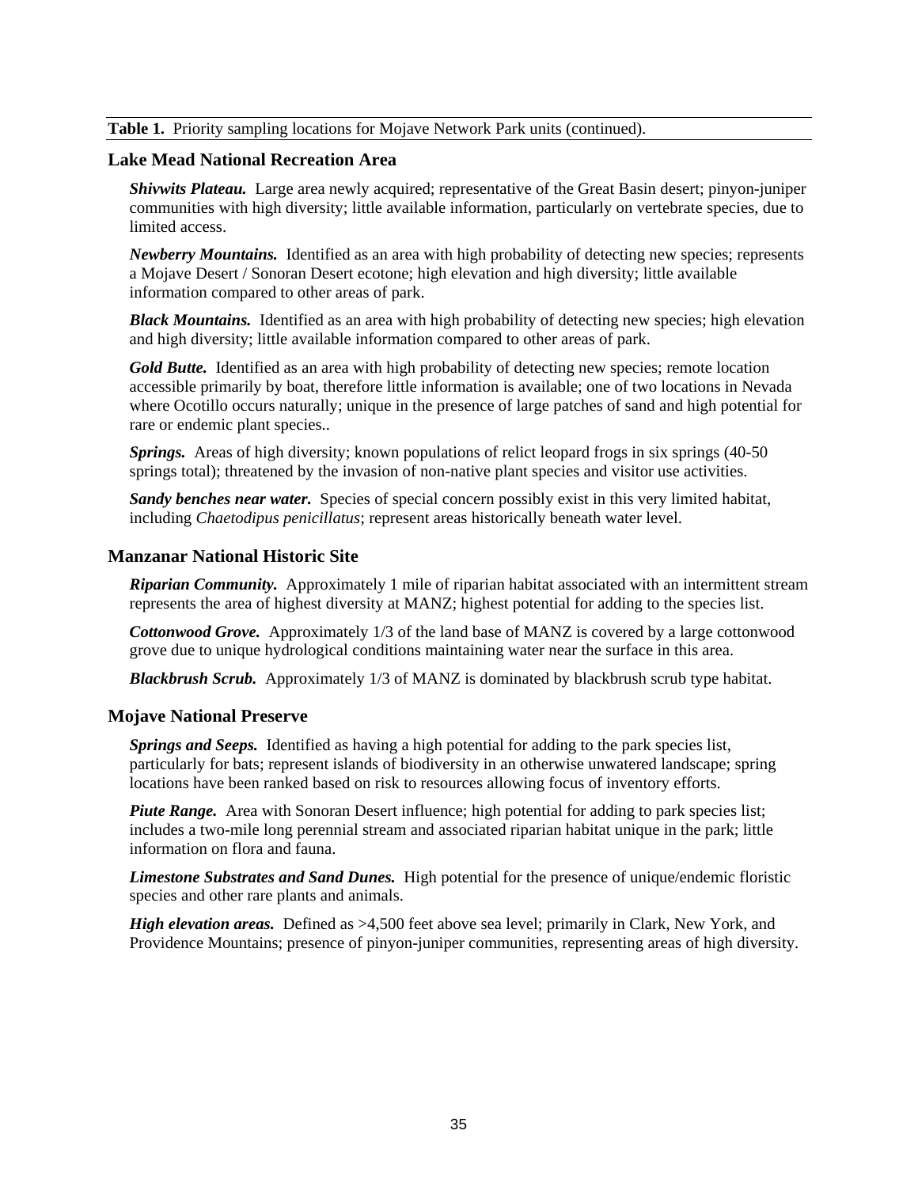**Table 1.** Priority sampling locations for Mojave Network Park units (continued).

## Lake Mead National Recreation Area

***Shivwits Plateau.*** Large area newly acquired; representative of the Great Basin desert; pinyon-juniper communities with high diversity; little available information, particularly on vertebrate species, due to limited access.

***Newberry Mountains.*** Identified as an area with high probability of detecting new species; represents a Mojave Desert / Sonoran Desert ecotone; high elevation and high diversity; little available information compared to other areas of park.

***Black Mountains.*** Identified as an area with high probability of detecting new species; high elevation and high diversity; little available information compared to other areas of park.

***Gold Butte.*** Identified as an area with high probability of detecting new species; remote location accessible primarily by boat, therefore little information is available; one of two locations in Nevada where Ocotillo occurs naturally; unique in the presence of large patches of sand and high potential for rare or endemic plant species..

***Springs.*** Areas of high diversity; known populations of relict leopard frogs in six springs (40-50 springs total); threatened by the invasion of non-native plant species and visitor use activities.

***Sandy benches near water.*** Species of special concern possibly exist in this very limited habitat, including *Chaetodipus penicillatus*; represent areas historically beneath water level.

## Manzanar National Historic Site

***Riparian Community.*** Approximately 1 mile of riparian habitat associated with an intermittent stream represents the area of highest diversity at MANZ; highest potential for adding to the species list.

***Cottonwood Grove.*** Approximately 1/3 of the land base of MANZ is covered by a large cottonwood grove due to unique hydrological conditions maintaining water near the surface in this area.

***Blackbrush Scrub.*** Approximately 1/3 of MANZ is dominated by blackbrush scrub type habitat.

## Mojave National Preserve

***Springs and Seeps.*** Identified as having a high potential for adding to the park species list, particularly for bats; represent islands of biodiversity in an otherwise unwatered landscape; spring locations have been ranked based on risk to resources allowing focus of inventory efforts.

***Piute Range.*** Area with Sonoran Desert influence; high potential for adding to park species list; includes a two-mile long perennial stream and associated riparian habitat unique in the park; little information on flora and fauna.

***Limestone Substrates and Sand Dunes.*** High potential for the presence of unique/endemic floristic species and other rare plants and animals.

***High elevation areas.*** Defined as >4,500 feet above sea level; primarily in Clark, New York, and Providence Mountains; presence of pinyon-juniper communities, representing areas of high diversity.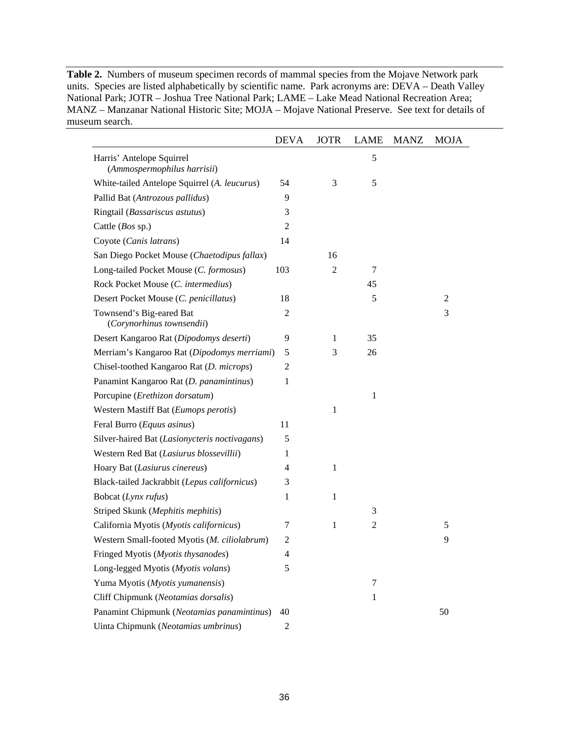**Table 2.** Numbers of museum specimen records of mammal species from the Mojave Network park units. Species are listed alphabetically by scientific name. Park acronyms are: DEVA – Death Valley National Park; JOTR – Joshua Tree National Park; LAME – Lake Mead National Recreation Area; MANZ – Manzanar National Historic Site; MOJA – Mojave National Preserve. See text for details of museum search.

| | DEVA | JOTR | LAME | MANZ | MOJA |
|---|---|---|---|---|---|
| Harris' Antelope Squirrel (*Ammospermophilus harrisii*) | | | 5 | | |
| White-tailed Antelope Squirrel (*A. leucurus*) | 54 | 3 | 5 | | |
| Pallid Bat (*Antrozous pallidus*) | 9 | | | | |
| Ringtail (*Bassariscus astutus*) | 3 | | | | |
| Cattle (*Bos* sp.) | 2 | | | | |
| Coyote (*Canis latrans*) | 14 | | | | |
| San Diego Pocket Mouse (*Chaetodipus fallax*) | | 16 | | | |
| Long-tailed Pocket Mouse (*C. formosus*) | 103 | 2 | 7 | | |
| Rock Pocket Mouse (*C. intermedius*) | | | 45 | | |
| Desert Pocket Mouse (*C. penicillatus*) | 18 | | 5 | | 2 |
| Townsend's Big-eared Bat (*Corynorhinus townsendii*) | 2 | | | | 3 |
| Desert Kangaroo Rat (*Dipodomys deserti*) | 9 | 1 | 35 | | |
| Merriam's Kangaroo Rat (*Dipodomys merriami*) | 5 | 3 | 26 | | |
| Chisel-toothed Kangaroo Rat (*D. microps*) | 2 | | | | |
| Panamint Kangaroo Rat (*D. panamintinus*) | 1 | | | | |
| Porcupine (*Erethizon dorsatum*) | | | 1 | | |
| Western Mastiff Bat (*Eumops perotis*) | | 1 | | | |
| Feral Burro (*Equus asinus*) | 11 | | | | |
| Silver-haired Bat (*Lasionycteris noctivagans*) | 5 | | | | |
| Western Red Bat (*Lasiurus blossevillii*) | 1 | | | | |
| Hoary Bat (*Lasiurus cinereus*) | 4 | 1 | | | |
| Black-tailed Jackrabbit (*Lepus californicus*) | 3 | | | | |
| Bobcat (*Lynx rufus*) | 1 | 1 | | | |
| Striped Skunk (*Mephitis mephitis*) | | | 3 | | |
| California Myotis (*Myotis californicus*) | 7 | 1 | 2 | | 5 |
| Western Small-footed Myotis (*M. ciliolabrum*) | 2 | | | | 9 |
| Fringed Myotis (*Myotis thysanodes*) | 4 | | | | |
| Long-legged Myotis (*Myotis volans*) | 5 | | | | |
| Yuma Myotis (*Myotis yumanensis*) | | | 7 | | |
| Cliff Chipmunk (*Neotamias dorsalis*) | | | 1 | | |
| Panamint Chipmunk (*Neotamias panamintinus*) | 40 | | | | 50 |
| Uinta Chipmunk (*Neotamias umbrinus*) | 2 | | | | |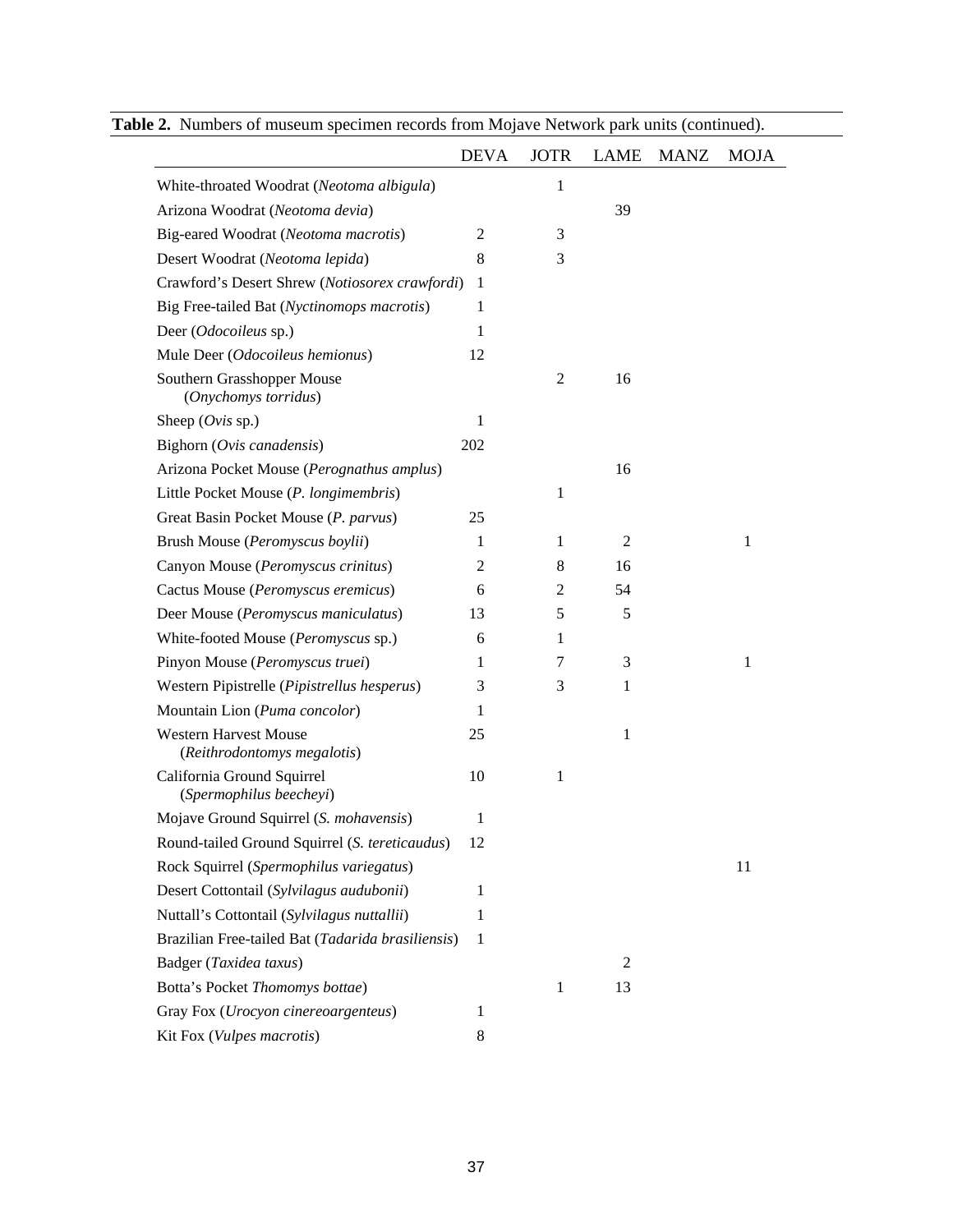**Table 2.** Numbers of museum specimen records from Mojave Network park units (continued).

| | DEVA | JOTR | LAME | MANZ | MOJA |
|---|---|---|---|---|---|
| White-throated Woodrat (*Neotoma albigula*) | | 1 | | | |
| Arizona Woodrat (*Neotoma devia*) | | | 39 | | |
| Big-eared Woodrat (*Neotoma macrotis*) | 2 | 3 | | | |
| Desert Woodrat (*Neotoma lepida*) | 8 | 3 | | | |
| Crawford's Desert Shrew (*Notiosorex crawfordi*) | 1 | | | | |
| Big Free-tailed Bat (*Nyctinomops macrotis*) | 1 | | | | |
| Deer (*Odocoileus* sp.) | 1 | | | | |
| Mule Deer (*Odocoileus hemionus*) | 12 | | | | |
| Southern Grasshopper Mouse (*Onychomys torridus*) | | 2 | 16 | | |
| Sheep (*Ovis* sp.) | 1 | | | | |
| Bighorn (*Ovis canadensis*) | 202 | | | | |
| Arizona Pocket Mouse (*Perognathus amplus*) | | | 16 | | |
| Little Pocket Mouse (*P. longimembris*) | | 1 | | | |
| Great Basin Pocket Mouse (*P. parvus*) | 25 | | | | |
| Brush Mouse (*Peromyscus boylii*) | 1 | 1 | 2 | | 1 |
| Canyon Mouse (*Peromyscus crinitus*) | 2 | 8 | 16 | | |
| Cactus Mouse (*Peromyscus eremicus*) | 6 | 2 | 54 | | |
| Deer Mouse (*Peromyscus maniculatus*) | 13 | 5 | 5 | | |
| White-footed Mouse (*Peromyscus* sp.) | 6 | 1 | | | |
| Pinyon Mouse (*Peromyscus truei*) | 1 | 7 | 3 | | 1 |
| Western Pipistrelle (*Pipistrellus hesperus*) | 3 | 3 | 1 | | |
| Mountain Lion (*Puma concolor*) | 1 | | | | |
| Western Harvest Mouse (*Reithrodontomys megalotis*) | 25 | | 1 | | |
| California Ground Squirrel (*Spermophilus beecheyi*) | 10 | 1 | | | |
| Mojave Ground Squirrel (*S. mohavensis*) | 1 | | | | |
| Round-tailed Ground Squirrel (*S. tereticaudus*) | 12 | | | | |
| Rock Squirrel (*Spermophilus variegatus*) | | | | | 11 |
| Desert Cottontail (*Sylvilagus audubonii*) | 1 | | | | |
| Nuttall's Cottontail (*Sylvilagus nuttallii*) | 1 | | | | |
| Brazilian Free-tailed Bat (*Tadarida brasiliensis*) | 1 | | | | |
| Badger (*Taxidea taxus*) | | | 2 | | |
| Botta's Pocket *Thomomys bottae*) | | 1 | 13 | | |
| Gray Fox (*Urocyon cinereoargenteus*) | 1 | | | | |
| Kit Fox (*Vulpes macrotis*) | 8 | | | | |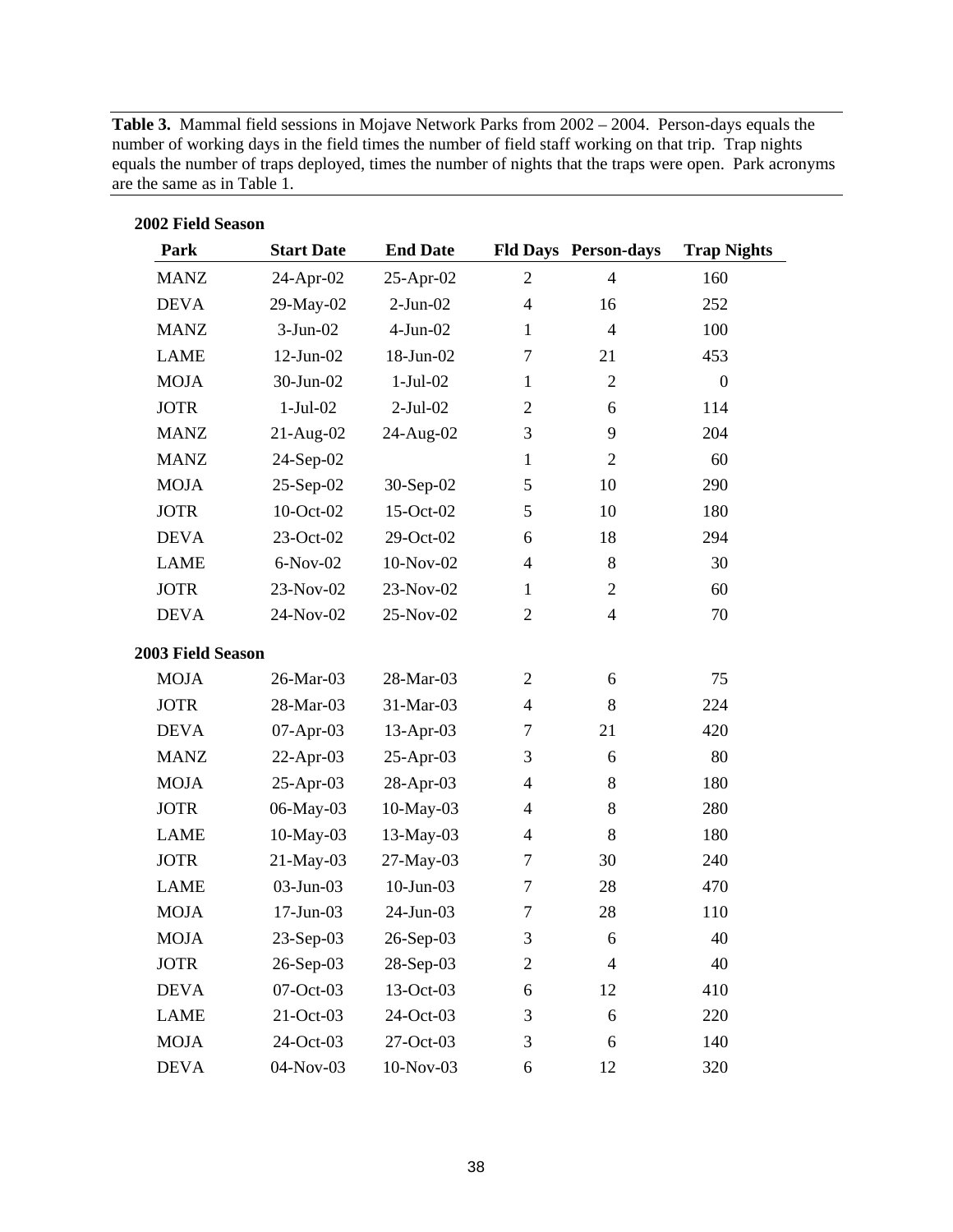**Table 3.** Mammal field sessions in Mojave Network Parks from 2002 – 2004. Person-days equals the number of working days in the field times the number of field staff working on that trip. Trap nights equals the number of traps deployed, times the number of nights that the traps were open. Park acronyms are the same as in Table 1.

| Park | Start Date | End Date | Fld Days | Person-days | Trap Nights |
|---|---|---|---|---|---|
| **2002 Field Season** | | | | | |
| MANZ | 24-Apr-02 | 25-Apr-02 | 2 | 4 | 160 |
| DEVA | 29-May-02 | 2-Jun-02 | 4 | 16 | 252 |
| MANZ | 3-Jun-02 | 4-Jun-02 | 1 | 4 | 100 |
| LAME | 12-Jun-02 | 18-Jun-02 | 7 | 21 | 453 |
| MOJA | 30-Jun-02 | 1-Jul-02 | 1 | 2 | 0 |
| JOTR | 1-Jul-02 | 2-Jul-02 | 2 | 6 | 114 |
| MANZ | 21-Aug-02 | 24-Aug-02 | 3 | 9 | 204 |
| MANZ | 24-Sep-02 | | 1 | 2 | 60 |
| MOJA | 25-Sep-02 | 30-Sep-02 | 5 | 10 | 290 |
| JOTR | 10-Oct-02 | 15-Oct-02 | 5 | 10 | 180 |
| DEVA | 23-Oct-02 | 29-Oct-02 | 6 | 18 | 294 |
| LAME | 6-Nov-02 | 10-Nov-02 | 4 | 8 | 30 |
| JOTR | 23-Nov-02 | 23-Nov-02 | 1 | 2 | 60 |
| DEVA | 24-Nov-02 | 25-Nov-02 | 2 | 4 | 70 |
| **2003 Field Season** | | | | | |
| MOJA | 26-Mar-03 | 28-Mar-03 | 2 | 6 | 75 |
| JOTR | 28-Mar-03 | 31-Mar-03 | 4 | 8 | 224 |
| DEVA | 07-Apr-03 | 13-Apr-03 | 7 | 21 | 420 |
| MANZ | 22-Apr-03 | 25-Apr-03 | 3 | 6 | 80 |
| MOJA | 25-Apr-03 | 28-Apr-03 | 4 | 8 | 180 |
| JOTR | 06-May-03 | 10-May-03 | 4 | 8 | 280 |
| LAME | 10-May-03 | 13-May-03 | 4 | 8 | 180 |
| JOTR | 21-May-03 | 27-May-03 | 7 | 30 | 240 |
| LAME | 03-Jun-03 | 10-Jun-03 | 7 | 28 | 470 |
| MOJA | 17-Jun-03 | 24-Jun-03 | 7 | 28 | 110 |
| MOJA | 23-Sep-03 | 26-Sep-03 | 3 | 6 | 40 |
| JOTR | 26-Sep-03 | 28-Sep-03 | 2 | 4 | 40 |
| DEVA | 07-Oct-03 | 13-Oct-03 | 6 | 12 | 410 |
| LAME | 21-Oct-03 | 24-Oct-03 | 3 | 6 | 220 |
| MOJA | 24-Oct-03 | 27-Oct-03 | 3 | 6 | 140 |
| DEVA | 04-Nov-03 | 10-Nov-03 | 6 | 12 | 320 |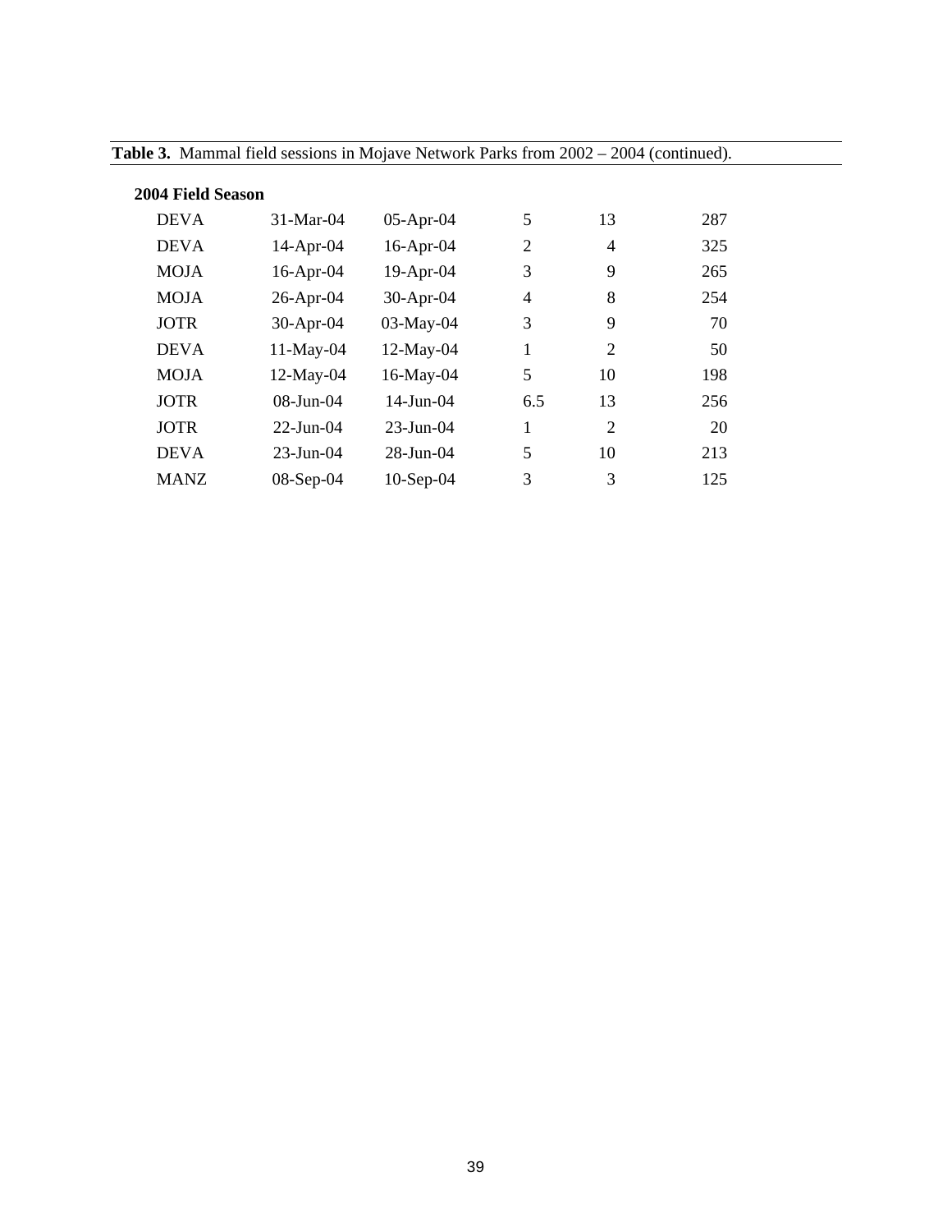**Table 3.** Mammal field sessions in Mojave Network Parks from 2002 – 2004 (continued).

| | | | | | |
|---|---|---|---|---|---|
| **2004 Field Season** | | | | | |
| DEVA | 31-Mar-04 | 05-Apr-04 | 5 | 13 | 287 |
| DEVA | 14-Apr-04 | 16-Apr-04 | 2 | 4 | 325 |
| MOJA | 16-Apr-04 | 19-Apr-04 | 3 | 9 | 265 |
| MOJA | 26-Apr-04 | 30-Apr-04 | 4 | 8 | 254 |
| JOTR | 30-Apr-04 | 03-May-04 | 3 | 9 | 70 |
| DEVA | 11-May-04 | 12-May-04 | 1 | 2 | 50 |
| MOJA | 12-May-04 | 16-May-04 | 5 | 10 | 198 |
| JOTR | 08-Jun-04 | 14-Jun-04 | 6.5 | 13 | 256 |
| JOTR | 22-Jun-04 | 23-Jun-04 | 1 | 2 | 20 |
| DEVA | 23-Jun-04 | 28-Jun-04 | 5 | 10 | 213 |
| MANZ | 08-Sep-04 | 10-Sep-04 | 3 | 3 | 125 |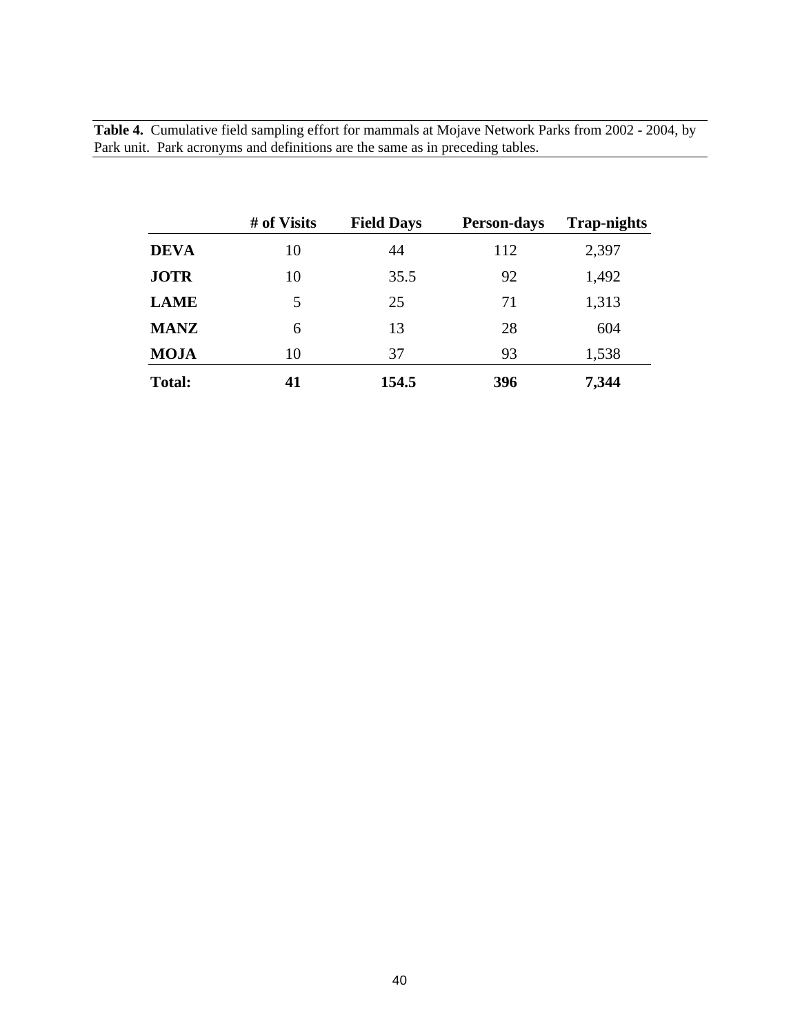**Table 4.** Cumulative field sampling effort for mammals at Mojave Network Parks from 2002 - 2004, by Park unit. Park acronyms and definitions are the same as in preceding tables.

| | # of Visits | Field Days | Person-days | Trap-nights |
|---|---|---|---|---|
| **DEVA** | 10 | 44 | 112 | 2,397 |
| **JOTR** | 10 | 35.5 | 92 | 1,492 |
| **LAME** | 5 | 25 | 71 | 1,313 |
| **MANZ** | 6 | 13 | 28 | 604 |
| **MOJA** | 10 | 37 | 93 | 1,538 |
| **Total:** | **41** | **154.5** | **396** | **7,344** |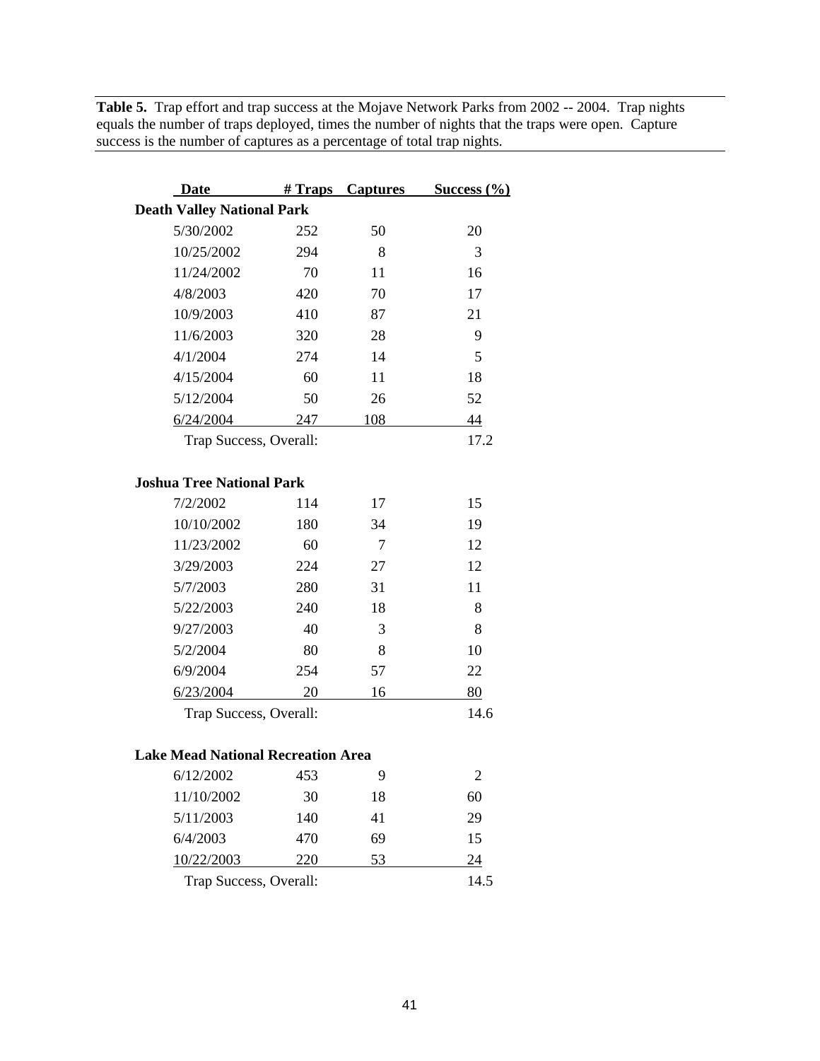**Table 5.** Trap effort and trap success at the Mojave Network Parks from 2002 -- 2004. Trap nights equals the number of traps deployed, times the number of nights that the traps were open. Capture success is the number of captures as a percentage of total trap nights.

| Date | # Traps | Captures | Success (%) |
|---|---|---|---|
| **Death Valley National Park** | | | |
| 5/30/2002 | 252 | 50 | 20 |
| 10/25/2002 | 294 | 8 | 3 |
| 11/24/2002 | 70 | 11 | 16 |
| 4/8/2003 | 420 | 70 | 17 |
| 10/9/2003 | 410 | 87 | 21 |
| 11/6/2003 | 320 | 28 | 9 |
| 4/1/2004 | 274 | 14 | 5 |
| 4/15/2004 | 60 | 11 | 18 |
| 5/12/2004 | 50 | 26 | 52 |
| 6/24/2004 | 247 | 108 | 44 |
| Trap Success, Overall: | | | 17.2 |
| **Joshua Tree National Park** | | | |
| 7/2/2002 | 114 | 17 | 15 |
| 10/10/2002 | 180 | 34 | 19 |
| 11/23/2002 | 60 | 7 | 12 |
| 3/29/2003 | 224 | 27 | 12 |
| 5/7/2003 | 280 | 31 | 11 |
| 5/22/2003 | 240 | 18 | 8 |
| 9/27/2003 | 40 | 3 | 8 |
| 5/2/2004 | 80 | 8 | 10 |
| 6/9/2004 | 254 | 57 | 22 |
| 6/23/2004 | 20 | 16 | 80 |
| Trap Success, Overall: | | | 14.6 |
| **Lake Mead National Recreation Area** | | | |
| 6/12/2002 | 453 | 9 | 2 |
| 11/10/2002 | 30 | 18 | 60 |
| 5/11/2003 | 140 | 41 | 29 |
| 6/4/2003 | 470 | 69 | 15 |
| 10/22/2003 | 220 | 53 | 24 |
| Trap Success, Overall: | | | 14.5 |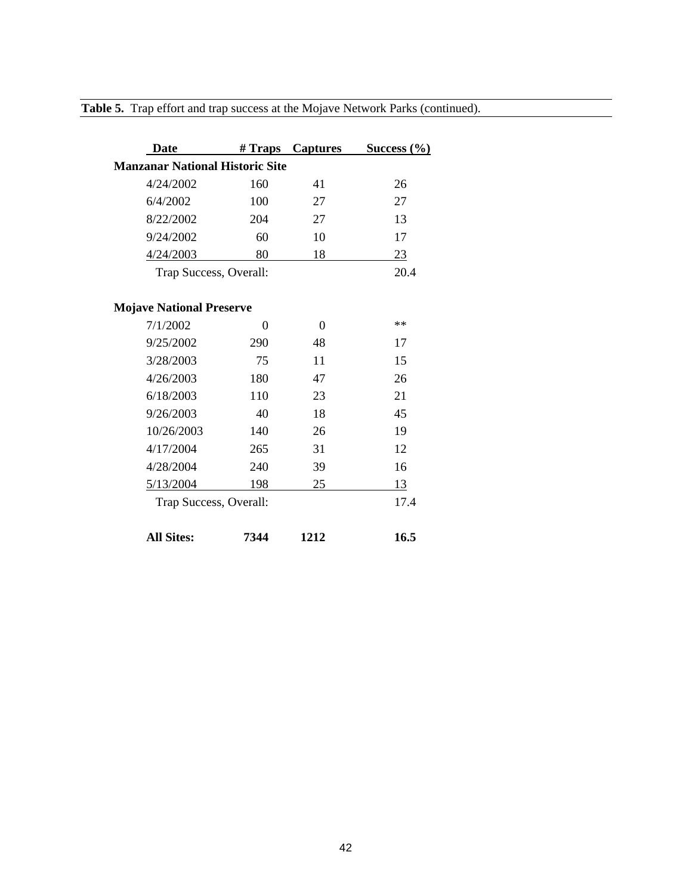**Table 5.** Trap effort and trap success at the Mojave Network Parks (continued).

| Date | # Traps | Captures | Success (%) |
|---|---|---|---|
| **Manzanar National Historic Site** | | | |
| 4/24/2002 | 160 | 41 | 26 |
| 6/4/2002 | 100 | 27 | 27 |
| 8/22/2002 | 204 | 27 | 13 |
| 9/24/2002 | 60 | 10 | 17 |
| 4/24/2003 | 80 | 18 | 23 |
| Trap Success, Overall: | | | 20.4 |
| **Mojave National Preserve** | | | |
| 7/1/2002 | 0 | 0 | ** |
| 9/25/2002 | 290 | 48 | 17 |
| 3/28/2003 | 75 | 11 | 15 |
| 4/26/2003 | 180 | 47 | 26 |
| 6/18/2003 | 110 | 23 | 21 |
| 9/26/2003 | 40 | 18 | 45 |
| 10/26/2003 | 140 | 26 | 19 |
| 4/17/2004 | 265 | 31 | 12 |
| 4/28/2004 | 240 | 39 | 16 |
| 5/13/2004 | 198 | 25 | 13 |
| Trap Success, Overall: | | | 17.4 |
| **All Sites:** | **7344** | **1212** | **16.5** |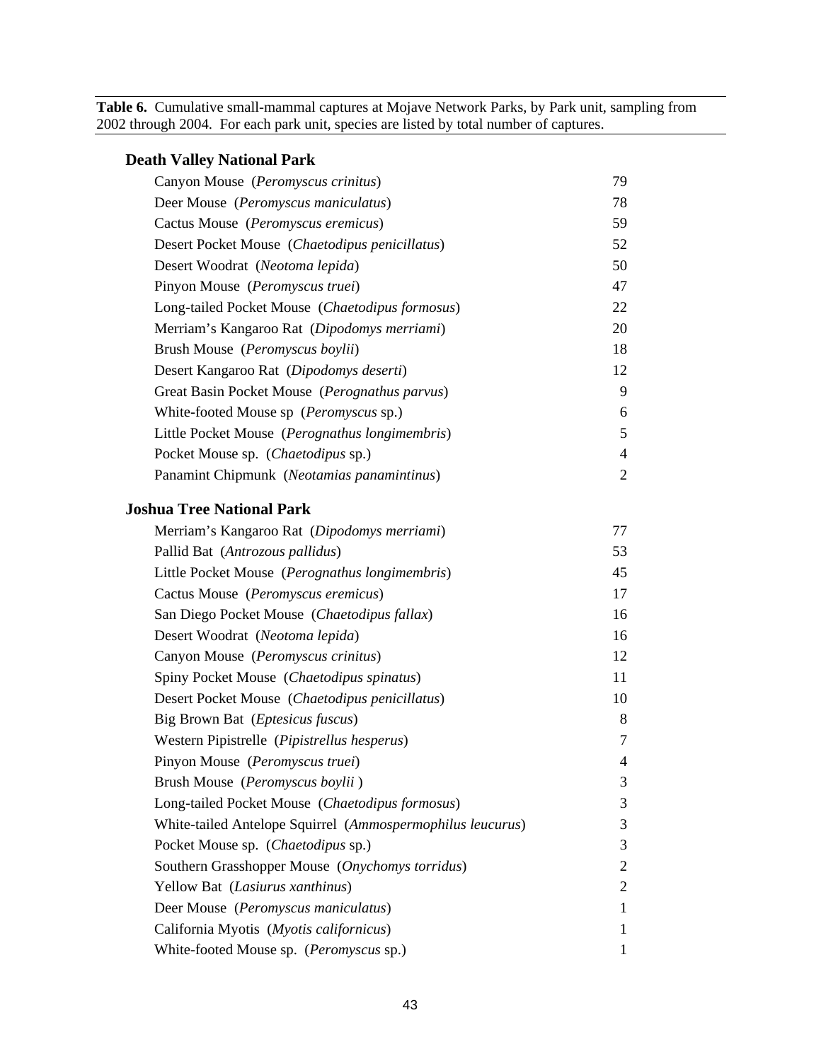**Table 6.** Cumulative small-mammal captures at Mojave Network Parks, by Park unit, sampling from 2002 through 2004. For each park unit, species are listed by total number of captures.

| Species | Captures |
|---|---|
| **Death Valley National Park** | |
| Canyon Mouse (*Peromyscus crinitus*) | 79 |
| Deer Mouse (*Peromyscus maniculatus*) | 78 |
| Cactus Mouse (*Peromyscus eremicus*) | 59 |
| Desert Pocket Mouse (*Chaetodipus penicillatus*) | 52 |
| Desert Woodrat (*Neotoma lepida*) | 50 |
| Pinyon Mouse (*Peromyscus truei*) | 47 |
| Long-tailed Pocket Mouse (*Chaetodipus formosus*) | 22 |
| Merriam's Kangaroo Rat (*Dipodomys merriami*) | 20 |
| Brush Mouse (*Peromyscus boylii*) | 18 |
| Desert Kangaroo Rat (*Dipodomys deserti*) | 12 |
| Great Basin Pocket Mouse (*Perognathus parvus*) | 9 |
| White-footed Mouse sp (*Peromyscus* sp.) | 6 |
| Little Pocket Mouse (*Perognathus longimembris*) | 5 |
| Pocket Mouse sp. (*Chaetodipus* sp.) | 4 |
| Panamint Chipmunk (*Neotamias panamintinus*) | 2 |
| **Joshua Tree National Park** | |
| Merriam's Kangaroo Rat (*Dipodomys merriami*) | 77 |
| Pallid Bat (*Antrozous pallidus*) | 53 |
| Little Pocket Mouse (*Perognathus longimembris*) | 45 |
| Cactus Mouse (*Peromyscus eremicus*) | 17 |
| San Diego Pocket Mouse (*Chaetodipus fallax*) | 16 |
| Desert Woodrat (*Neotoma lepida*) | 16 |
| Canyon Mouse (*Peromyscus crinitus*) | 12 |
| Spiny Pocket Mouse (*Chaetodipus spinatus*) | 11 |
| Desert Pocket Mouse (*Chaetodipus penicillatus*) | 10 |
| Big Brown Bat (*Eptesicus fuscus*) | 8 |
| Western Pipistrelle (*Pipistrellus hesperus*) | 7 |
| Pinyon Mouse (*Peromyscus truei*) | 4 |
| Brush Mouse (*Peromyscus boylii* ) | 3 |
| Long-tailed Pocket Mouse (*Chaetodipus formosus*) | 3 |
| White-tailed Antelope Squirrel (*Ammospermophilus leucurus*) | 3 |
| Pocket Mouse sp. (*Chaetodipus* sp.) | 3 |
| Southern Grasshopper Mouse (*Onychomys torridus*) | 2 |
| Yellow Bat (*Lasiurus xanthinus*) | 2 |
| Deer Mouse (*Peromyscus maniculatus*) | 1 |
| California Myotis (*Myotis californicus*) | 1 |
| White-footed Mouse sp. (*Peromyscus* sp.) | 1 |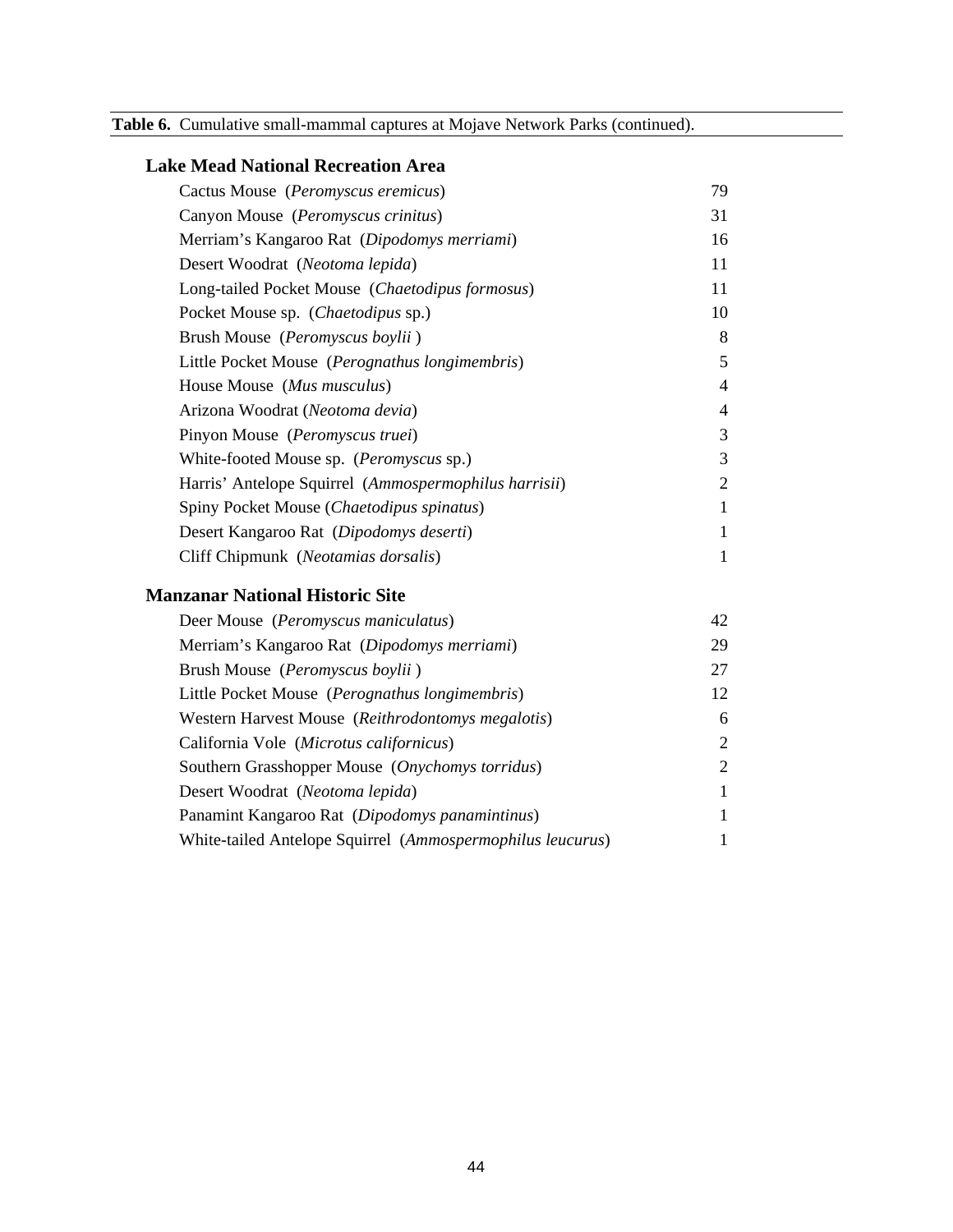**Table 6.** Cumulative small-mammal captures at Mojave Network Parks (continued).

| Species | Captures |
|---|---|
| **Lake Mead National Recreation Area** | |
| Cactus Mouse (*Peromyscus eremicus*) | 79 |
| Canyon Mouse (*Peromyscus crinitus*) | 31 |
| Merriam's Kangaroo Rat (*Dipodomys merriami*) | 16 |
| Desert Woodrat (*Neotoma lepida*) | 11 |
| Long-tailed Pocket Mouse (*Chaetodipus formosus*) | 11 |
| Pocket Mouse sp. (*Chaetodipus* sp.) | 10 |
| Brush Mouse (*Peromyscus boylii* ) | 8 |
| Little Pocket Mouse (*Perognathus longimembris*) | 5 |
| House Mouse (*Mus musculus*) | 4 |
| Arizona Woodrat (*Neotoma devia*) | 4 |
| Pinyon Mouse (*Peromyscus truei*) | 3 |
| White-footed Mouse sp. (*Peromyscus* sp.) | 3 |
| Harris' Antelope Squirrel (*Ammospermophilus harrisii*) | 2 |
| Spiny Pocket Mouse (*Chaetodipus spinatus*) | 1 |
| Desert Kangaroo Rat (*Dipodomys deserti*) | 1 |
| Cliff Chipmunk (*Neotamias dorsalis*) | 1 |
| **Manzanar National Historic Site** | |
| Deer Mouse (*Peromyscus maniculatus*) | 42 |
| Merriam's Kangaroo Rat (*Dipodomys merriami*) | 29 |
| Brush Mouse (*Peromyscus boylii* ) | 27 |
| Little Pocket Mouse (*Perognathus longimembris*) | 12 |
| Western Harvest Mouse (*Reithrodontomys megalotis*) | 6 |
| California Vole (*Microtus californicus*) | 2 |
| Southern Grasshopper Mouse (*Onychomys torridus*) | 2 |
| Desert Woodrat (*Neotoma lepida*) | 1 |
| Panamint Kangaroo Rat (*Dipodomys panamintinus*) | 1 |
| White-tailed Antelope Squirrel (*Ammospermophilus leucurus*) | 1 |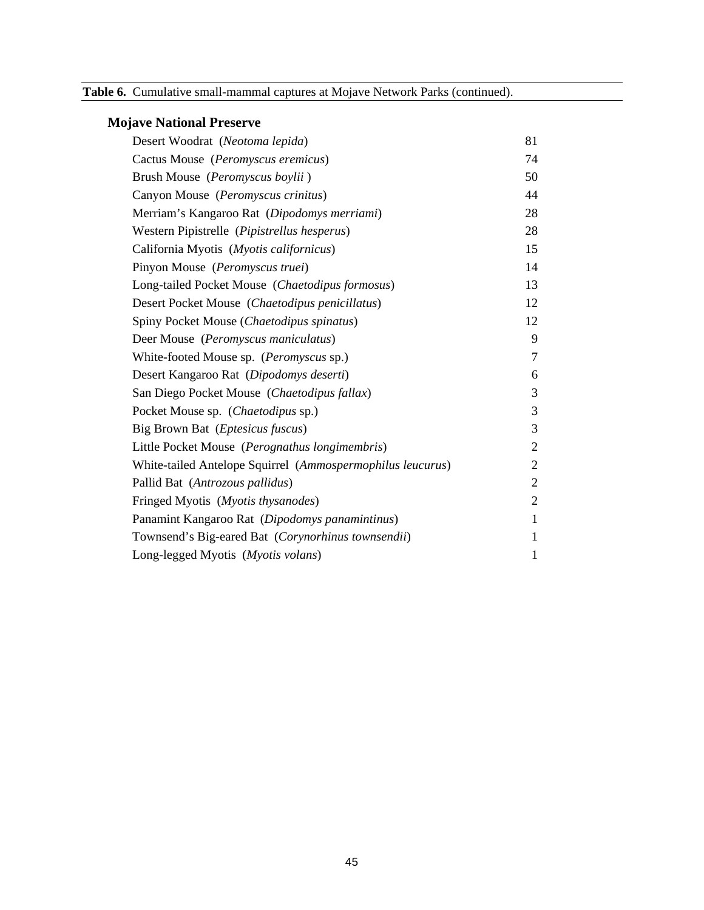**Table 6.** Cumulative small-mammal captures at Mojave Network Parks (continued).

| **Mojave National Preserve** | |
|---|---|
| Desert Woodrat (*Neotoma lepida*) | 81 |
| Cactus Mouse (*Peromyscus eremicus*) | 74 |
| Brush Mouse (*Peromyscus boylii* ) | 50 |
| Canyon Mouse (*Peromyscus crinitus*) | 44 |
| Merriam’s Kangaroo Rat (*Dipodomys merriami*) | 28 |
| Western Pipistrelle (*Pipistrellus hesperus*) | 28 |
| California Myotis (*Myotis californicus*) | 15 |
| Pinyon Mouse (*Peromyscus truei*) | 14 |
| Long-tailed Pocket Mouse (*Chaetodipus formosus*) | 13 |
| Desert Pocket Mouse (*Chaetodipus penicillatus*) | 12 |
| Spiny Pocket Mouse (*Chaetodipus spinatus*) | 12 |
| Deer Mouse (*Peromyscus maniculatus*) | 9 |
| White-footed Mouse sp. (*Peromyscus* sp.) | 7 |
| Desert Kangaroo Rat (*Dipodomys deserti*) | 6 |
| San Diego Pocket Mouse (*Chaetodipus fallax*) | 3 |
| Pocket Mouse sp. (*Chaetodipus* sp.) | 3 |
| Big Brown Bat (*Eptesicus fuscus*) | 3 |
| Little Pocket Mouse (*Perognathus longimembris*) | 2 |
| White-tailed Antelope Squirrel (*Ammospermophilus leucurus*) | 2 |
| Pallid Bat (*Antrozous pallidus*) | 2 |
| Fringed Myotis (*Myotis thysanodes*) | 2 |
| Panamint Kangaroo Rat (*Dipodomys panamintinus*) | 1 |
| Townsend’s Big-eared Bat (*Corynorhinus townsendii*) | 1 |
| Long-legged Myotis (*Myotis volans*) | 1 |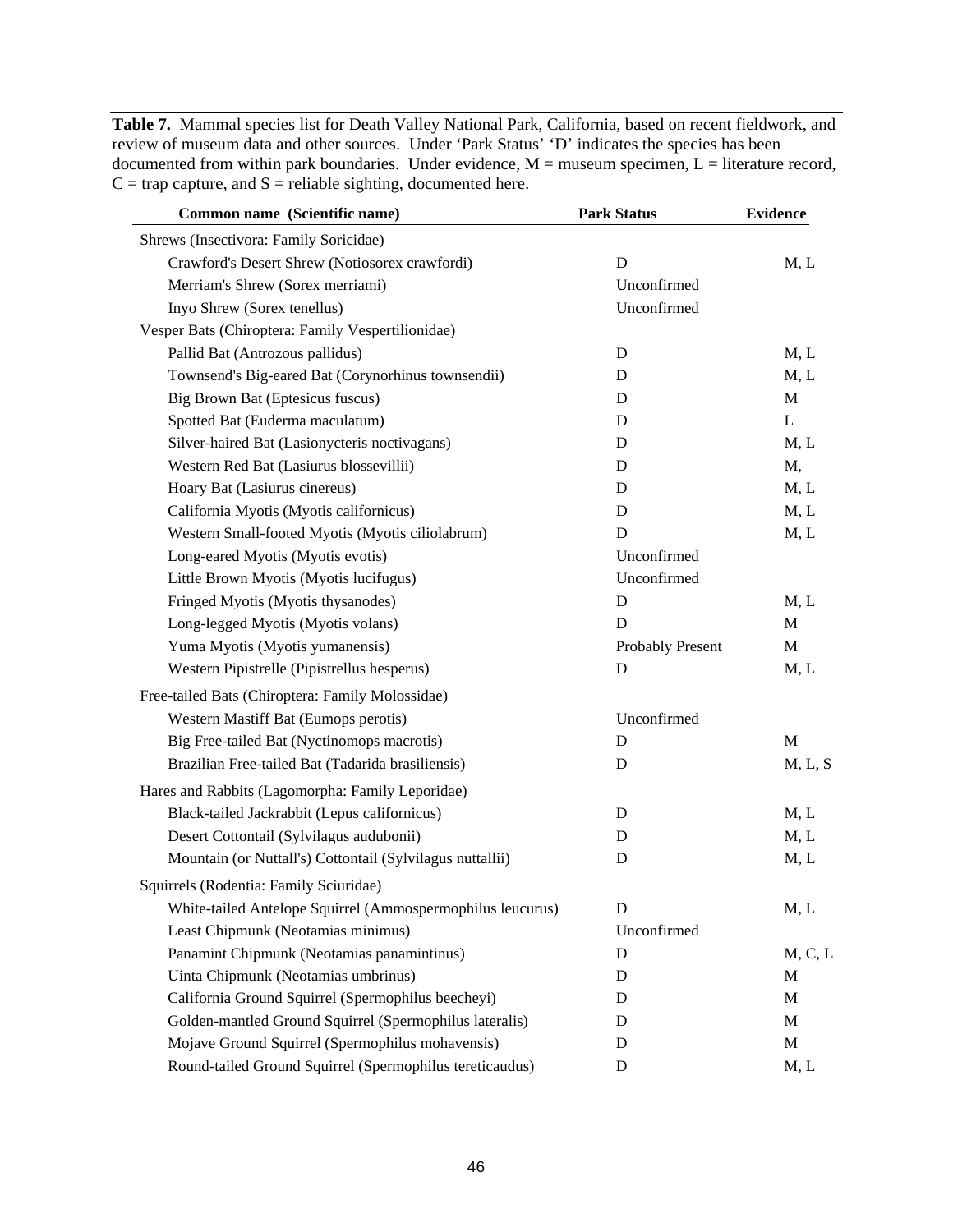**Table 7.** Mammal species list for Death Valley National Park, California, based on recent fieldwork, and review of museum data and other sources. Under 'Park Status' 'D' indicates the species has been documented from within park boundaries. Under evidence, M = museum specimen, L = literature record, C = trap capture, and S = reliable sighting, documented here.

| Common name (Scientific name) | Park Status | Evidence |
|---|---|---|
| Shrews (Insectivora: Family Soricidae) | | |
| Crawford's Desert Shrew (Notiosorex crawfordi) | D | M, L |
| Merriam's Shrew (Sorex merriami) | Unconfirmed | |
| Inyo Shrew (Sorex tenellus) | Unconfirmed | |
| Vesper Bats (Chiroptera: Family Vespertilionidae) | | |
| Pallid Bat (Antrozous pallidus) | D | M, L |
| Townsend's Big-eared Bat (Corynorhinus townsendii) | D | M, L |
| Big Brown Bat (Eptesicus fuscus) | D | M |
| Spotted Bat (Euderma maculatum) | D | L |
| Silver-haired Bat (Lasionycteris noctivagans) | D | M, L |
| Western Red Bat (Lasiurus blossevillii) | D | M, |
| Hoary Bat (Lasiurus cinereus) | D | M, L |
| California Myotis (Myotis californicus) | D | M, L |
| Western Small-footed Myotis (Myotis ciliolabrum) | D | M, L |
| Long-eared Myotis (Myotis evotis) | Unconfirmed | |
| Little Brown Myotis (Myotis lucifugus) | Unconfirmed | |
| Fringed Myotis (Myotis thysanodes) | D | M, L |
| Long-legged Myotis (Myotis volans) | D | M |
| Yuma Myotis (Myotis yumanensis) | Probably Present | M |
| Western Pipistrelle (Pipistrellus hesperus) | D | M, L |
| Free-tailed Bats (Chiroptera: Family Molossidae) | | |
| Western Mastiff Bat (Eumops perotis) | Unconfirmed | |
| Big Free-tailed Bat (Nyctinomops macrotis) | D | M |
| Brazilian Free-tailed Bat (Tadarida brasiliensis) | D | M, L, S |
| Hares and Rabbits (Lagomorpha: Family Leporidae) | | |
| Black-tailed Jackrabbit (Lepus californicus) | D | M, L |
| Desert Cottontail (Sylvilagus audubonii) | D | M, L |
| Mountain (or Nuttall's) Cottontail (Sylvilagus nuttallii) | D | M, L |
| Squirrels (Rodentia: Family Sciuridae) | | |
| White-tailed Antelope Squirrel (Ammospermophilus leucurus) | D | M, L |
| Least Chipmunk (Neotamias minimus) | Unconfirmed | |
| Panamint Chipmunk (Neotamias panamintinus) | D | M, C, L |
| Uinta Chipmunk (Neotamias umbrinus) | D | M |
| California Ground Squirrel (Spermophilus beecheyi) | D | M |
| Golden-mantled Ground Squirrel (Spermophilus lateralis) | D | M |
| Mojave Ground Squirrel (Spermophilus mohavensis) | D | M |
| Round-tailed Ground Squirrel (Spermophilus tereticaudus) | D | M, L |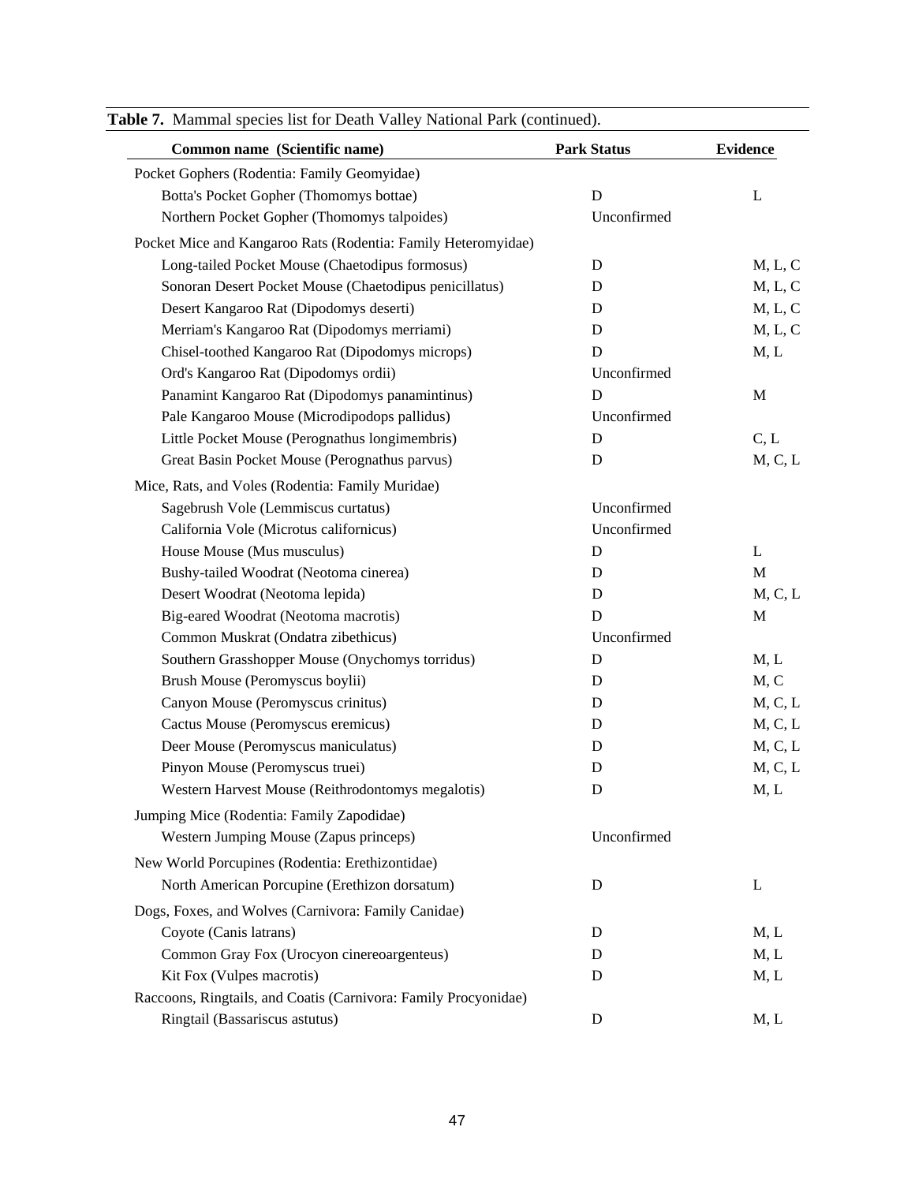**Table 7.** Mammal species list for Death Valley National Park (continued).

| Common name (Scientific name) | Park Status | Evidence |
|---|---|---|
| Pocket Gophers (Rodentia: Family Geomyidae) | | |
| Botta's Pocket Gopher (Thomomys bottae) | D | L |
| Northern Pocket Gopher (Thomomys talpoides) | Unconfirmed | |
| Pocket Mice and Kangaroo Rats (Rodentia: Family Heteromyidae) | | |
| Long-tailed Pocket Mouse (Chaetodipus formosus) | D | M, L, C |
| Sonoran Desert Pocket Mouse (Chaetodipus penicillatus) | D | M, L, C |
| Desert Kangaroo Rat (Dipodomys deserti) | D | M, L, C |
| Merriam's Kangaroo Rat (Dipodomys merriami) | D | M, L, C |
| Chisel-toothed Kangaroo Rat (Dipodomys microps) | D | M, L |
| Ord's Kangaroo Rat (Dipodomys ordii) | Unconfirmed | |
| Panamint Kangaroo Rat (Dipodomys panamintinus) | D | M |
| Pale Kangaroo Mouse (Microdipodops pallidus) | Unconfirmed | |
| Little Pocket Mouse (Perognathus longimembris) | D | C, L |
| Great Basin Pocket Mouse (Perognathus parvus) | D | M, C, L |
| Mice, Rats, and Voles (Rodentia: Family Muridae) | | |
| Sagebrush Vole (Lemmiscus curtatus) | Unconfirmed | |
| California Vole (Microtus californicus) | Unconfirmed | |
| House Mouse (Mus musculus) | D | L |
| Bushy-tailed Woodrat (Neotoma cinerea) | D | M |
| Desert Woodrat (Neotoma lepida) | D | M, C, L |
| Big-eared Woodrat (Neotoma macrotis) | D | M |
| Common Muskrat (Ondatra zibethicus) | Unconfirmed | |
| Southern Grasshopper Mouse (Onychomys torridus) | D | M, L |
| Brush Mouse (Peromyscus boylii) | D | M, C |
| Canyon Mouse (Peromyscus crinitus) | D | M, C, L |
| Cactus Mouse (Peromyscus eremicus) | D | M, C, L |
| Deer Mouse (Peromyscus maniculatus) | D | M, C, L |
| Pinyon Mouse (Peromyscus truei) | D | M, C, L |
| Western Harvest Mouse (Reithrodontomys megalotis) | D | M, L |
| Jumping Mice (Rodentia: Family Zapodidae) | | |
| Western Jumping Mouse (Zapus princeps) | Unconfirmed | |
| New World Porcupines (Rodentia: Erethizontidae) | | |
| North American Porcupine (Erethizon dorsatum) | D | L |
| Dogs, Foxes, and Wolves (Carnivora: Family Canidae) | | |
| Coyote (Canis latrans) | D | M, L |
| Common Gray Fox (Urocyon cinereoargenteus) | D | M, L |
| Kit Fox (Vulpes macrotis) | D | M, L |
| Raccoons, Ringtails, and Coatis (Carnivora: Family Procyonidae) | | |
| Ringtail (Bassariscus astutus) | D | M, L |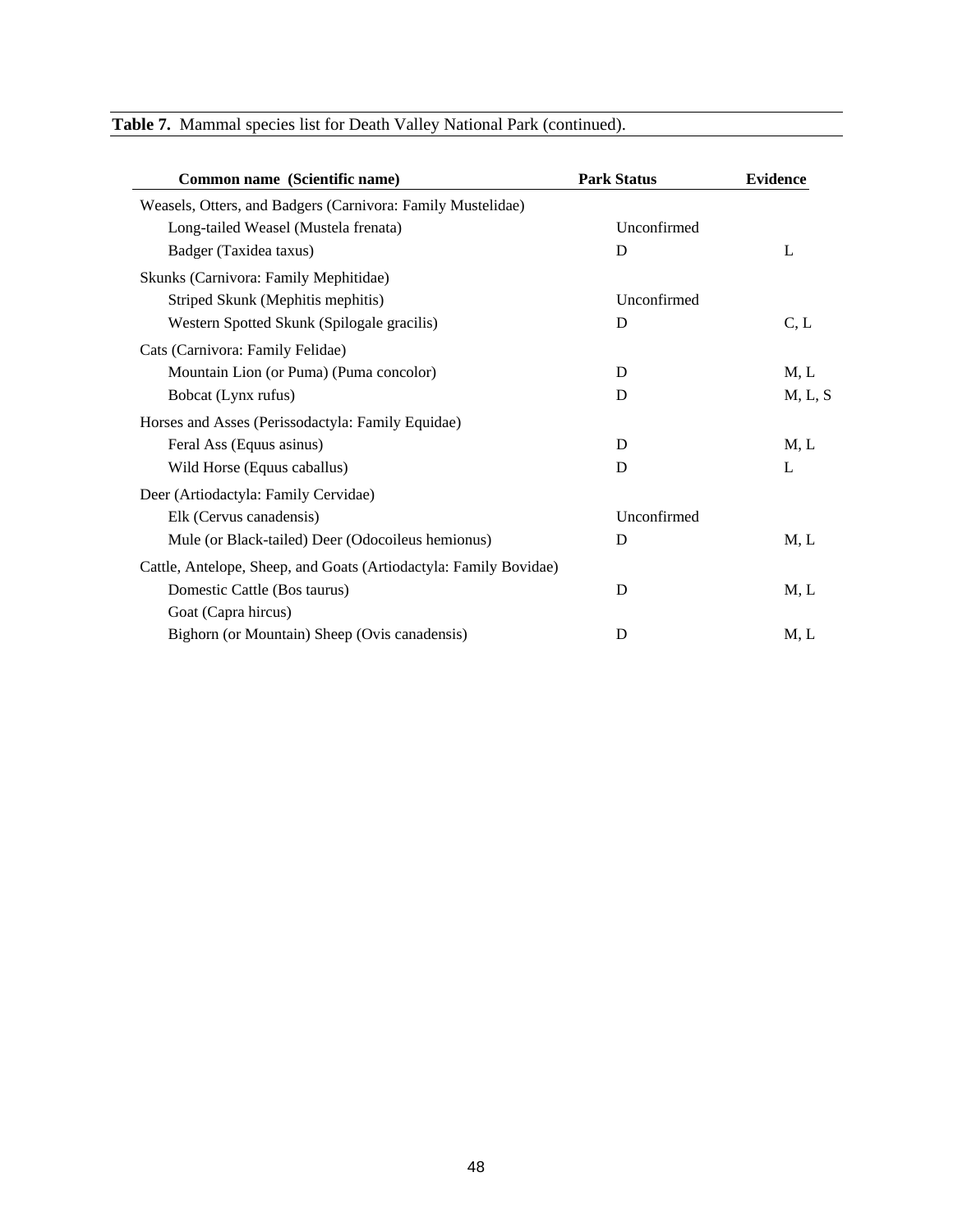**Table 7.** Mammal species list for Death Valley National Park (continued).

| Common name (Scientific name) | Park Status | Evidence |
|---|---|---|
| Weasels, Otters, and Badgers (Carnivora: Family Mustelidae) | | |
| Long-tailed Weasel (Mustela frenata) | Unconfirmed | |
| Badger (Taxidea taxus) | D | L |
| Skunks (Carnivora: Family Mephitidae) | | |
| Striped Skunk (Mephitis mephitis) | Unconfirmed | |
| Western Spotted Skunk (Spilogale gracilis) | D | C, L |
| Cats (Carnivora: Family Felidae) | | |
| Mountain Lion (or Puma) (Puma concolor) | D | M, L |
| Bobcat (Lynx rufus) | D | M, L, S |
| Horses and Asses (Perissodactyla: Family Equidae) | | |
| Feral Ass (Equus asinus) | D | M, L |
| Wild Horse (Equus caballus) | D | L |
| Deer (Artiodactyla: Family Cervidae) | | |
| Elk (Cervus canadensis) | Unconfirmed | |
| Mule (or Black-tailed) Deer (Odocoileus hemionus) | D | M, L |
| Cattle, Antelope, Sheep, and Goats (Artiodactyla: Family Bovidae) | | |
| Domestic Cattle (Bos taurus) | D | M, L |
| Goat (Capra hircus) | | |
| Bighorn (or Mountain) Sheep (Ovis canadensis) | D | M, L |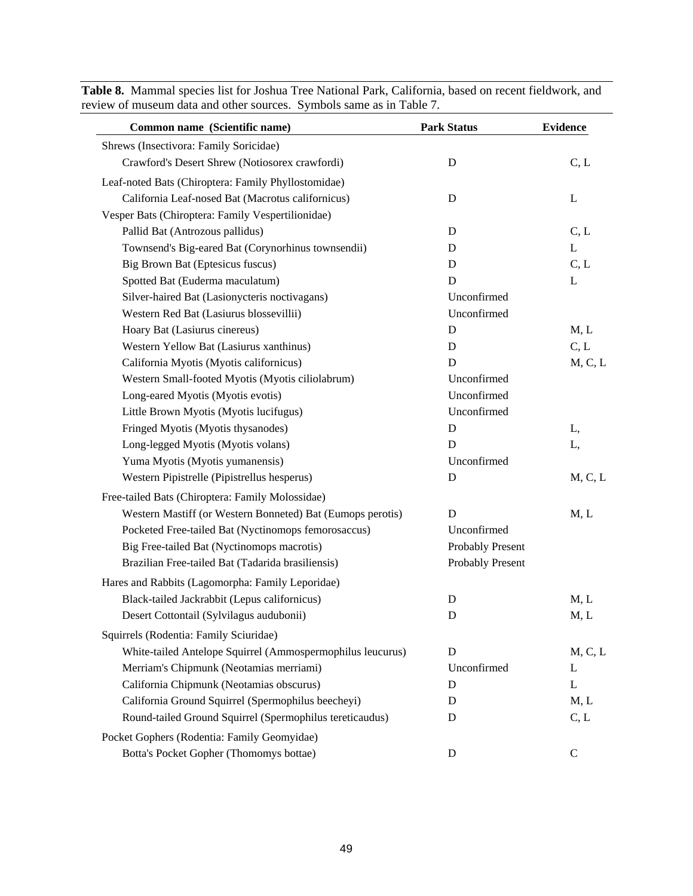**Table 8.** Mammal species list for Joshua Tree National Park, California, based on recent fieldwork, and review of museum data and other sources. Symbols same as in Table 7.

| Common name (Scientific name) | Park Status | Evidence |
|---|---|---|
| Shrews (Insectivora: Family Soricidae) | | |
| Crawford's Desert Shrew (Notiosorex crawfordi) | D | C, L |
| Leaf-noted Bats (Chiroptera: Family Phyllostomidae) | | |
| California Leaf-nosed Bat (Macrotus californicus) | D | L |
| Vesper Bats (Chiroptera: Family Vespertilionidae) | | |
| Pallid Bat (Antrozous pallidus) | D | C, L |
| Townsend's Big-eared Bat (Corynorhinus townsendii) | D | L |
| Big Brown Bat (Eptesicus fuscus) | D | C, L |
| Spotted Bat (Euderma maculatum) | D | L |
| Silver-haired Bat (Lasionycteris noctivagans) | Unconfirmed | |
| Western Red Bat (Lasiurus blossevillii) | Unconfirmed | |
| Hoary Bat (Lasiurus cinereus) | D | M, L |
| Western Yellow Bat (Lasiurus xanthinus) | D | C, L |
| California Myotis (Myotis californicus) | D | M, C, L |
| Western Small-footed Myotis (Myotis ciliolabrum) | Unconfirmed | |
| Long-eared Myotis (Myotis evotis) | Unconfirmed | |
| Little Brown Myotis (Myotis lucifugus) | Unconfirmed | |
| Fringed Myotis (Myotis thysanodes) | D | L, |
| Long-legged Myotis (Myotis volans) | D | L, |
| Yuma Myotis (Myotis yumanensis) | Unconfirmed | |
| Western Pipistrelle (Pipistrellus hesperus) | D | M, C, L |
| Free-tailed Bats (Chiroptera: Family Molossidae) | | |
| Western Mastiff (or Western Bonneted) Bat (Eumops perotis) | D | M, L |
| Pocketed Free-tailed Bat (Nyctinomops femorosaccus) | Unconfirmed | |
| Big Free-tailed Bat (Nyctinomops macrotis) | Probably Present | |
| Brazilian Free-tailed Bat (Tadarida brasiliensis) | Probably Present | |
| Hares and Rabbits (Lagomorpha: Family Leporidae) | | |
| Black-tailed Jackrabbit (Lepus californicus) | D | M, L |
| Desert Cottontail (Sylvilagus audubonii) | D | M, L |
| Squirrels (Rodentia: Family Sciuridae) | | |
| White-tailed Antelope Squirrel (Ammospermophilus leucurus) | D | M, C, L |
| Merriam's Chipmunk (Neotamias merriami) | Unconfirmed | L |
| California Chipmunk (Neotamias obscurus) | D | L |
| California Ground Squirrel (Spermophilus beecheyi) | D | M, L |
| Round-tailed Ground Squirrel (Spermophilus tereticaudus) | D | C, L |
| Pocket Gophers (Rodentia: Family Geomyidae) | | |
| Botta's Pocket Gopher (Thomomys bottae) | D | C |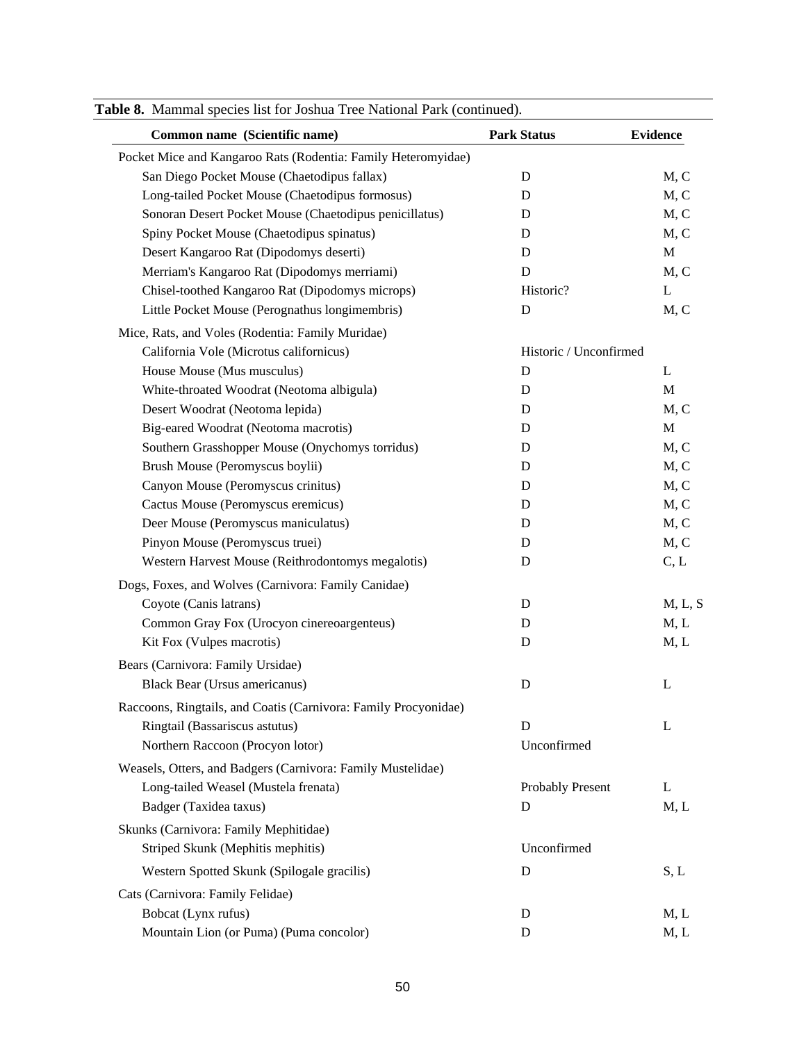**Table 8.** Mammal species list for Joshua Tree National Park (continued).

| Common name (Scientific name) | Park Status | Evidence |
|---|---|---|
| Pocket Mice and Kangaroo Rats (Rodentia: Family Heteromyidae) | | |
| San Diego Pocket Mouse (Chaetodipus fallax) | D | M, C |
| Long-tailed Pocket Mouse (Chaetodipus formosus) | D | M, C |
| Sonoran Desert Pocket Mouse (Chaetodipus penicillatus) | D | M, C |
| Spiny Pocket Mouse (Chaetodipus spinatus) | D | M, C |
| Desert Kangaroo Rat (Dipodomys deserti) | D | M |
| Merriam's Kangaroo Rat (Dipodomys merriami) | D | M, C |
| Chisel-toothed Kangaroo Rat (Dipodomys microps) | Historic? | L |
| Little Pocket Mouse (Perognathus longimembris) | D | M, C |
| Mice, Rats, and Voles (Rodentia: Family Muridae) | | |
| California Vole (Microtus californicus) | Historic / Unconfirmed | |
| House Mouse (Mus musculus) | D | L |
| White-throated Woodrat (Neotoma albigula) | D | M |
| Desert Woodrat (Neotoma lepida) | D | M, C |
| Big-eared Woodrat (Neotoma macrotis) | D | M |
| Southern Grasshopper Mouse (Onychomys torridus) | D | M, C |
| Brush Mouse (Peromyscus boylii) | D | M, C |
| Canyon Mouse (Peromyscus crinitus) | D | M, C |
| Cactus Mouse (Peromyscus eremicus) | D | M, C |
| Deer Mouse (Peromyscus maniculatus) | D | M, C |
| Pinyon Mouse (Peromyscus truei) | D | M, C |
| Western Harvest Mouse (Reithrodontomys megalotis) | D | C, L |
| Dogs, Foxes, and Wolves (Carnivora: Family Canidae) | | |
| Coyote (Canis latrans) | D | M, L, S |
| Common Gray Fox (Urocyon cinereoargenteus) | D | M, L |
| Kit Fox (Vulpes macrotis) | D | M, L |
| Bears (Carnivora: Family Ursidae) | | |
| Black Bear (Ursus americanus) | D | L |
| Raccoons, Ringtails, and Coatis (Carnivora: Family Procyonidae) | | |
| Ringtail (Bassariscus astutus) | D | L |
| Northern Raccoon (Procyon lotor) | Unconfirmed | |
| Weasels, Otters, and Badgers (Carnivora: Family Mustelidae) | | |
| Long-tailed Weasel (Mustela frenata) | Probably Present | L |
| Badger (Taxidea taxus) | D | M, L |
| Skunks (Carnivora: Family Mephitidae) | | |
| Striped Skunk (Mephitis mephitis) | Unconfirmed | |
| Western Spotted Skunk (Spilogale gracilis) | D | S, L |
| Cats (Carnivora: Family Felidae) | | |
| Bobcat (Lynx rufus) | D | M, L |
| Mountain Lion (or Puma) (Puma concolor) | D | M, L |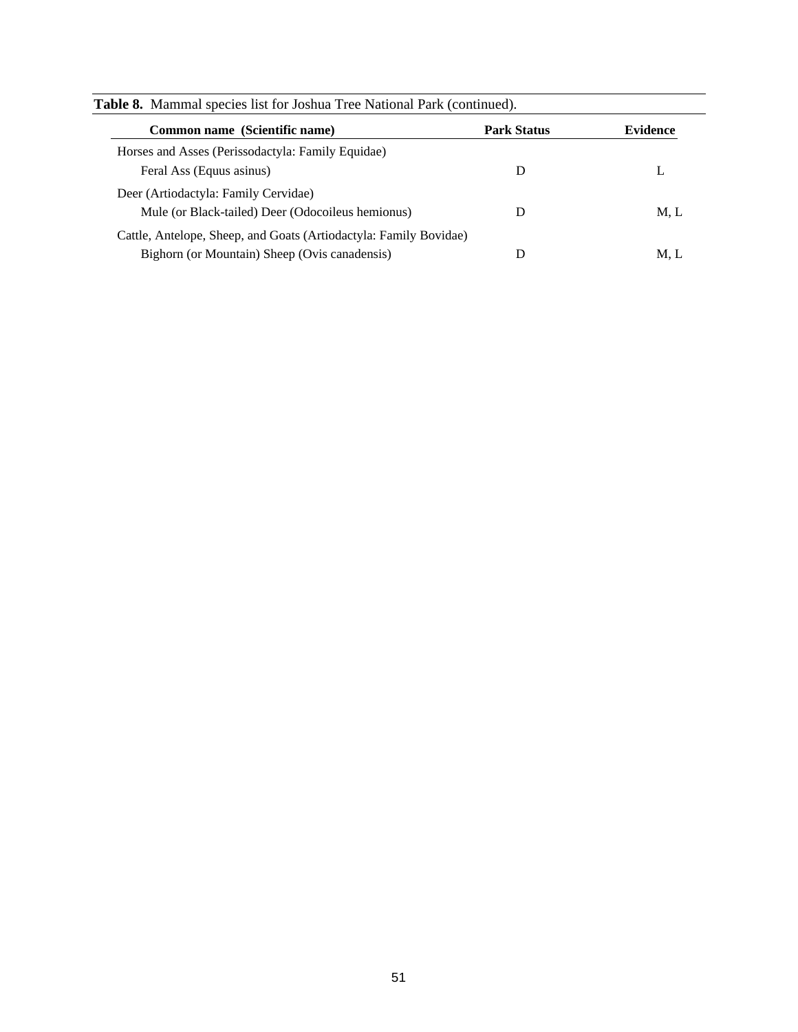**Table 8.** Mammal species list for Joshua Tree National Park (continued).

| Common name (Scientific name) | Park Status | Evidence |
|---|---|---|
| Horses and Asses (Perissodactyla: Family Equidae) | | |
| Feral Ass (Equus asinus) | D | L |
| Deer (Artiodactyla: Family Cervidae) | | |
| Mule (or Black-tailed) Deer (Odocoileus hemionus) | D | M, L |
| Cattle, Antelope, Sheep, and Goats (Artiodactyla: Family Bovidae) | | |
| Bighorn (or Mountain) Sheep (Ovis canadensis) | D | M, L |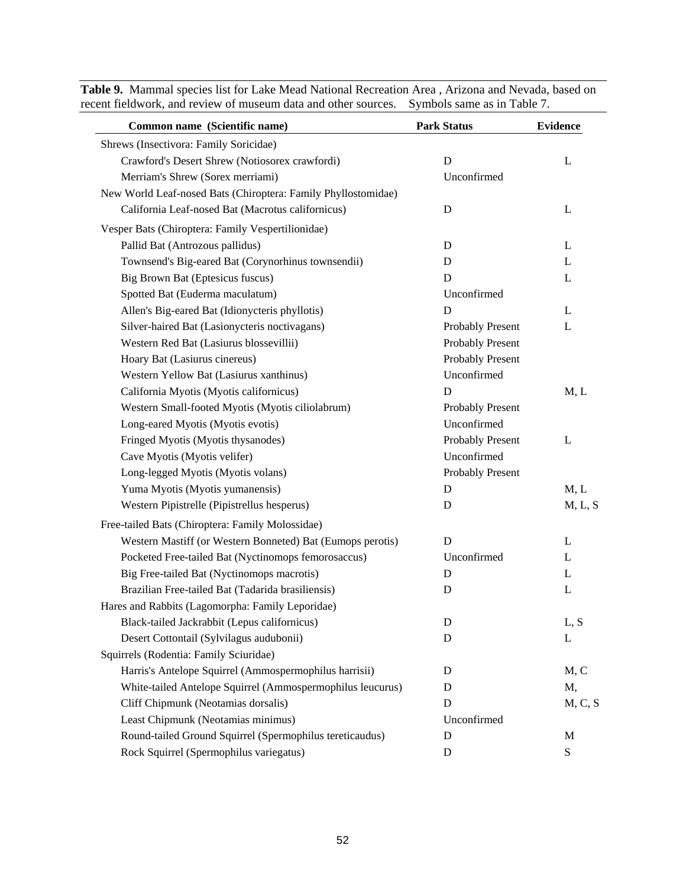**Table 9.** Mammal species list for Lake Mead National Recreation Area , Arizona and Nevada, based on recent fieldwork, and review of museum data and other sources. Symbols same as in Table 7.

| Common name (Scientific name) | Park Status | Evidence |
|---|---|---|
| Shrews (Insectivora: Family Soricidae) | | |
| Crawford's Desert Shrew (Notiosorex crawfordi) | D | L |
| Merriam's Shrew (Sorex merriami) | Unconfirmed | |
| New World Leaf-nosed Bats (Chiroptera: Family Phyllostomidae) | | |
| California Leaf-nosed Bat (Macrotus californicus) | D | L |
| Vesper Bats (Chiroptera: Family Vespertilionidae) | | |
| Pallid Bat (Antrozous pallidus) | D | L |
| Townsend's Big-eared Bat (Corynorhinus townsendii) | D | L |
| Big Brown Bat (Eptesicus fuscus) | D | L |
| Spotted Bat (Euderma maculatum) | Unconfirmed | |
| Allen's Big-eared Bat (Idionycteris phyllotis) | D | L |
| Silver-haired Bat (Lasionycteris noctivagans) | Probably Present | L |
| Western Red Bat (Lasiurus blossevillii) | Probably Present | |
| Hoary Bat (Lasiurus cinereus) | Probably Present | |
| Western Yellow Bat (Lasiurus xanthinus) | Unconfirmed | |
| California Myotis (Myotis californicus) | D | M, L |
| Western Small-footed Myotis (Myotis ciliolabrum) | Probably Present | |
| Long-eared Myotis (Myotis evotis) | Unconfirmed | |
| Fringed Myotis (Myotis thysanodes) | Probably Present | L |
| Cave Myotis (Myotis velifer) | Unconfirmed | |
| Long-legged Myotis (Myotis volans) | Probably Present | |
| Yuma Myotis (Myotis yumanensis) | D | M, L |
| Western Pipistrelle (Pipistrellus hesperus) | D | M, L, S |
| Free-tailed Bats (Chiroptera: Family Molossidae) | | |
| Western Mastiff (or Western Bonneted) Bat (Eumops perotis) | D | L |
| Pocketed Free-tailed Bat (Nyctinomops femorosaccus) | Unconfirmed | L |
| Big Free-tailed Bat (Nyctinomops macrotis) | D | L |
| Brazilian Free-tailed Bat (Tadarida brasiliensis) | D | L |
| Hares and Rabbits (Lagomorpha: Family Leporidae) | | |
| Black-tailed Jackrabbit (Lepus californicus) | D | L, S |
| Desert Cottontail (Sylvilagus audubonii) | D | L |
| Squirrels (Rodentia: Family Sciuridae) | | |
| Harris's Antelope Squirrel (Ammospermophilus harrisii) | D | M, C |
| White-tailed Antelope Squirrel (Ammospermophilus leucurus) | D | M, |
| Cliff Chipmunk (Neotamias dorsalis) | D | M, C, S |
| Least Chipmunk (Neotamias minimus) | Unconfirmed | |
| Round-tailed Ground Squirrel (Spermophilus tereticaudus) | D | M |
| Rock Squirrel (Spermophilus variegatus) | D | S |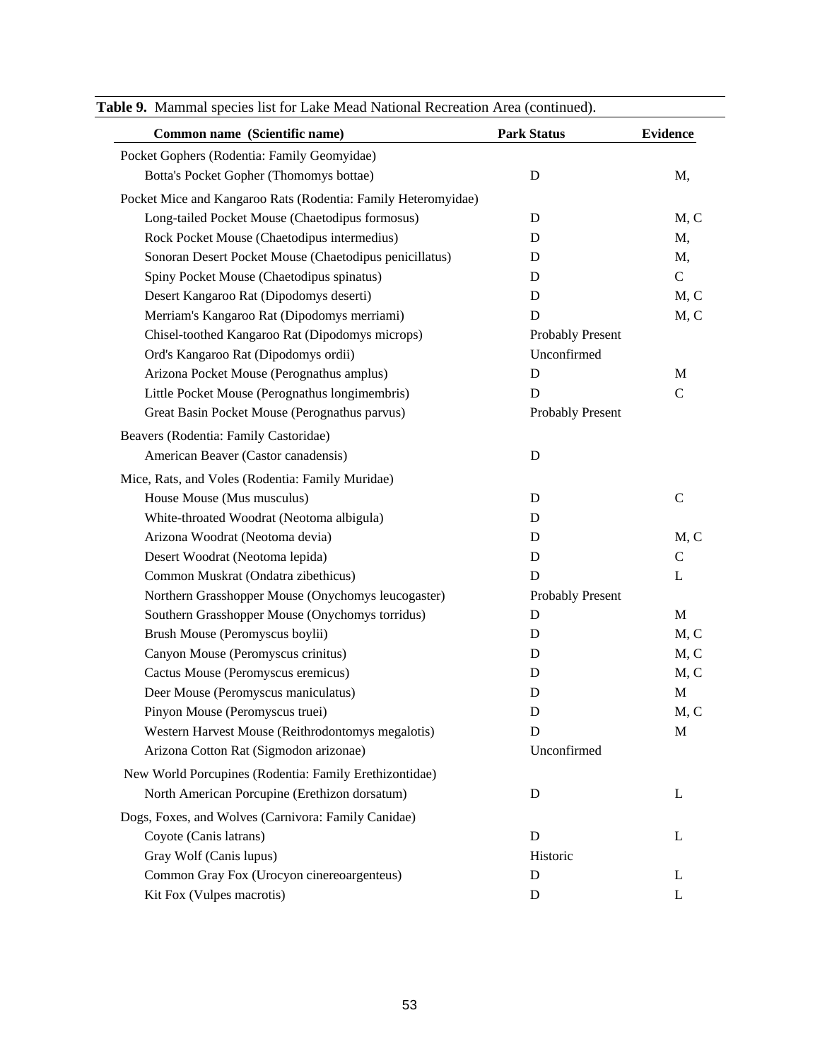**Table 9.** Mammal species list for Lake Mead National Recreation Area (continued).

| Common name (Scientific name) | Park Status | Evidence |
|---|---|---|
| Pocket Gophers (Rodentia: Family Geomyidae) | | |
| Botta's Pocket Gopher (Thomomys bottae) | D | M, |
| Pocket Mice and Kangaroo Rats (Rodentia: Family Heteromyidae) | | |
| Long-tailed Pocket Mouse (Chaetodipus formosus) | D | M, C |
| Rock Pocket Mouse (Chaetodipus intermedius) | D | M, |
| Sonoran Desert Pocket Mouse (Chaetodipus penicillatus) | D | M, |
| Spiny Pocket Mouse (Chaetodipus spinatus) | D | C |
| Desert Kangaroo Rat (Dipodomys deserti) | D | M, C |
| Merriam's Kangaroo Rat (Dipodomys merriami) | D | M, C |
| Chisel-toothed Kangaroo Rat (Dipodomys microps) | Probably Present | |
| Ord's Kangaroo Rat (Dipodomys ordii) | Unconfirmed | |
| Arizona Pocket Mouse (Perognathus amplus) | D | M |
| Little Pocket Mouse (Perognathus longimembris) | D | C |
| Great Basin Pocket Mouse (Perognathus parvus) | Probably Present | |
| Beavers (Rodentia: Family Castoridae) | | |
| American Beaver (Castor canadensis) | D | |
| Mice, Rats, and Voles (Rodentia: Family Muridae) | | |
| House Mouse (Mus musculus) | D | C |
| White-throated Woodrat (Neotoma albigula) | D | |
| Arizona Woodrat (Neotoma devia) | D | M, C |
| Desert Woodrat (Neotoma lepida) | D | C |
| Common Muskrat (Ondatra zibethicus) | D | L |
| Northern Grasshopper Mouse (Onychomys leucogaster) | Probably Present | |
| Southern Grasshopper Mouse (Onychomys torridus) | D | M |
| Brush Mouse (Peromyscus boylii) | D | M, C |
| Canyon Mouse (Peromyscus crinitus) | D | M, C |
| Cactus Mouse (Peromyscus eremicus) | D | M, C |
| Deer Mouse (Peromyscus maniculatus) | D | M |
| Pinyon Mouse (Peromyscus truei) | D | M, C |
| Western Harvest Mouse (Reithrodontomys megalotis) | D | M |
| Arizona Cotton Rat (Sigmodon arizonae) | Unconfirmed | |
| New World Porcupines (Rodentia: Family Erethizontidae) | | |
| North American Porcupine (Erethizon dorsatum) | D | L |
| Dogs, Foxes, and Wolves (Carnivora: Family Canidae) | | |
| Coyote (Canis latrans) | D | L |
| Gray Wolf (Canis lupus) | Historic | |
| Common Gray Fox (Urocyon cinereoargenteus) | D | L |
| Kit Fox (Vulpes macrotis) | D | L |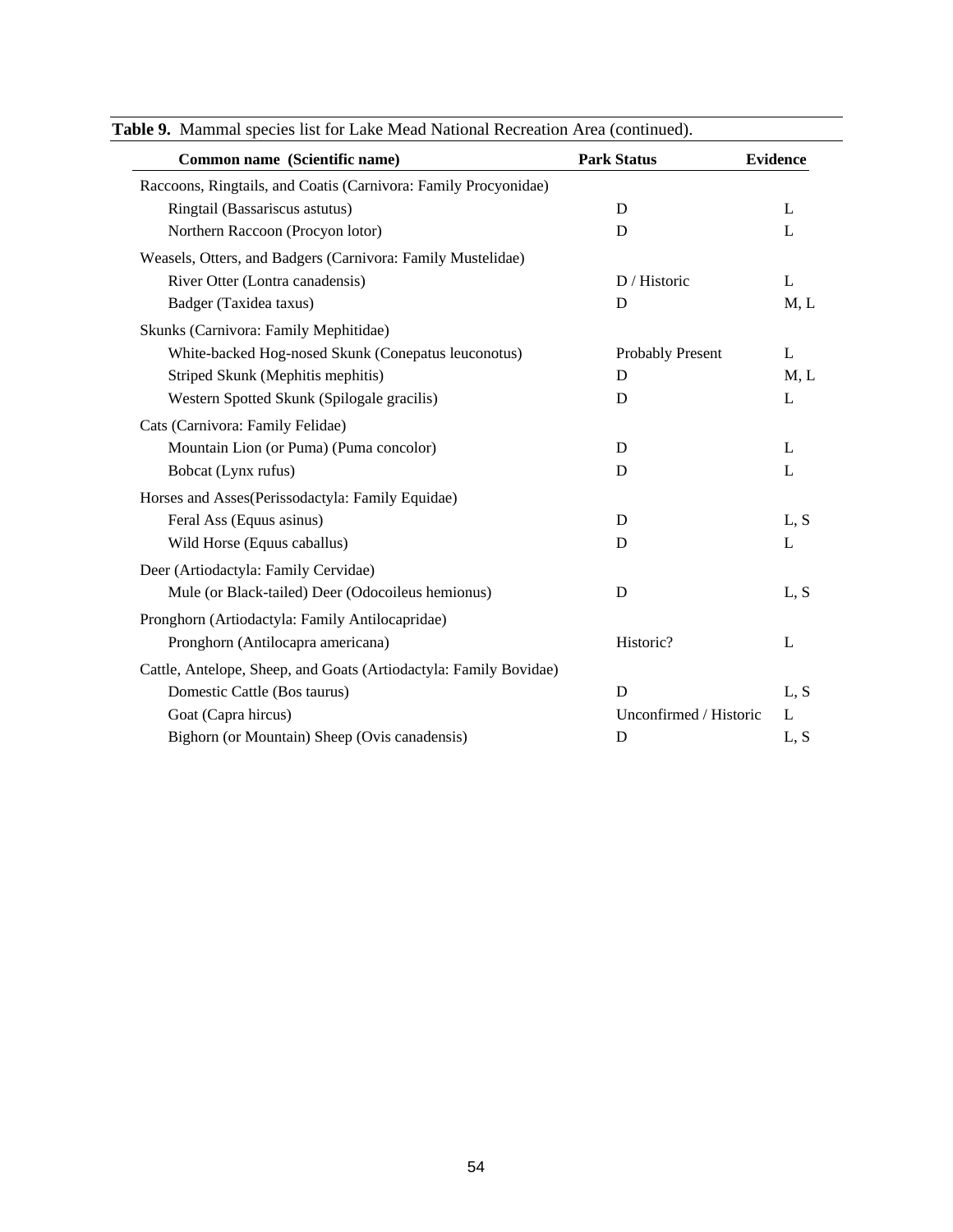**Table 9.** Mammal species list for Lake Mead National Recreation Area (continued).

| Common name (Scientific name) | Park Status | Evidence |
|---|---|---|
| Raccoons, Ringtails, and Coatis (Carnivora: Family Procyonidae) | | |
| Ringtail (Bassariscus astutus) | D | L |
| Northern Raccoon (Procyon lotor) | D | L |
| Weasels, Otters, and Badgers (Carnivora: Family Mustelidae) | | |
| River Otter (Lontra canadensis) | D / Historic | L |
| Badger (Taxidea taxus) | D | M, L |
| Skunks (Carnivora: Family Mephitidae) | | |
| White-backed Hog-nosed Skunk (Conepatus leuconotus) | Probably Present | L |
| Striped Skunk (Mephitis mephitis) | D | M, L |
| Western Spotted Skunk (Spilogale gracilis) | D | L |
| Cats (Carnivora: Family Felidae) | | |
| Mountain Lion (or Puma) (Puma concolor) | D | L |
| Bobcat (Lynx rufus) | D | L |
| Horses and Asses(Perissodactyla: Family Equidae) | | |
| Feral Ass (Equus asinus) | D | L, S |
| Wild Horse (Equus caballus) | D | L |
| Deer (Artiodactyla: Family Cervidae) | | |
| Mule (or Black-tailed) Deer (Odocoileus hemionus) | D | L, S |
| Pronghorn (Artiodactyla: Family Antilocapridae) | | |
| Pronghorn (Antilocapra americana) | Historic? | L |
| Cattle, Antelope, Sheep, and Goats (Artiodactyla: Family Bovidae) | | |
| Domestic Cattle (Bos taurus) | D | L, S |
| Goat (Capra hircus) | Unconfirmed / Historic | L |
| Bighorn (or Mountain) Sheep (Ovis canadensis) | D | L, S |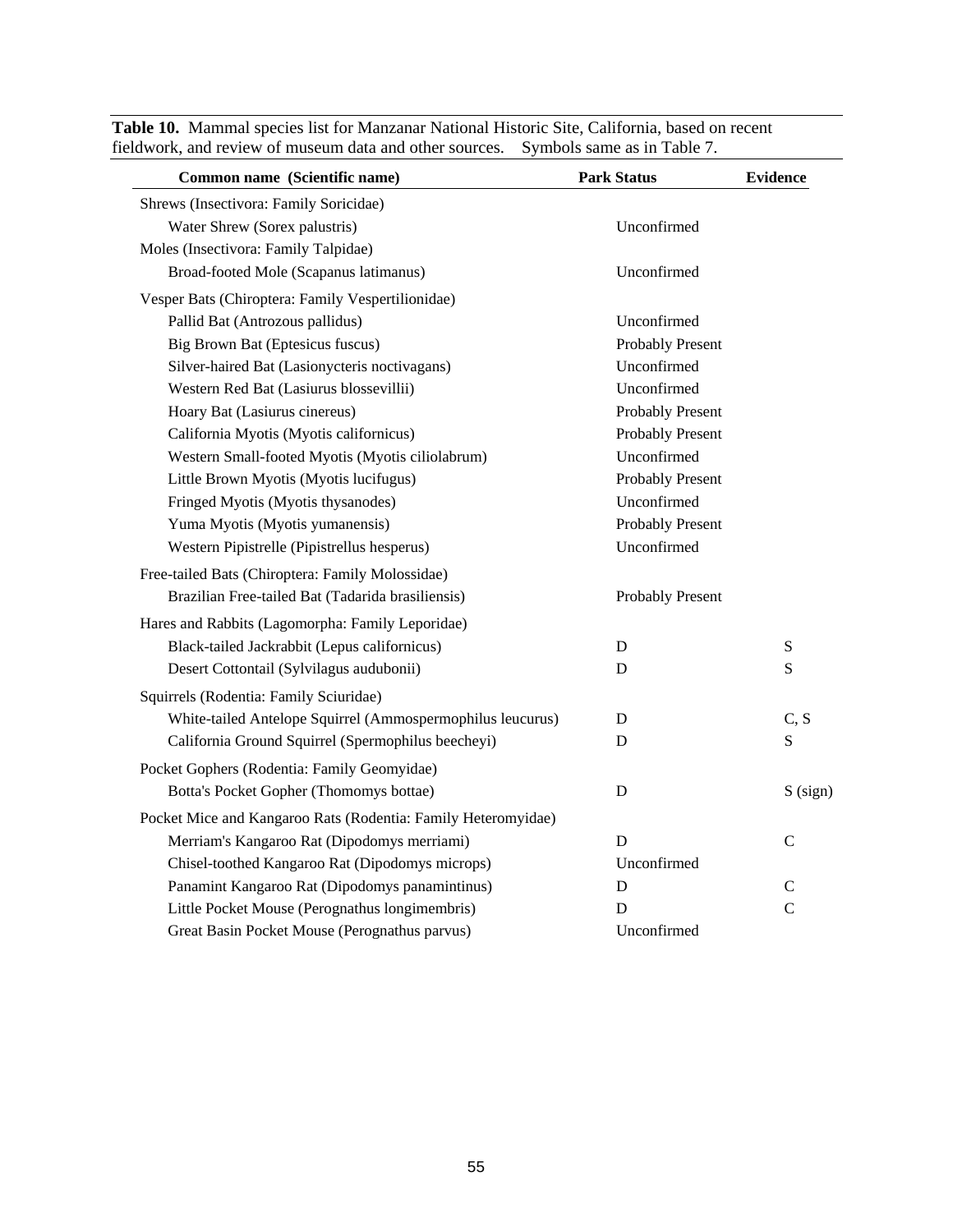**Table 10.** Mammal species list for Manzanar National Historic Site, California, based on recent fieldwork, and review of museum data and other sources. Symbols same as in Table 7.

| Common name (Scientific name) | Park Status | Evidence |
|---|---|---|
| Shrews (Insectivora: Family Soricidae) | | |
| Water Shrew (Sorex palustris) | Unconfirmed | |
| Moles (Insectivora: Family Talpidae) | | |
| Broad-footed Mole (Scapanus latimanus) | Unconfirmed | |
| Vesper Bats (Chiroptera: Family Vespertilionidae) | | |
| Pallid Bat (Antrozous pallidus) | Unconfirmed | |
| Big Brown Bat (Eptesicus fuscus) | Probably Present | |
| Silver-haired Bat (Lasionycteris noctivagans) | Unconfirmed | |
| Western Red Bat (Lasiurus blossevillii) | Unconfirmed | |
| Hoary Bat (Lasiurus cinereus) | Probably Present | |
| California Myotis (Myotis californicus) | Probably Present | |
| Western Small-footed Myotis (Myotis ciliolabrum) | Unconfirmed | |
| Little Brown Myotis (Myotis lucifugus) | Probably Present | |
| Fringed Myotis (Myotis thysanodes) | Unconfirmed | |
| Yuma Myotis (Myotis yumanensis) | Probably Present | |
| Western Pipistrelle (Pipistrellus hesperus) | Unconfirmed | |
| Free-tailed Bats (Chiroptera: Family Molossidae) | | |
| Brazilian Free-tailed Bat (Tadarida brasiliensis) | Probably Present | |
| Hares and Rabbits (Lagomorpha: Family Leporidae) | | |
| Black-tailed Jackrabbit (Lepus californicus) | D | S |
| Desert Cottontail (Sylvilagus audubonii) | D | S |
| Squirrels (Rodentia: Family Sciuridae) | | |
| White-tailed Antelope Squirrel (Ammospermophilus leucurus) | D | C, S |
| California Ground Squirrel (Spermophilus beecheyi) | D | S |
| Pocket Gophers (Rodentia: Family Geomyidae) | | |
| Botta's Pocket Gopher (Thomomys bottae) | D | S (sign) |
| Pocket Mice and Kangaroo Rats (Rodentia: Family Heteromyidae) | | |
| Merriam's Kangaroo Rat (Dipodomys merriami) | D | C |
| Chisel-toothed Kangaroo Rat (Dipodomys microps) | Unconfirmed | |
| Panamint Kangaroo Rat (Dipodomys panamintinus) | D | C |
| Little Pocket Mouse (Perognathus longimembris) | D | C |
| Great Basin Pocket Mouse (Perognathus parvus) | Unconfirmed | |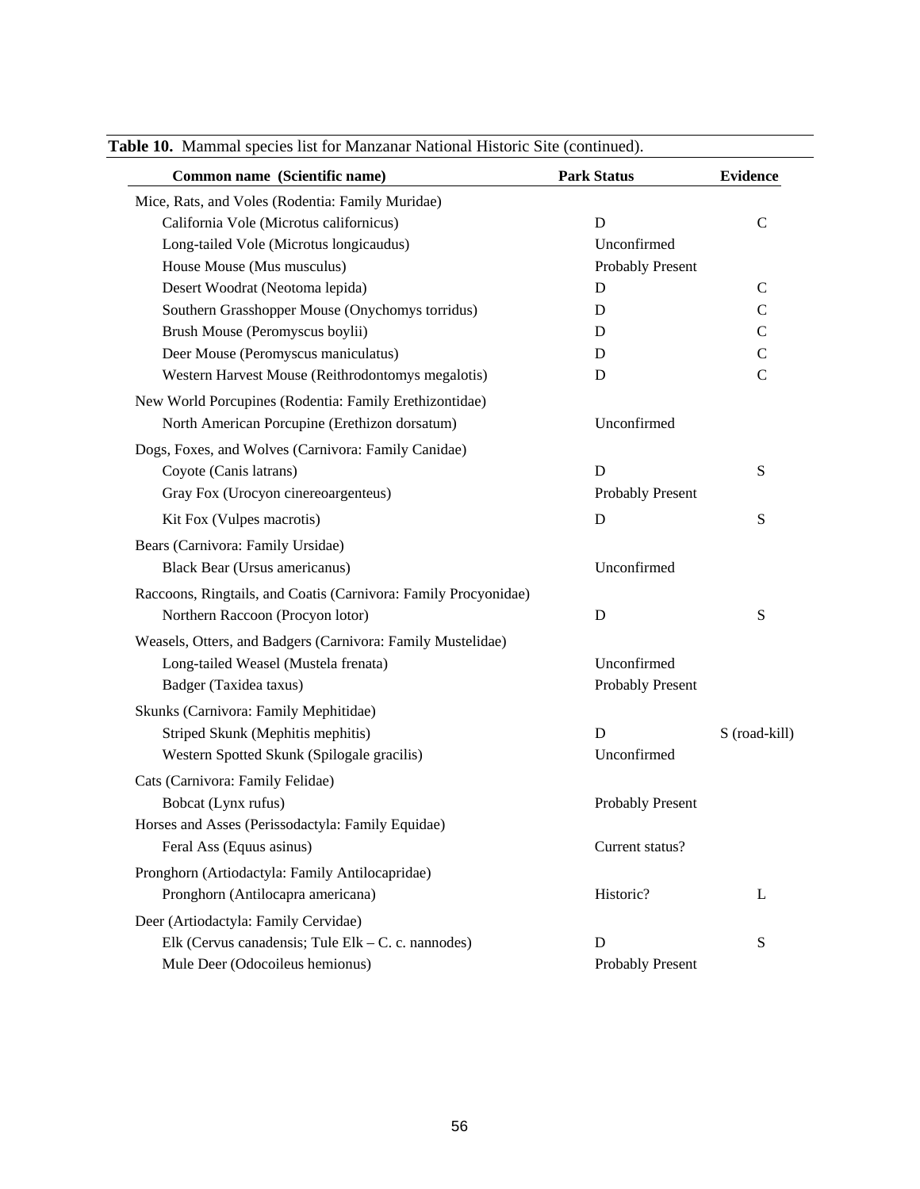**Table 10.** Mammal species list for Manzanar National Historic Site (continued).

| Common name (Scientific name) | Park Status | Evidence |
|---|---|---|
| Mice, Rats, and Voles (Rodentia: Family Muridae) | | |
| California Vole (Microtus californicus) | D | C |
| Long-tailed Vole (Microtus longicaudus) | Unconfirmed | |
| House Mouse (Mus musculus) | Probably Present | |
| Desert Woodrat (Neotoma lepida) | D | C |
| Southern Grasshopper Mouse (Onychomys torridus) | D | C |
| Brush Mouse (Peromyscus boylii) | D | C |
| Deer Mouse (Peromyscus maniculatus) | D | C |
| Western Harvest Mouse (Reithrodontomys megalotis) | D | C |
| New World Porcupines (Rodentia: Family Erethizontidae) | | |
| North American Porcupine (Erethizon dorsatum) | Unconfirmed | |
| Dogs, Foxes, and Wolves (Carnivora: Family Canidae) | | |
| Coyote (Canis latrans) | D | S |
| Gray Fox (Urocyon cinereoargenteus) | Probably Present | |
| Kit Fox (Vulpes macrotis) | D | S |
| Bears (Carnivora: Family Ursidae) | | |
| Black Bear (Ursus americanus) | Unconfirmed | |
| Raccoons, Ringtails, and Coatis (Carnivora: Family Procyonidae) | | |
| Northern Raccoon (Procyon lotor) | D | S |
| Weasels, Otters, and Badgers (Carnivora: Family Mustelidae) | | |
| Long-tailed Weasel (Mustela frenata) | Unconfirmed | |
| Badger (Taxidea taxus) | Probably Present | |
| Skunks (Carnivora: Family Mephitidae) | | |
| Striped Skunk (Mephitis mephitis) | D | S (road-kill) |
| Western Spotted Skunk (Spilogale gracilis) | Unconfirmed | |
| Cats (Carnivora: Family Felidae) | | |
| Bobcat (Lynx rufus) | Probably Present | |
| Horses and Asses (Perissodactyla: Family Equidae) | | |
| Feral Ass (Equus asinus) | Current status? | |
| Pronghorn (Artiodactyla: Family Antilocapridae) | | |
| Pronghorn (Antilocapra americana) | Historic? | L |
| Deer (Artiodactyla: Family Cervidae) | | |
| Elk (Cervus canadensis; Tule Elk – C. c. nannodes) | D | S |
| Mule Deer (Odocoileus hemionus) | Probably Present | |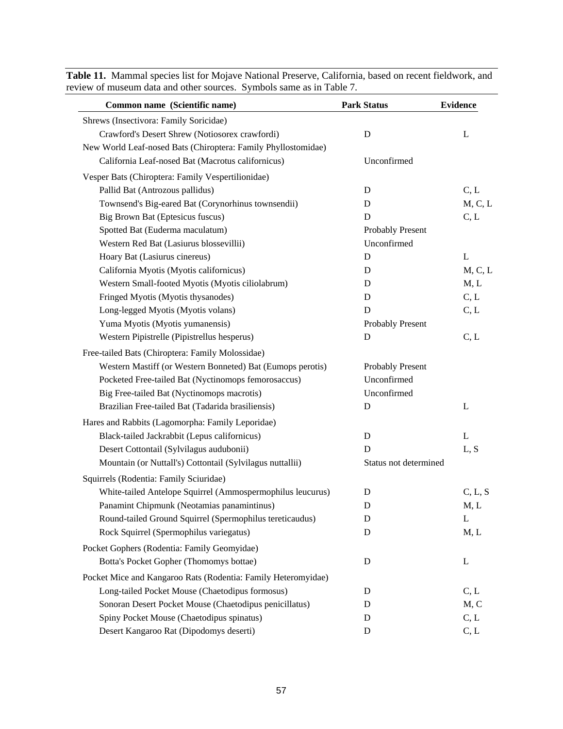**Table 11.** Mammal species list for Mojave National Preserve, California, based on recent fieldwork, and review of museum data and other sources. Symbols same as in Table 7.

| Common name (Scientific name) | Park Status | Evidence |
|---|---|---|
| Shrews (Insectivora: Family Soricidae) | | |
| Crawford's Desert Shrew (Notiosorex crawfordi) | D | L |
| New World Leaf-nosed Bats (Chiroptera: Family Phyllostomidae) | | |
| California Leaf-nosed Bat (Macrotus californicus) | Unconfirmed | |
| Vesper Bats (Chiroptera: Family Vespertilionidae) | | |
| Pallid Bat (Antrozous pallidus) | D | C, L |
| Townsend's Big-eared Bat (Corynorhinus townsendii) | D | M, C, L |
| Big Brown Bat (Eptesicus fuscus) | D | C, L |
| Spotted Bat (Euderma maculatum) | Probably Present | |
| Western Red Bat (Lasiurus blossevillii) | Unconfirmed | |
| Hoary Bat (Lasiurus cinereus) | D | L |
| California Myotis (Myotis californicus) | D | M, C, L |
| Western Small-footed Myotis (Myotis ciliolabrum) | D | M, L |
| Fringed Myotis (Myotis thysanodes) | D | C, L |
| Long-legged Myotis (Myotis volans) | D | C, L |
| Yuma Myotis (Myotis yumanensis) | Probably Present | |
| Western Pipistrelle (Pipistrellus hesperus) | D | C, L |
| Free-tailed Bats (Chiroptera: Family Molossidae) | | |
| Western Mastiff (or Western Bonneted) Bat (Eumops perotis) | Probably Present | |
| Pocketed Free-tailed Bat (Nyctinomops femorosaccus) | Unconfirmed | |
| Big Free-tailed Bat (Nyctinomops macrotis) | Unconfirmed | |
| Brazilian Free-tailed Bat (Tadarida brasiliensis) | D | L |
| Hares and Rabbits (Lagomorpha: Family Leporidae) | | |
| Black-tailed Jackrabbit (Lepus californicus) | D | L |
| Desert Cottontail (Sylvilagus audubonii) | D | L, S |
| Mountain (or Nuttall's) Cottontail (Sylvilagus nuttallii) | Status not determined | |
| Squirrels (Rodentia: Family Sciuridae) | | |
| White-tailed Antelope Squirrel (Ammospermophilus leucurus) | D | C, L, S |
| Panamint Chipmunk (Neotamias panamintinus) | D | M, L |
| Round-tailed Ground Squirrel (Spermophilus tereticaudus) | D | L |
| Rock Squirrel (Spermophilus variegatus) | D | M, L |
| Pocket Gophers (Rodentia: Family Geomyidae) | | |
| Botta's Pocket Gopher (Thomomys bottae) | D | L |
| Pocket Mice and Kangaroo Rats (Rodentia: Family Heteromyidae) | | |
| Long-tailed Pocket Mouse (Chaetodipus formosus) | D | C, L |
| Sonoran Desert Pocket Mouse (Chaetodipus penicillatus) | D | M, C |
| Spiny Pocket Mouse (Chaetodipus spinatus) | D | C, L |
| Desert Kangaroo Rat (Dipodomys deserti) | D | C, L |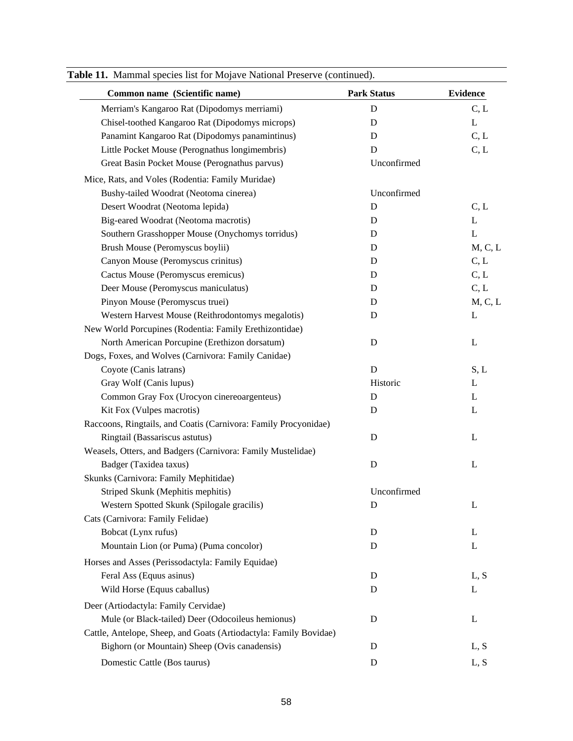**Table 11.** Mammal species list for Mojave National Preserve (continued).

| Common name (Scientific name) | Park Status | Evidence |
| --- | --- | --- |
| Merriam's Kangaroo Rat (Dipodomys merriami) | D | C, L |
| Chisel-toothed Kangaroo Rat (Dipodomys microps) | D | L |
| Panamint Kangaroo Rat (Dipodomys panamintinus) | D | C, L |
| Little Pocket Mouse (Perognathus longimembris) | D | C, L |
| Great Basin Pocket Mouse (Perognathus parvus) | Unconfirmed | |
| Mice, Rats, and Voles (Rodentia: Family Muridae) | | |
| Bushy-tailed Woodrat (Neotoma cinerea) | Unconfirmed | |
| Desert Woodrat (Neotoma lepida) | D | C, L |
| Big-eared Woodrat (Neotoma macrotis) | D | L |
| Southern Grasshopper Mouse (Onychomys torridus) | D | L |
| Brush Mouse (Peromyscus boylii) | D | M, C, L |
| Canyon Mouse (Peromyscus crinitus) | D | C, L |
| Cactus Mouse (Peromyscus eremicus) | D | C, L |
| Deer Mouse (Peromyscus maniculatus) | D | C, L |
| Pinyon Mouse (Peromyscus truei) | D | M, C, L |
| Western Harvest Mouse (Reithrodontomys megalotis) | D | L |
| New World Porcupines (Rodentia: Family Erethizontidae) | | |
| North American Porcupine (Erethizon dorsatum) | D | L |
| Dogs, Foxes, and Wolves (Carnivora: Family Canidae) | | |
| Coyote (Canis latrans) | D | S, L |
| Gray Wolf (Canis lupus) | Historic | L |
| Common Gray Fox (Urocyon cinereoargenteus) | D | L |
| Kit Fox (Vulpes macrotis) | D | L |
| Raccoons, Ringtails, and Coatis (Carnivora: Family Procyonidae) | | |
| Ringtail (Bassariscus astutus) | D | L |
| Weasels, Otters, and Badgers (Carnivora: Family Mustelidae) | | |
| Badger (Taxidea taxus) | D | L |
| Skunks (Carnivora: Family Mephitidae) | | |
| Striped Skunk (Mephitis mephitis) | Unconfirmed | |
| Western Spotted Skunk (Spilogale gracilis) | D | L |
| Cats (Carnivora: Family Felidae) | | |
| Bobcat (Lynx rufus) | D | L |
| Mountain Lion (or Puma) (Puma concolor) | D | L |
| Horses and Asses (Perissodactyla: Family Equidae) | | |
| Feral Ass (Equus asinus) | D | L, S |
| Wild Horse (Equus caballus) | D | L |
| Deer (Artiodactyla: Family Cervidae) | | |
| Mule (or Black-tailed) Deer (Odocoileus hemionus) | D | L |
| Cattle, Antelope, Sheep, and Goats (Artiodactyla: Family Bovidae) | | |
| Bighorn (or Mountain) Sheep (Ovis canadensis) | D | L, S |
| Domestic Cattle (Bos taurus) | D | L, S |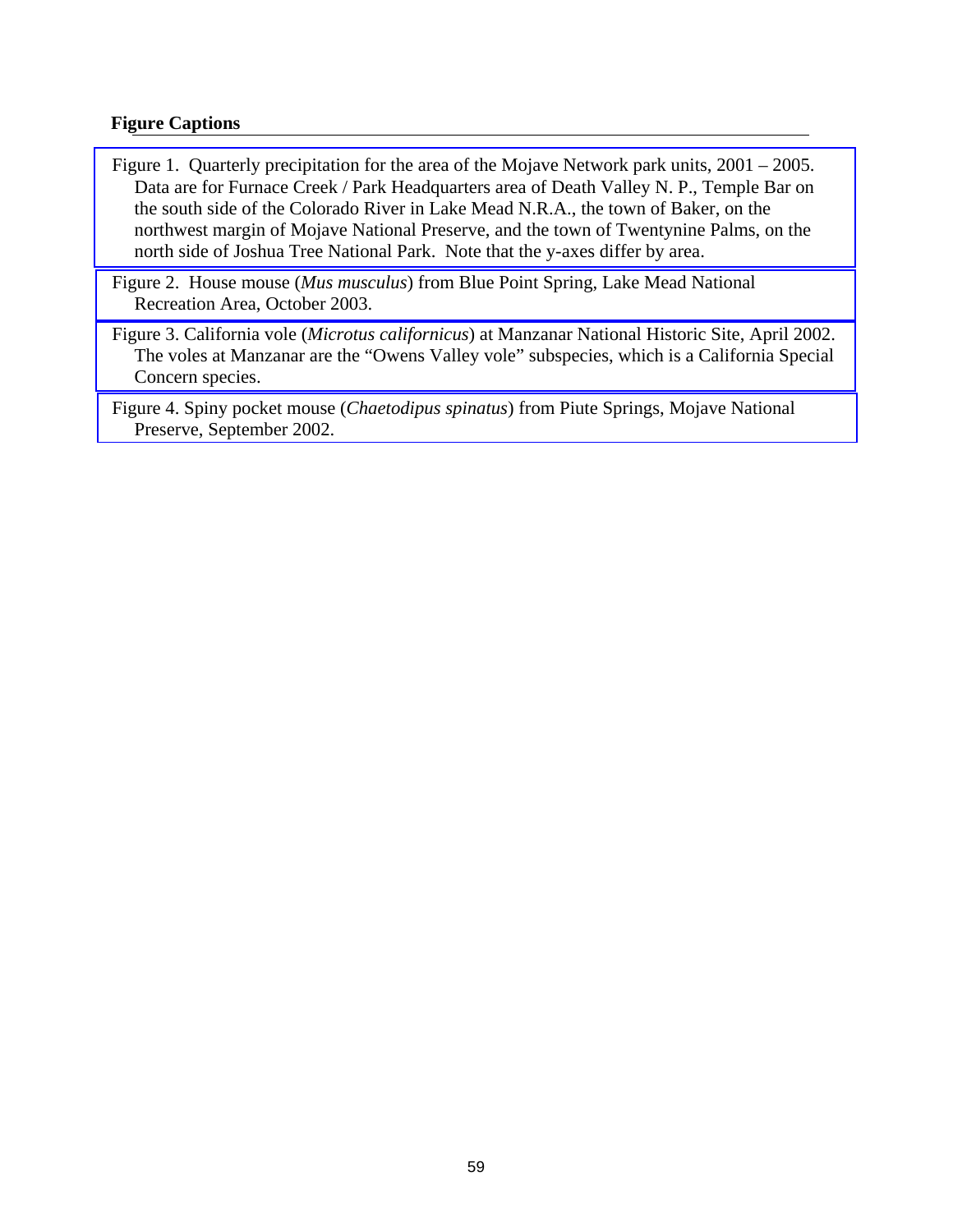## Figure Captions

Figure 1. Quarterly precipitation for the area of the Mojave Network park units, 2001 – 2005. Data are for Furnace Creek / Park Headquarters area of Death Valley N. P., Temple Bar on the south side of the Colorado River in Lake Mead N.R.A., the town of Baker, on the northwest margin of Mojave National Preserve, and the town of Twentynine Palms, on the north side of Joshua Tree National Park. Note that the y-axes differ by area.

Figure 2. House mouse (*Mus musculus*) from Blue Point Spring, Lake Mead National Recreation Area, October 2003.

Figure 3. California vole (*Microtus californicus*) at Manzanar National Historic Site, April 2002. The voles at Manzanar are the "Owens Valley vole" subspecies, which is a California Special Concern species.

Figure 4. Spiny pocket mouse (*Chaetodipus spinatus*) from Piute Springs, Mojave National Preserve, September 2002.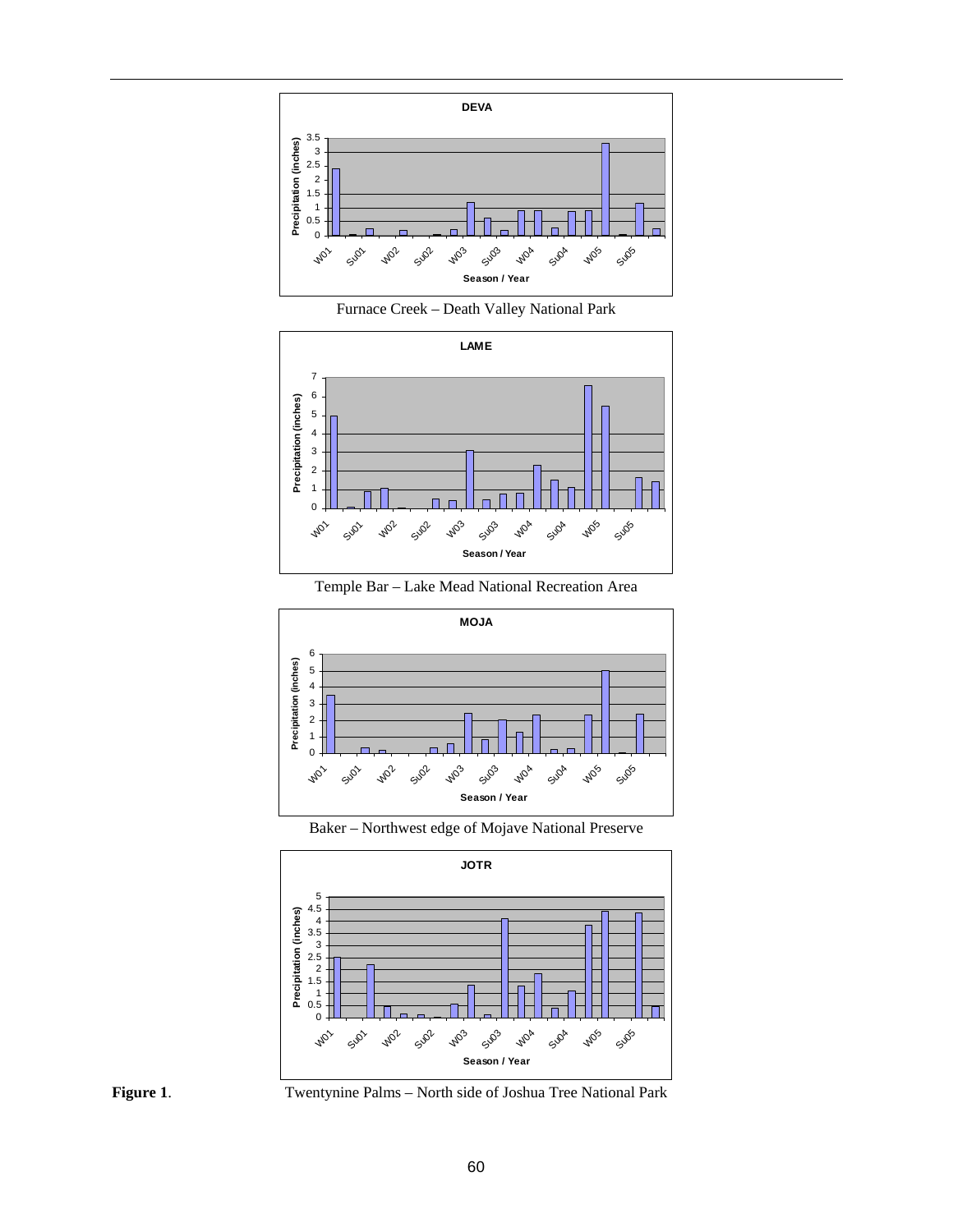Furnace Creek – Death Valley National Park

Temple Bar – Lake Mead National Recreation Area

Baker – Northwest edge of Mojave National Preserve

**Figure 1**. Twentynine Palms – North side of Joshua Tree National Park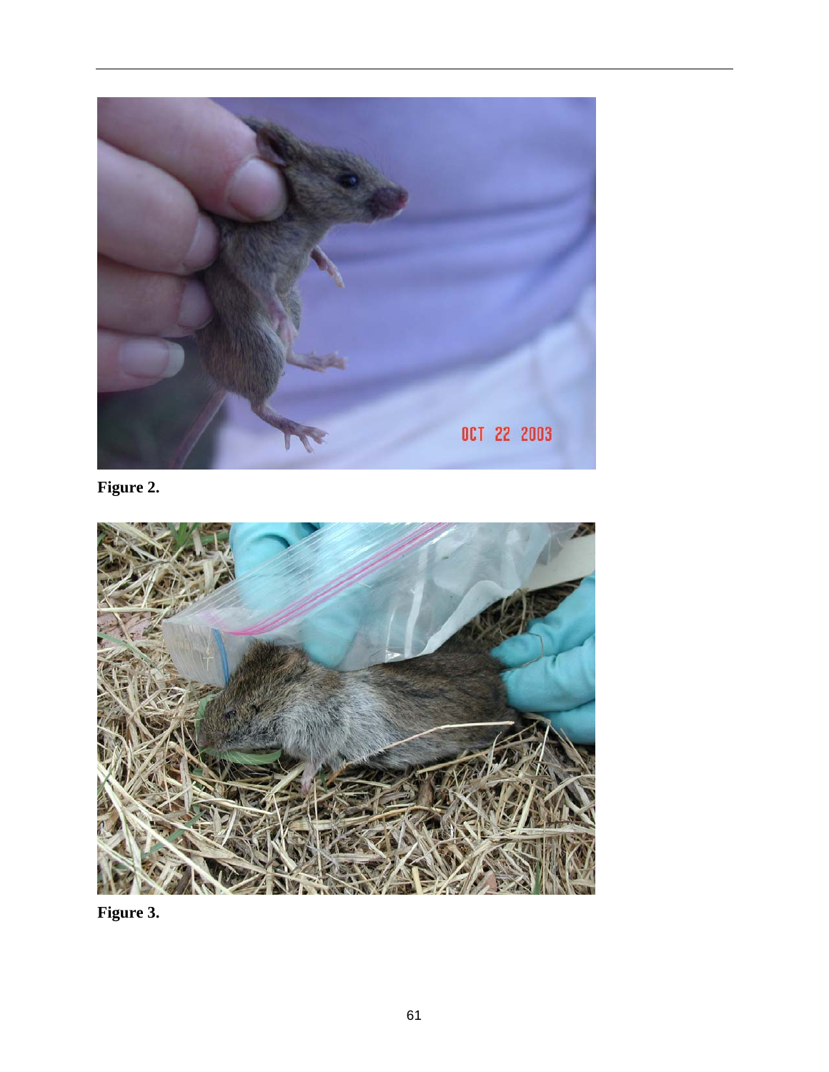Figure 2.

Figure 3.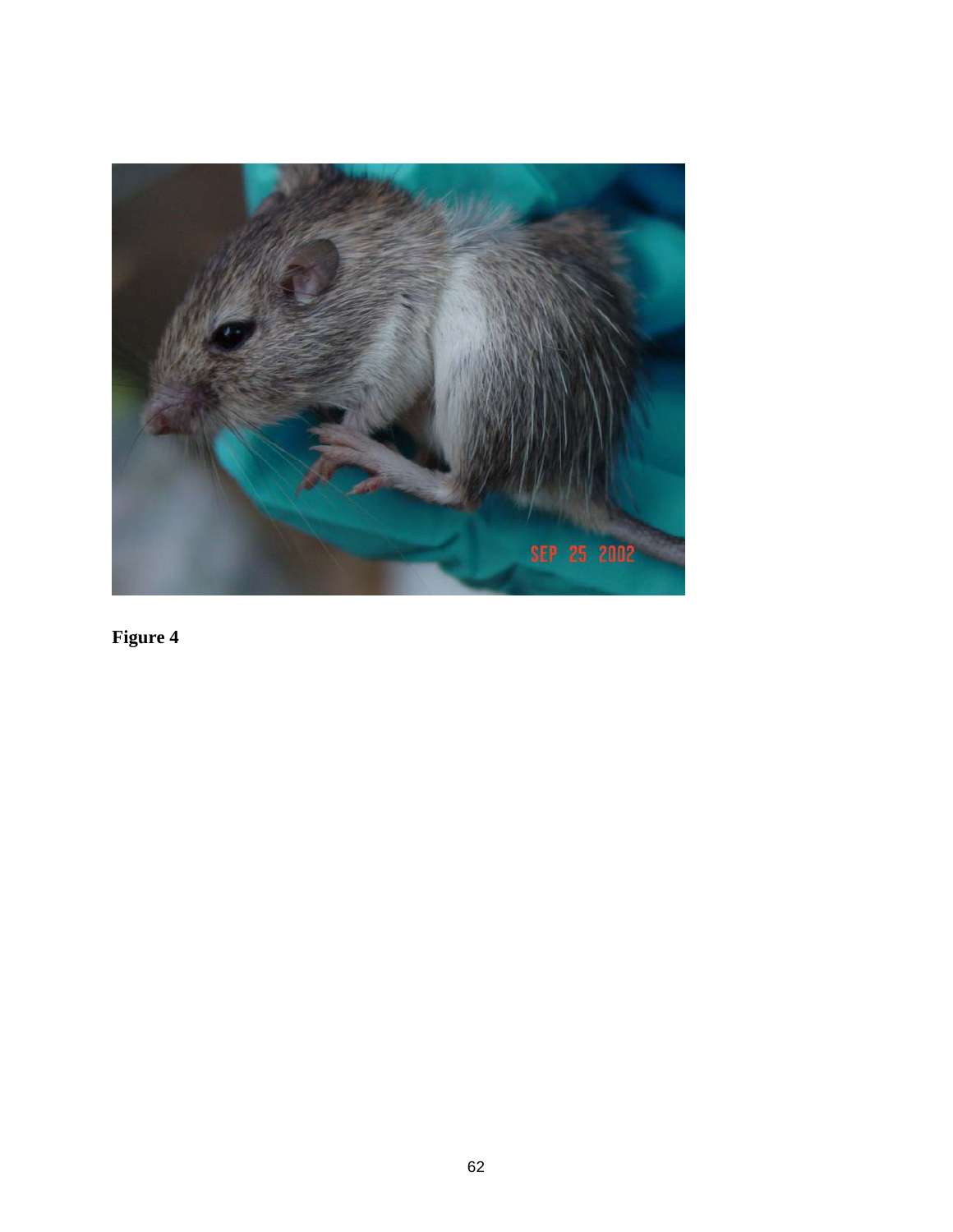**Figure 4**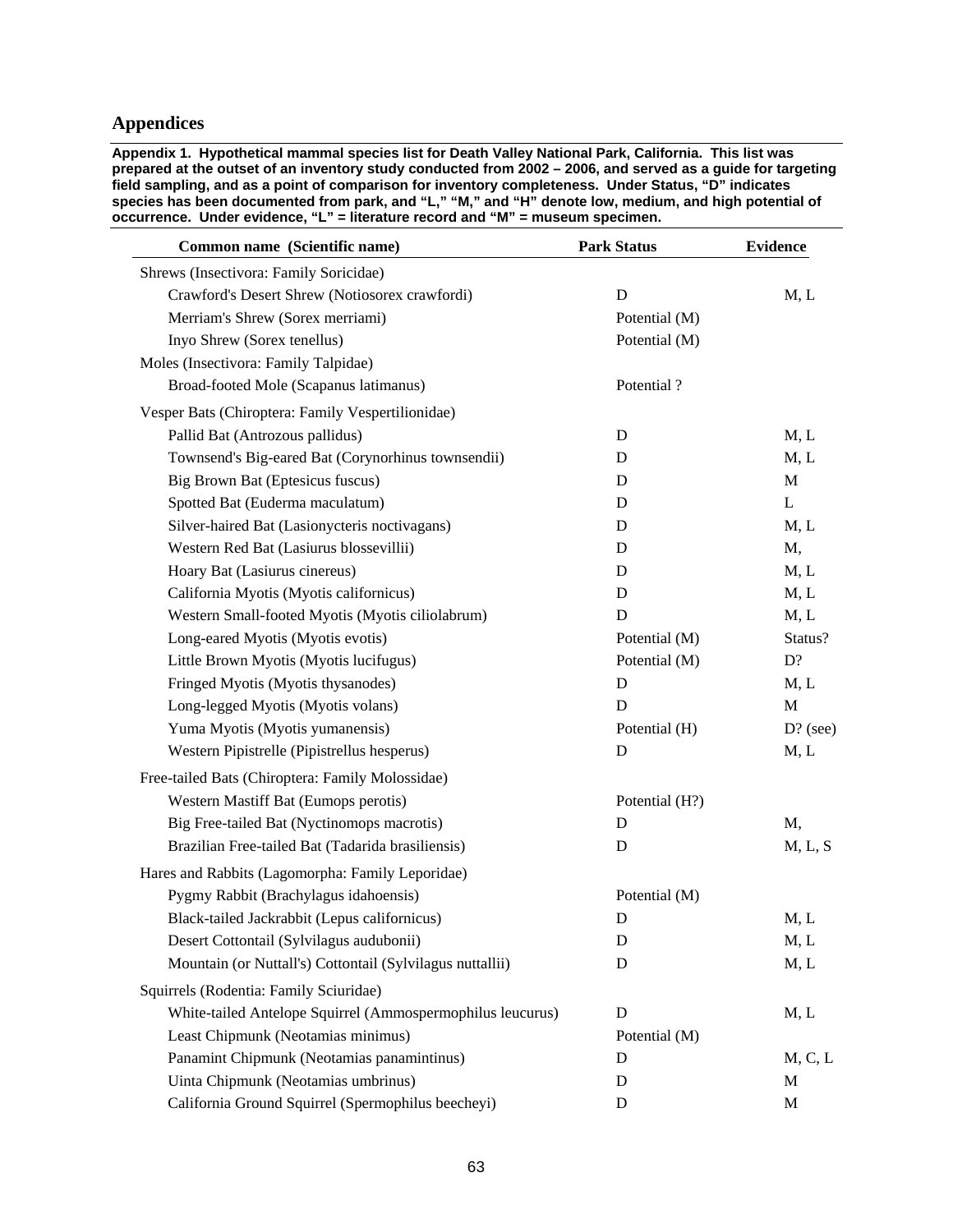# Appendices

**Appendix 1. Hypothetical mammal species list for Death Valley National Park, California. This list was prepared at the outset of an inventory study conducted from 2002 – 2006, and served as a guide for targeting field sampling, and as a point of comparison for inventory completeness. Under Status, "D" indicates species has been documented from park, and "L," "M," and "H" denote low, medium, and high potential of occurrence. Under evidence, "L" = literature record and "M" = museum specimen.**

| Common name (Scientific name) | Park Status | Evidence |
|---|---|---|
| Shrews (Insectivora: Family Soricidae) | | |
| Crawford's Desert Shrew (Notiosorex crawfordi) | D | M, L |
| Merriam's Shrew (Sorex merriami) | Potential (M) | |
| Inyo Shrew (Sorex tenellus) | Potential (M) | |
| Moles (Insectivora: Family Talpidae) | | |
| Broad-footed Mole (Scapanus latimanus) | Potential ? | |
| Vesper Bats (Chiroptera: Family Vespertilionidae) | | |
| Pallid Bat (Antrozous pallidus) | D | M, L |
| Townsend's Big-eared Bat (Corynorhinus townsendii) | D | M, L |
| Big Brown Bat (Eptesicus fuscus) | D | M |
| Spotted Bat (Euderma maculatum) | D | L |
| Silver-haired Bat (Lasionycteris noctivagans) | D | M, L |
| Western Red Bat (Lasiurus blossevillii) | D | M, |
| Hoary Bat (Lasiurus cinereus) | D | M, L |
| California Myotis (Myotis californicus) | D | M, L |
| Western Small-footed Myotis (Myotis ciliolabrum) | D | M, L |
| Long-eared Myotis (Myotis evotis) | Potential (M) | Status? |
| Little Brown Myotis (Myotis lucifugus) | Potential (M) | D? |
| Fringed Myotis (Myotis thysanodes) | D | M, L |
| Long-legged Myotis (Myotis volans) | D | M |
| Yuma Myotis (Myotis yumanensis) | Potential (H) | D? (see) |
| Western Pipistrelle (Pipistrellus hesperus) | D | M, L |
| Free-tailed Bats (Chiroptera: Family Molossidae) | | |
| Western Mastiff Bat (Eumops perotis) | Potential (H?) | |
| Big Free-tailed Bat (Nyctinomops macrotis) | D | M, |
| Brazilian Free-tailed Bat (Tadarida brasiliensis) | D | M, L, S |
| Hares and Rabbits (Lagomorpha: Family Leporidae) | | |
| Pygmy Rabbit (Brachylagus idahoensis) | Potential (M) | |
| Black-tailed Jackrabbit (Lepus californicus) | D | M, L |
| Desert Cottontail (Sylvilagus audubonii) | D | M, L |
| Mountain (or Nuttall's) Cottontail (Sylvilagus nuttallii) | D | M, L |
| Squirrels (Rodentia: Family Sciuridae) | | |
| White-tailed Antelope Squirrel (Ammospermophilus leucurus) | D | M, L |
| Least Chipmunk (Neotamias minimus) | Potential (M) | |
| Panamint Chipmunk (Neotamias panamintinus) | D | M, C, L |
| Uinta Chipmunk (Neotamias umbrinus) | D | M |
| California Ground Squirrel (Spermophilus beecheyi) | D | M |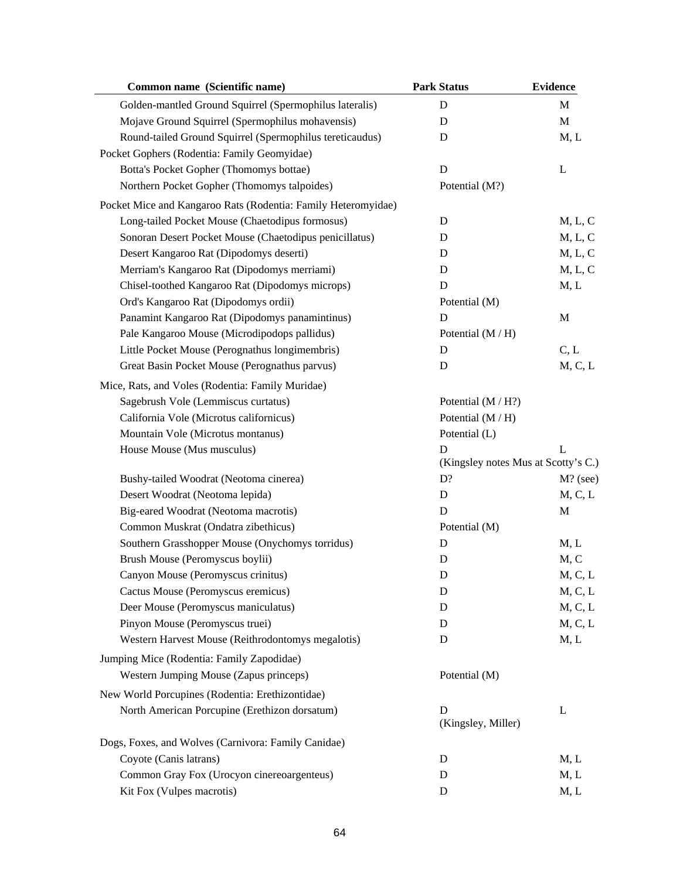| Common name (Scientific name) | Park Status | Evidence |
|---|---|---|
| Golden-mantled Ground Squirrel (Spermophilus lateralis) | D | M |
| Mojave Ground Squirrel (Spermophilus mohavensis) | D | M |
| Round-tailed Ground Squirrel (Spermophilus tereticaudus) | D | M, L |
| Pocket Gophers (Rodentia: Family Geomyidae) | | |
| Botta's Pocket Gopher (Thomomys bottae) | D | L |
| Northern Pocket Gopher (Thomomys talpoides) | Potential (M?) | |
| Pocket Mice and Kangaroo Rats (Rodentia: Family Heteromyidae) | | |
| Long-tailed Pocket Mouse (Chaetodipus formosus) | D | M, L, C |
| Sonoran Desert Pocket Mouse (Chaetodipus penicillatus) | D | M, L, C |
| Desert Kangaroo Rat (Dipodomys deserti) | D | M, L, C |
| Merriam's Kangaroo Rat (Dipodomys merriami) | D | M, L, C |
| Chisel-toothed Kangaroo Rat (Dipodomys microps) | D | M, L |
| Ord's Kangaroo Rat (Dipodomys ordii) | Potential (M) | |
| Panamint Kangaroo Rat (Dipodomys panamintinus) | D | M |
| Pale Kangaroo Mouse (Microdipodops pallidus) | Potential (M / H) | |
| Little Pocket Mouse (Perognathus longimembris) | D | C, L |
| Great Basin Pocket Mouse (Perognathus parvus) | D | M, C, L |
| Mice, Rats, and Voles (Rodentia: Family Muridae) | | |
| Sagebrush Vole (Lemmiscus curtatus) | Potential (M / H?) | |
| California Vole (Microtus californicus) | Potential (M / H) | |
| Mountain Vole (Microtus montanus) | Potential (L) | |
| House Mouse (Mus musculus) | D (Kingsley notes Mus at Scotty's C.) | L |
| Bushy-tailed Woodrat (Neotoma cinerea) | D? | M? (see) |
| Desert Woodrat (Neotoma lepida) | D | M, C, L |
| Big-eared Woodrat (Neotoma macrotis) | D | M |
| Common Muskrat (Ondatra zibethicus) | Potential (M) | |
| Southern Grasshopper Mouse (Onychomys torridus) | D | M, L |
| Brush Mouse (Peromyscus boylii) | D | M, C |
| Canyon Mouse (Peromyscus crinitus) | D | M, C, L |
| Cactus Mouse (Peromyscus eremicus) | D | M, C, L |
| Deer Mouse (Peromyscus maniculatus) | D | M, C, L |
| Pinyon Mouse (Peromyscus truei) | D | M, C, L |
| Western Harvest Mouse (Reithrodontomys megalotis) | D | M, L |
| Jumping Mice (Rodentia: Family Zapodidae) | | |
| Western Jumping Mouse (Zapus princeps) | Potential (M) | |
| New World Porcupines (Rodentia: Erethizontidae) | | |
| North American Porcupine (Erethizon dorsatum) | D (Kingsley, Miller) | L |
| Dogs, Foxes, and Wolves (Carnivora: Family Canidae) | | |
| Coyote (Canis latrans) | D | M, L |
| Common Gray Fox (Urocyon cinereoargenteus) | D | M, L |
| Kit Fox (Vulpes macrotis) | D | M, L |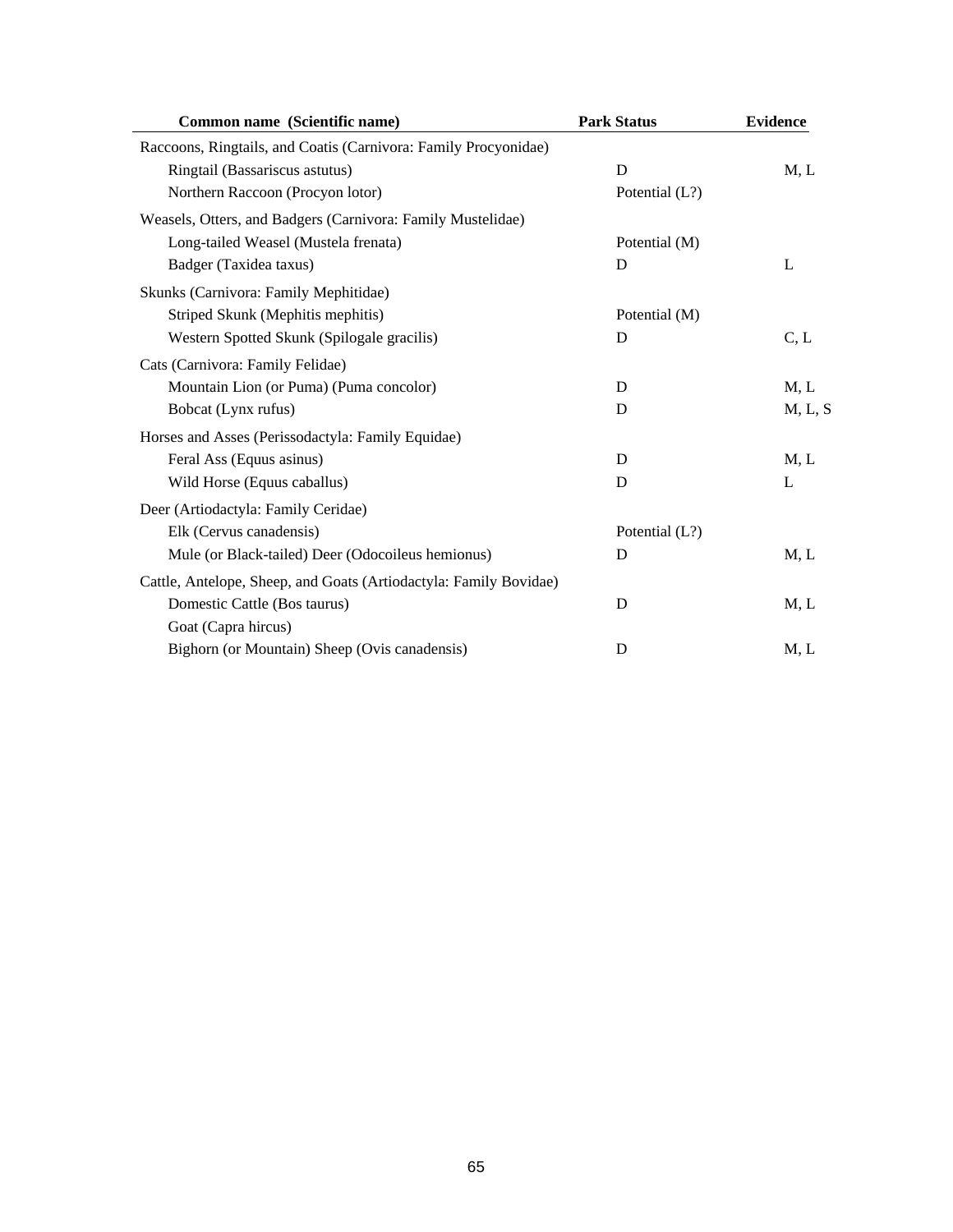| Common name (Scientific name) | Park Status | Evidence |
|---|---|---|
| Raccoons, Ringtails, and Coatis (Carnivora: Family Procyonidae) | | |
| Ringtail (Bassariscus astutus) | D | M, L |
| Northern Raccoon (Procyon lotor) | Potential (L?) | |
| Weasels, Otters, and Badgers (Carnivora: Family Mustelidae) | | |
| Long-tailed Weasel (Mustela frenata) | Potential (M) | |
| Badger (Taxidea taxus) | D | L |
| Skunks (Carnivora: Family Mephitidae) | | |
| Striped Skunk (Mephitis mephitis) | Potential (M) | |
| Western Spotted Skunk (Spilogale gracilis) | D | C, L |
| Cats (Carnivora: Family Felidae) | | |
| Mountain Lion (or Puma) (Puma concolor) | D | M, L |
| Bobcat (Lynx rufus) | D | M, L, S |
| Horses and Asses (Perissodactyla: Family Equidae) | | |
| Feral Ass (Equus asinus) | D | M, L |
| Wild Horse (Equus caballus) | D | L |
| Deer (Artiodactyla: Family Ceridae) | | |
| Elk (Cervus canadensis) | Potential (L?) | |
| Mule (or Black-tailed) Deer (Odocoileus hemionus) | D | M, L |
| Cattle, Antelope, Sheep, and Goats (Artiodactyla: Family Bovidae) | | |
| Domestic Cattle (Bos taurus) | D | M, L |
| Goat (Capra hircus) | | |
| Bighorn (or Mountain) Sheep (Ovis canadensis) | D | M, L |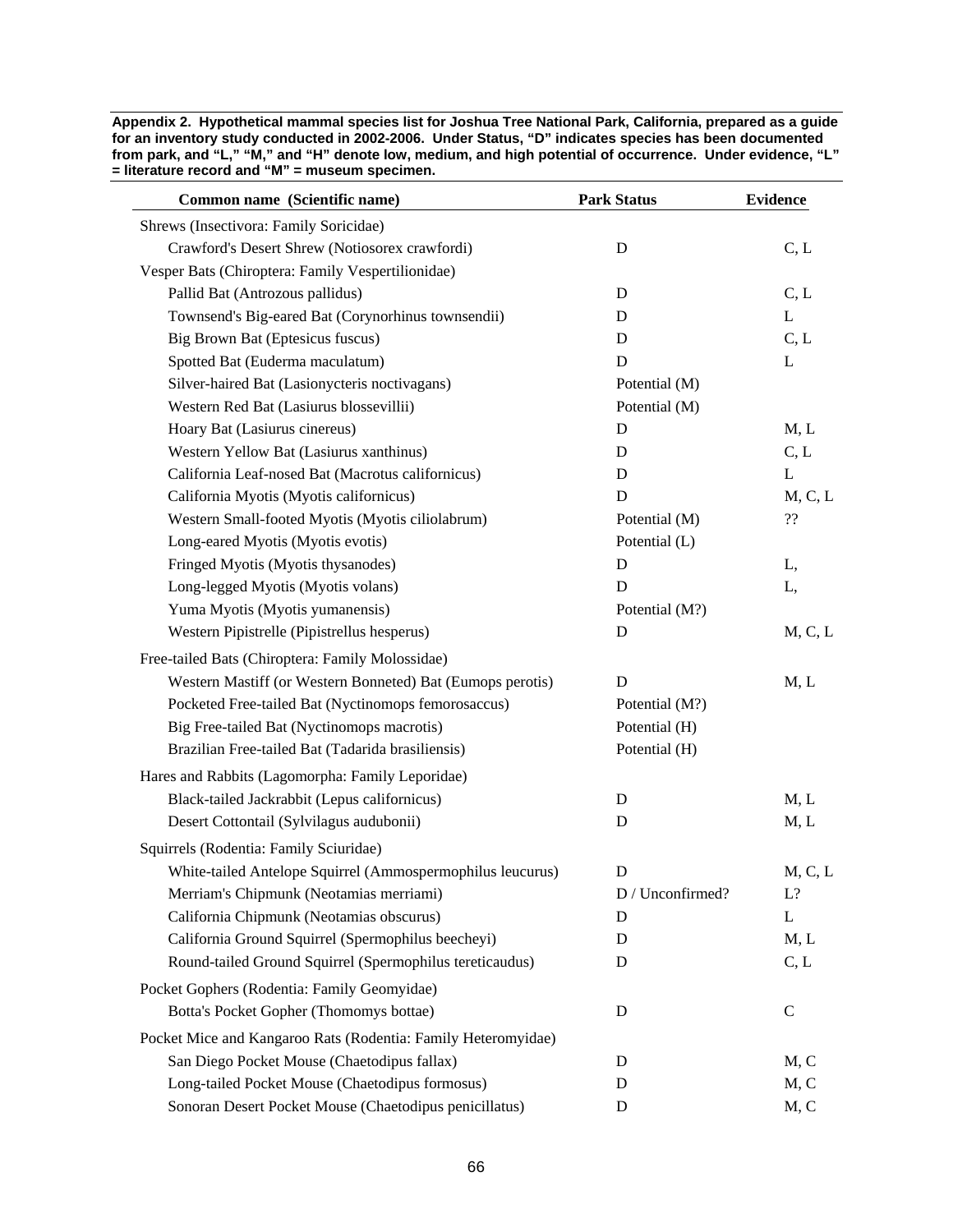**Appendix 2. Hypothetical mammal species list for Joshua Tree National Park, California, prepared as a guide for an inventory study conducted in 2002-2006. Under Status, "D" indicates species has been documented from park, and "L," "M," and "H" denote low, medium, and high potential of occurrence. Under evidence, "L" = literature record and "M" = museum specimen.**

| Common name (Scientific name) | Park Status | Evidence |
|---|---|---|
| Shrews (Insectivora: Family Soricidae) | | |
| Crawford's Desert Shrew (Notiosorex crawfordi) | D | C, L |
| Vesper Bats (Chiroptera: Family Vespertilionidae) | | |
| Pallid Bat (Antrozous pallidus) | D | C, L |
| Townsend's Big-eared Bat (Corynorhinus townsendii) | D | L |
| Big Brown Bat (Eptesicus fuscus) | D | C, L |
| Spotted Bat (Euderma maculatum) | D | L |
| Silver-haired Bat (Lasionycteris noctivagans) | Potential (M) | |
| Western Red Bat (Lasiurus blossevillii) | Potential (M) | |
| Hoary Bat (Lasiurus cinereus) | D | M, L |
| Western Yellow Bat (Lasiurus xanthinus) | D | C, L |
| California Leaf-nosed Bat (Macrotus californicus) | D | L |
| California Myotis (Myotis californicus) | D | M, C, L |
| Western Small-footed Myotis (Myotis ciliolabrum) | Potential (M) | ?? |
| Long-eared Myotis (Myotis evotis) | Potential (L) | |
| Fringed Myotis (Myotis thysanodes) | D | L, |
| Long-legged Myotis (Myotis volans) | D | L, |
| Yuma Myotis (Myotis yumanensis) | Potential (M?) | |
| Western Pipistrelle (Pipistrellus hesperus) | D | M, C, L |
| Free-tailed Bats (Chiroptera: Family Molossidae) | | |
| Western Mastiff (or Western Bonneted) Bat (Eumops perotis) | D | M, L |
| Pocketed Free-tailed Bat (Nyctinomops femorosaccus) | Potential (M?) | |
| Big Free-tailed Bat (Nyctinomops macrotis) | Potential (H) | |
| Brazilian Free-tailed Bat (Tadarida brasiliensis) | Potential (H) | |
| Hares and Rabbits (Lagomorpha: Family Leporidae) | | |
| Black-tailed Jackrabbit (Lepus californicus) | D | M, L |
| Desert Cottontail (Sylvilagus audubonii) | D | M, L |
| Squirrels (Rodentia: Family Sciuridae) | | |
| White-tailed Antelope Squirrel (Ammospermophilus leucurus) | D | M, C, L |
| Merriam's Chipmunk (Neotamias merriami) | D / Unconfirmed? | L? |
| California Chipmunk (Neotamias obscurus) | D | L |
| California Ground Squirrel (Spermophilus beecheyi) | D | M, L |
| Round-tailed Ground Squirrel (Spermophilus tereticaudus) | D | C, L |
| Pocket Gophers (Rodentia: Family Geomyidae) | | |
| Botta's Pocket Gopher (Thomomys bottae) | D | C |
| Pocket Mice and Kangaroo Rats (Rodentia: Family Heteromyidae) | | |
| San Diego Pocket Mouse (Chaetodipus fallax) | D | M, C |
| Long-tailed Pocket Mouse (Chaetodipus formosus) | D | M, C |
| Sonoran Desert Pocket Mouse (Chaetodipus penicillatus) | D | M, C |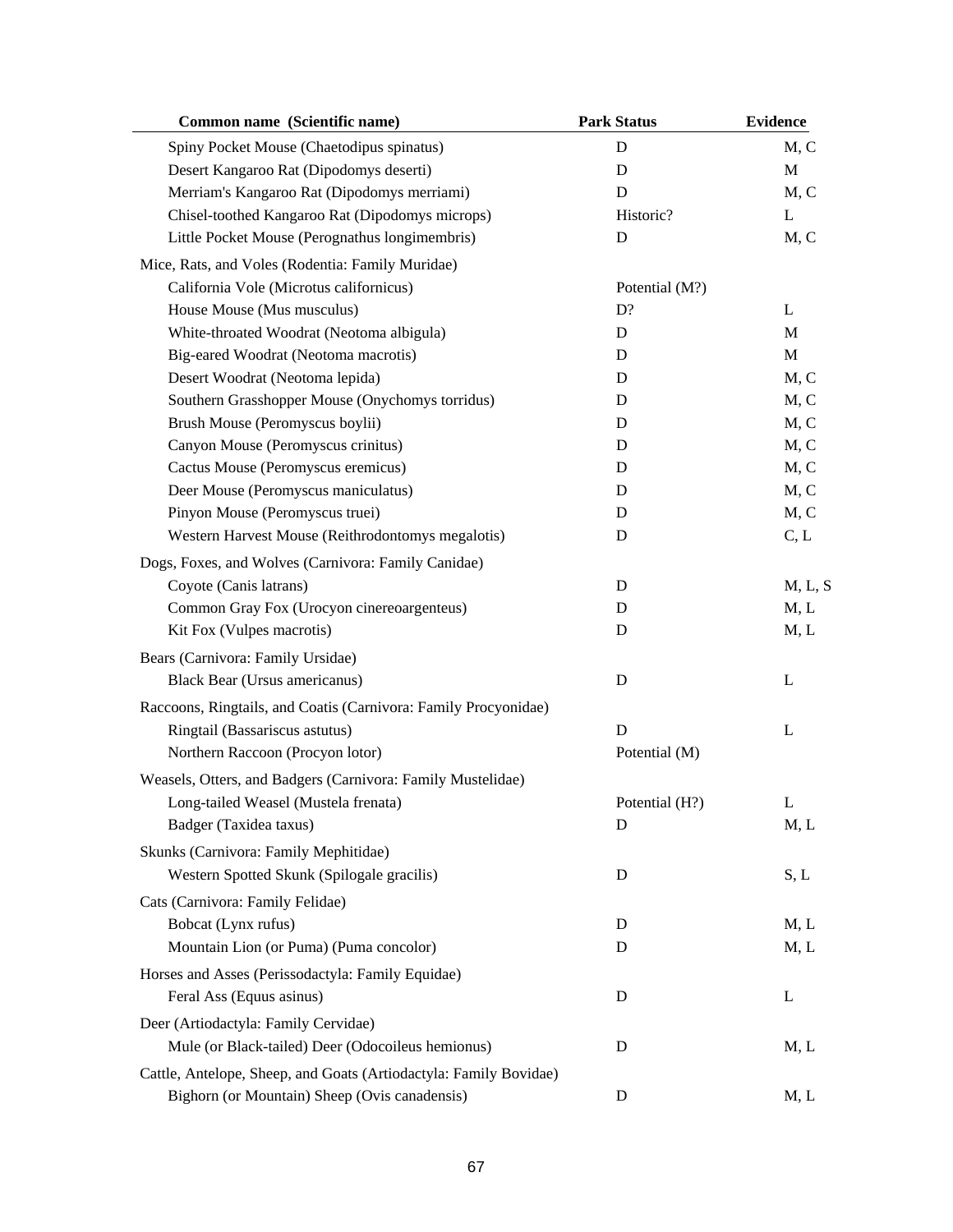| Common name (Scientific name) | Park Status | Evidence |
|---|---|---|
| Spiny Pocket Mouse (Chaetodipus spinatus) | D | M, C |
| Desert Kangaroo Rat (Dipodomys deserti) | D | M |
| Merriam's Kangaroo Rat (Dipodomys merriami) | D | M, C |
| Chisel-toothed Kangaroo Rat (Dipodomys microps) | Historic? | L |
| Little Pocket Mouse (Perognathus longimembris) | D | M, C |
| Mice, Rats, and Voles (Rodentia: Family Muridae) | | |
| California Vole (Microtus californicus) | Potential (M?) | |
| House Mouse (Mus musculus) | D? | L |
| White-throated Woodrat (Neotoma albigula) | D | M |
| Big-eared Woodrat (Neotoma macrotis) | D | M |
| Desert Woodrat (Neotoma lepida) | D | M, C |
| Southern Grasshopper Mouse (Onychomys torridus) | D | M, C |
| Brush Mouse (Peromyscus boylii) | D | M, C |
| Canyon Mouse (Peromyscus crinitus) | D | M, C |
| Cactus Mouse (Peromyscus eremicus) | D | M, C |
| Deer Mouse (Peromyscus maniculatus) | D | M, C |
| Pinyon Mouse (Peromyscus truei) | D | M, C |
| Western Harvest Mouse (Reithrodontomys megalotis) | D | C, L |
| Dogs, Foxes, and Wolves (Carnivora: Family Canidae) | | |
| Coyote (Canis latrans) | D | M, L, S |
| Common Gray Fox (Urocyon cinereoargenteus) | D | M, L |
| Kit Fox (Vulpes macrotis) | D | M, L |
| Bears (Carnivora: Family Ursidae) | | |
| Black Bear (Ursus americanus) | D | L |
| Raccoons, Ringtails, and Coatis (Carnivora: Family Procyonidae) | | |
| Ringtail (Bassariscus astutus) | D | L |
| Northern Raccoon (Procyon lotor) | Potential (M) | |
| Weasels, Otters, and Badgers (Carnivora: Family Mustelidae) | | |
| Long-tailed Weasel (Mustela frenata) | Potential (H?) | L |
| Badger (Taxidea taxus) | D | M, L |
| Skunks (Carnivora: Family Mephitidae) | | |
| Western Spotted Skunk (Spilogale gracilis) | D | S, L |
| Cats (Carnivora: Family Felidae) | | |
| Bobcat (Lynx rufus) | D | M, L |
| Mountain Lion (or Puma) (Puma concolor) | D | M, L |
| Horses and Asses (Perissodactyla: Family Equidae) | | |
| Feral Ass (Equus asinus) | D | L |
| Deer (Artiodactyla: Family Cervidae) | | |
| Mule (or Black-tailed) Deer (Odocoileus hemionus) | D | M, L |
| Cattle, Antelope, Sheep, and Goats (Artiodactyla: Family Bovidae) | | |
| Bighorn (or Mountain) Sheep (Ovis canadensis) | D | M, L |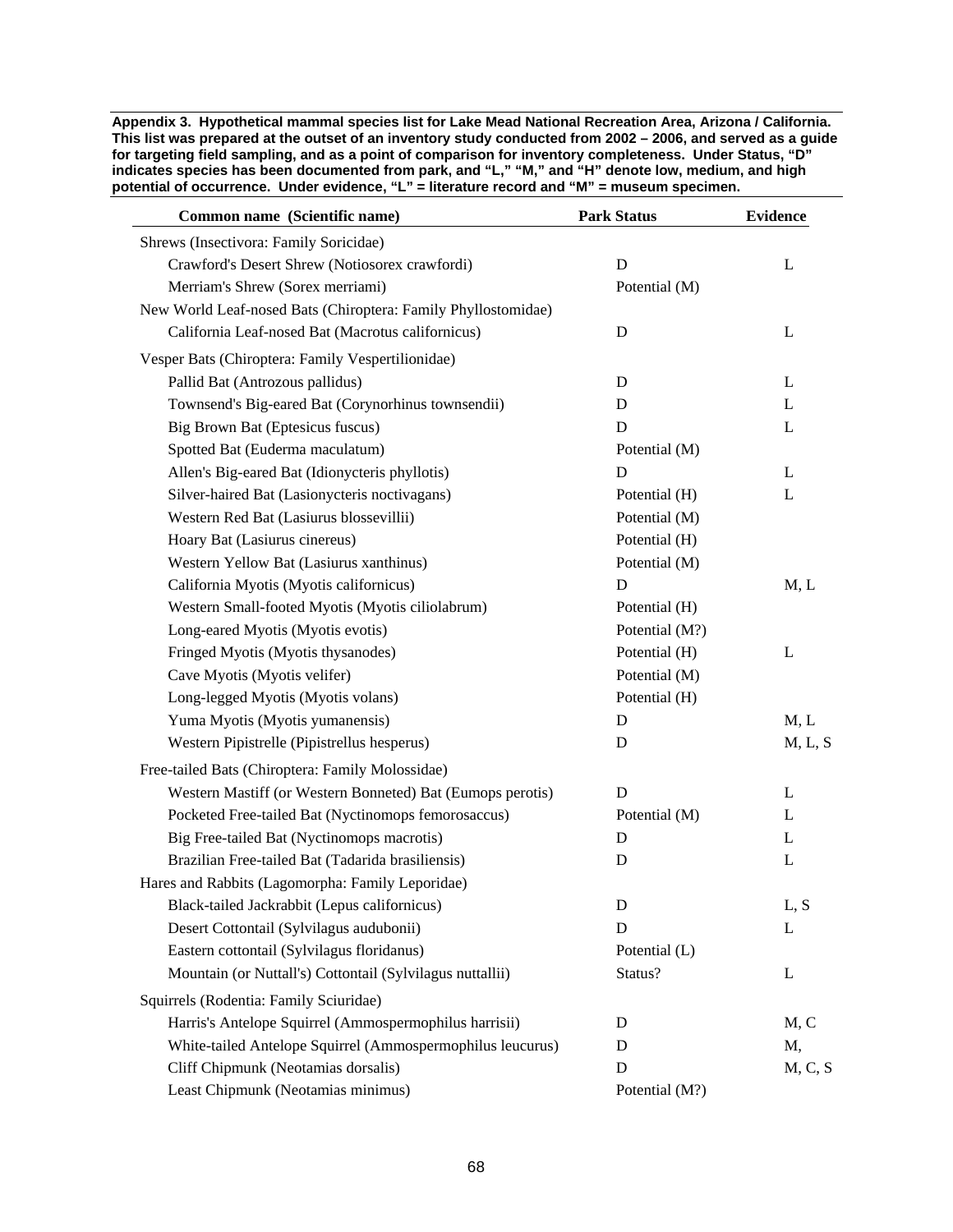**Appendix 3. Hypothetical mammal species list for Lake Mead National Recreation Area, Arizona / California. This list was prepared at the outset of an inventory study conducted from 2002 – 2006, and served as a guide for targeting field sampling, and as a point of comparison for inventory completeness. Under Status, "D" indicates species has been documented from park, and "L," "M," and "H" denote low, medium, and high potential of occurrence. Under evidence, "L" = literature record and "M" = museum specimen.**

| Common name (Scientific name) | Park Status | Evidence |
|---|---|---|
| Shrews (Insectivora: Family Soricidae) | | |
| Crawford's Desert Shrew (Notiosorex crawfordi) | D | L |
| Merriam's Shrew (Sorex merriami) | Potential (M) | |
| New World Leaf-nosed Bats (Chiroptera: Family Phyllostomidae) | | |
| California Leaf-nosed Bat (Macrotus californicus) | D | L |
| Vesper Bats (Chiroptera: Family Vespertilionidae) | | |
| Pallid Bat (Antrozous pallidus) | D | L |
| Townsend's Big-eared Bat (Corynorhinus townsendii) | D | L |
| Big Brown Bat (Eptesicus fuscus) | D | L |
| Spotted Bat (Euderma maculatum) | Potential (M) | |
| Allen's Big-eared Bat (Idionycteris phyllotis) | D | L |
| Silver-haired Bat (Lasionycteris noctivagans) | Potential (H) | L |
| Western Red Bat (Lasiurus blossevillii) | Potential (M) | |
| Hoary Bat (Lasiurus cinereus) | Potential (H) | |
| Western Yellow Bat (Lasiurus xanthinus) | Potential (M) | |
| California Myotis (Myotis californicus) | D | M, L |
| Western Small-footed Myotis (Myotis ciliolabrum) | Potential (H) | |
| Long-eared Myotis (Myotis evotis) | Potential (M?) | |
| Fringed Myotis (Myotis thysanodes) | Potential (H) | L |
| Cave Myotis (Myotis velifer) | Potential (M) | |
| Long-legged Myotis (Myotis volans) | Potential (H) | |
| Yuma Myotis (Myotis yumanensis) | D | M, L |
| Western Pipistrelle (Pipistrellus hesperus) | D | M, L, S |
| Free-tailed Bats (Chiroptera: Family Molossidae) | | |
| Western Mastiff (or Western Bonneted) Bat (Eumops perotis) | D | L |
| Pocketed Free-tailed Bat (Nyctinomops femorosaccus) | Potential (M) | L |
| Big Free-tailed Bat (Nyctinomops macrotis) | D | L |
| Brazilian Free-tailed Bat (Tadarida brasiliensis) | D | L |
| Hares and Rabbits (Lagomorpha: Family Leporidae) | | |
| Black-tailed Jackrabbit (Lepus californicus) | D | L, S |
| Desert Cottontail (Sylvilagus audubonii) | D | L |
| Eastern cottontail (Sylvilagus floridanus) | Potential (L) | |
| Mountain (or Nuttall's) Cottontail (Sylvilagus nuttallii) | Status? | L |
| Squirrels (Rodentia: Family Sciuridae) | | |
| Harris's Antelope Squirrel (Ammospermophilus harrisii) | D | M, C |
| White-tailed Antelope Squirrel (Ammospermophilus leucurus) | D | M, |
| Cliff Chipmunk (Neotamias dorsalis) | D | M, C, S |
| Least Chipmunk (Neotamias minimus) | Potential (M?) | |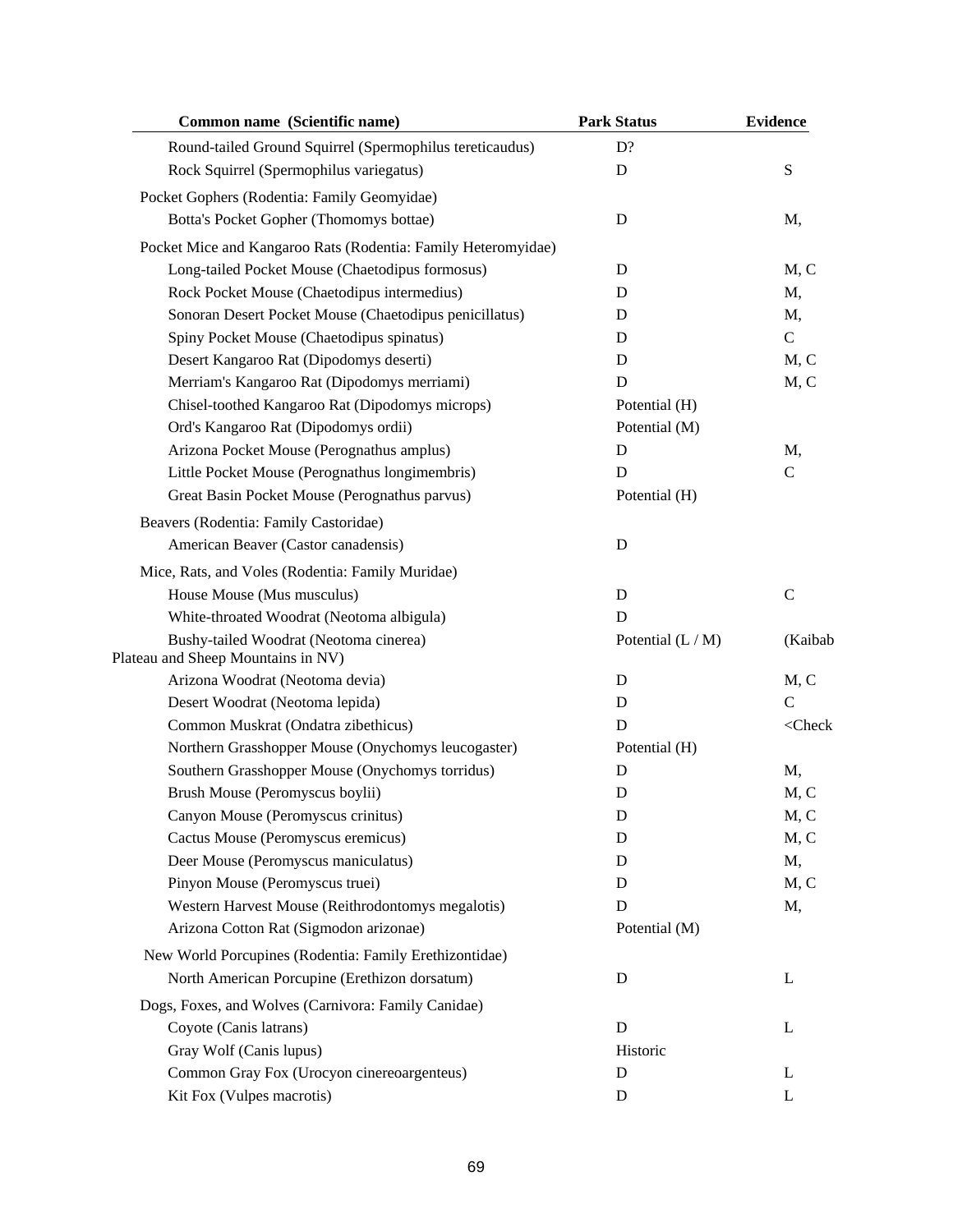| Common name (Scientific name) | Park Status | Evidence |
|---|---|---|
| Round-tailed Ground Squirrel (Spermophilus tereticaudus) | D? | |
| Rock Squirrel (Spermophilus variegatus) | D | S |
| Pocket Gophers (Rodentia: Family Geomyidae) | | |
| Botta's Pocket Gopher (Thomomys bottae) | D | M, |
| Pocket Mice and Kangaroo Rats (Rodentia: Family Heteromyidae) | | |
| Long-tailed Pocket Mouse (Chaetodipus formosus) | D | M, C |
| Rock Pocket Mouse (Chaetodipus intermedius) | D | M, |
| Sonoran Desert Pocket Mouse (Chaetodipus penicillatus) | D | M, |
| Spiny Pocket Mouse (Chaetodipus spinatus) | D | C |
| Desert Kangaroo Rat (Dipodomys deserti) | D | M, C |
| Merriam's Kangaroo Rat (Dipodomys merriami) | D | M, C |
| Chisel-toothed Kangaroo Rat (Dipodomys microps) | Potential (H) | |
| Ord's Kangaroo Rat (Dipodomys ordii) | Potential (M) | |
| Arizona Pocket Mouse (Perognathus amplus) | D | M, |
| Little Pocket Mouse (Perognathus longimembris) | D | C |
| Great Basin Pocket Mouse (Perognathus parvus) | Potential (H) | |
| Beavers (Rodentia: Family Castoridae) | | |
| American Beaver (Castor canadensis) | D | |
| Mice, Rats, and Voles (Rodentia: Family Muridae) | | |
| House Mouse (Mus musculus) | D | C |
| White-throated Woodrat (Neotoma albigula) | D | |
| Bushy-tailed Woodrat (Neotoma cinerea) | Potential (L / M) | (Kaibab Plateau and Sheep Mountains in NV) |
| Arizona Woodrat (Neotoma devia) | D | M, C |
| Desert Woodrat (Neotoma lepida) | D | C |
| Common Muskrat (Ondatra zibethicus) | D | <Check |
| Northern Grasshopper Mouse (Onychomys leucogaster) | Potential (H) | |
| Southern Grasshopper Mouse (Onychomys torridus) | D | M, |
| Brush Mouse (Peromyscus boylii) | D | M, C |
| Canyon Mouse (Peromyscus crinitus) | D | M, C |
| Cactus Mouse (Peromyscus eremicus) | D | M, C |
| Deer Mouse (Peromyscus maniculatus) | D | M, |
| Pinyon Mouse (Peromyscus truei) | D | M, C |
| Western Harvest Mouse (Reithrodontomys megalotis) | D | M, |
| Arizona Cotton Rat (Sigmodon arizonae) | Potential (M) | |
| New World Porcupines (Rodentia: Family Erethizontidae) | | |
| North American Porcupine (Erethizon dorsatum) | D | L |
| Dogs, Foxes, and Wolves (Carnivora: Family Canidae) | | |
| Coyote (Canis latrans) | D | L |
| Gray Wolf (Canis lupus) | Historic | |
| Common Gray Fox (Urocyon cinereoargenteus) | D | L |
| Kit Fox (Vulpes macrotis) | D | L |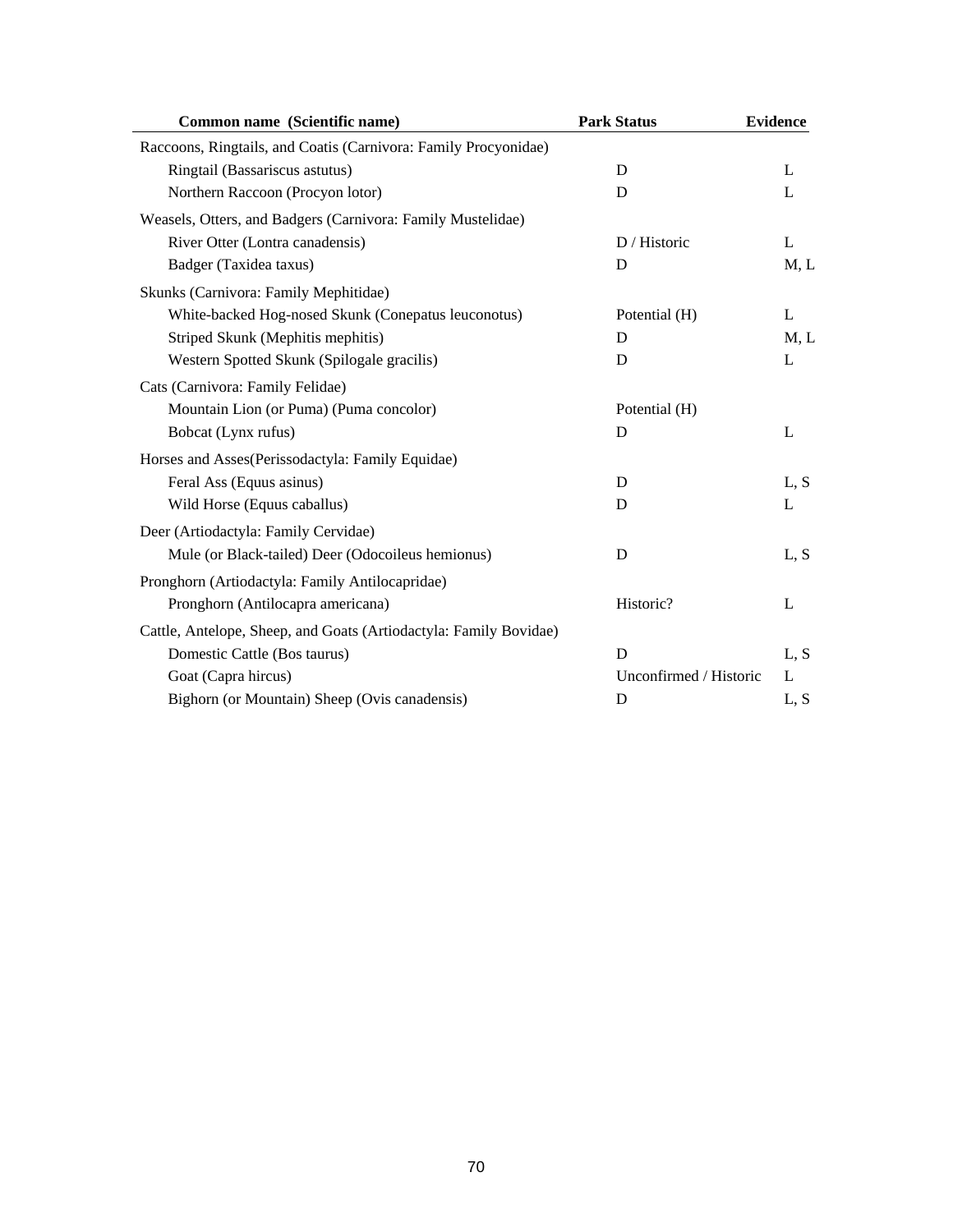| Common name (Scientific name) | Park Status | Evidence |
|---|---|---|
| Raccoons, Ringtails, and Coatis (Carnivora: Family Procyonidae) | | |
| Ringtail (Bassariscus astutus) | D | L |
| Northern Raccoon (Procyon lotor) | D | L |
| Weasels, Otters, and Badgers (Carnivora: Family Mustelidae) | | |
| River Otter (Lontra canadensis) | D / Historic | L |
| Badger (Taxidea taxus) | D | M, L |
| Skunks (Carnivora: Family Mephitidae) | | |
| White-backed Hog-nosed Skunk (Conepatus leuconotus) | Potential (H) | L |
| Striped Skunk (Mephitis mephitis) | D | M, L |
| Western Spotted Skunk (Spilogale gracilis) | D | L |
| Cats (Carnivora: Family Felidae) | | |
| Mountain Lion (or Puma) (Puma concolor) | Potential (H) | |
| Bobcat (Lynx rufus) | D | L |
| Horses and Asses(Perissodactyla: Family Equidae) | | |
| Feral Ass (Equus asinus) | D | L, S |
| Wild Horse (Equus caballus) | D | L |
| Deer (Artiodactyla: Family Cervidae) | | |
| Mule (or Black-tailed) Deer (Odocoileus hemionus) | D | L, S |
| Pronghorn (Artiodactyla: Family Antilocapridae) | | |
| Pronghorn (Antilocapra americana) | Historic? | L |
| Cattle, Antelope, Sheep, and Goats (Artiodactyla: Family Bovidae) | | |
| Domestic Cattle (Bos taurus) | D | L, S |
| Goat (Capra hircus) | Unconfirmed / Historic | L |
| Bighorn (or Mountain) Sheep (Ovis canadensis) | D | L, S |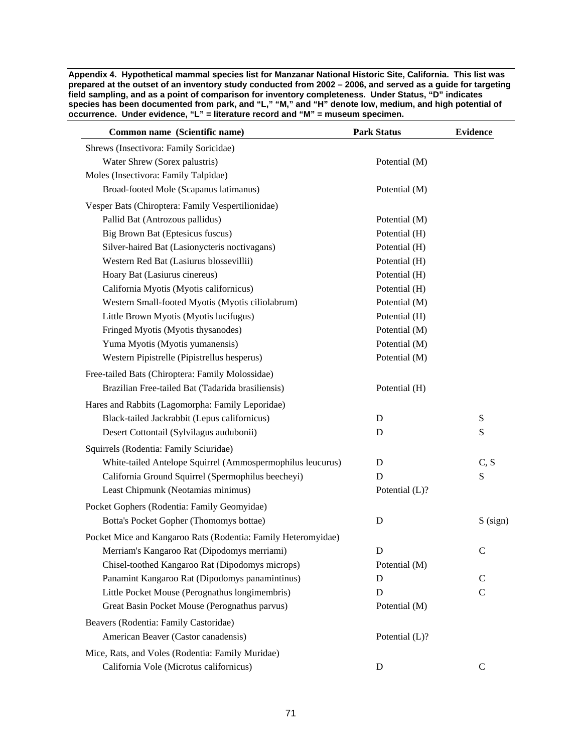**Appendix 4. Hypothetical mammal species list for Manzanar National Historic Site, California. This list was prepared at the outset of an inventory study conducted from 2002 – 2006, and served as a guide for targeting field sampling, and as a point of comparison for inventory completeness. Under Status, "D" indicates species has been documented from park, and "L," "M," and "H" denote low, medium, and high potential of occurrence. Under evidence, "L" = literature record and "M" = museum specimen.**

| Common name (Scientific name) | Park Status | Evidence |
|---|---|---|
| Shrews (Insectivora: Family Soricidae) | | |
| Water Shrew (Sorex palustris) | Potential (M) | |
| Moles (Insectivora: Family Talpidae) | | |
| Broad-footed Mole (Scapanus latimanus) | Potential (M) | |
| Vesper Bats (Chiroptera: Family Vespertilionidae) | | |
| Pallid Bat (Antrozous pallidus) | Potential (M) | |
| Big Brown Bat (Eptesicus fuscus) | Potential (H) | |
| Silver-haired Bat (Lasionycteris noctivagans) | Potential (H) | |
| Western Red Bat (Lasiurus blossevillii) | Potential (H) | |
| Hoary Bat (Lasiurus cinereus) | Potential (H) | |
| California Myotis (Myotis californicus) | Potential (H) | |
| Western Small-footed Myotis (Myotis ciliolabrum) | Potential (M) | |
| Little Brown Myotis (Myotis lucifugus) | Potential (H) | |
| Fringed Myotis (Myotis thysanodes) | Potential (M) | |
| Yuma Myotis (Myotis yumanensis) | Potential (M) | |
| Western Pipistrelle (Pipistrellus hesperus) | Potential (M) | |
| Free-tailed Bats (Chiroptera: Family Molossidae) | | |
| Brazilian Free-tailed Bat (Tadarida brasiliensis) | Potential (H) | |
| Hares and Rabbits (Lagomorpha: Family Leporidae) | | |
| Black-tailed Jackrabbit (Lepus californicus) | D | S |
| Desert Cottontail (Sylvilagus audubonii) | D | S |
| Squirrels (Rodentia: Family Sciuridae) | | |
| White-tailed Antelope Squirrel (Ammospermophilus leucurus) | D | C, S |
| California Ground Squirrel (Spermophilus beecheyi) | D | S |
| Least Chipmunk (Neotamias minimus) | Potential (L)? | |
| Pocket Gophers (Rodentia: Family Geomyidae) | | |
| Botta's Pocket Gopher (Thomomys bottae) | D | S (sign) |
| Pocket Mice and Kangaroo Rats (Rodentia: Family Heteromyidae) | | |
| Merriam's Kangaroo Rat (Dipodomys merriami) | D | C |
| Chisel-toothed Kangaroo Rat (Dipodomys microps) | Potential (M) | |
| Panamint Kangaroo Rat (Dipodomys panamintinus) | D | C |
| Little Pocket Mouse (Perognathus longimembris) | D | C |
| Great Basin Pocket Mouse (Perognathus parvus) | Potential (M) | |
| Beavers (Rodentia: Family Castoridae) | | |
| American Beaver (Castor canadensis) | Potential (L)? | |
| Mice, Rats, and Voles (Rodentia: Family Muridae) | | |
| California Vole (Microtus californicus) | D | C |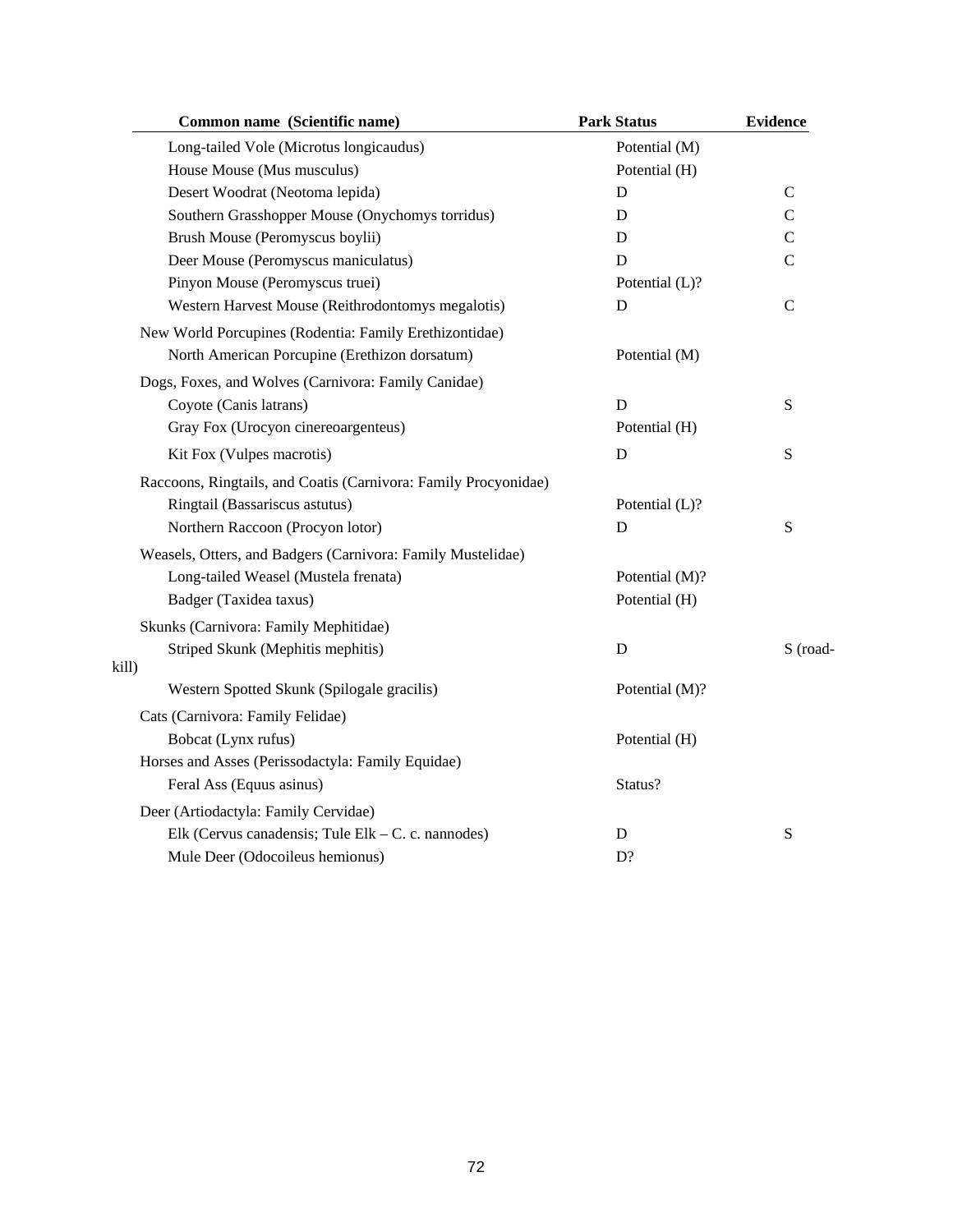| Common name (Scientific name) | Park Status | Evidence |
|---|---|---|
| Long-tailed Vole (Microtus longicaudus) | Potential (M) | |
| House Mouse (Mus musculus) | Potential (H) | |
| Desert Woodrat (Neotoma lepida) | D | C |
| Southern Grasshopper Mouse (Onychomys torridus) | D | C |
| Brush Mouse (Peromyscus boylii) | D | C |
| Deer Mouse (Peromyscus maniculatus) | D | C |
| Pinyon Mouse (Peromyscus truei) | Potential (L)? | |
| Western Harvest Mouse (Reithrodontomys megalotis) | D | C |
| New World Porcupines (Rodentia: Family Erethizontidae) | | |
| North American Porcupine (Erethizon dorsatum) | Potential (M) | |
| Dogs, Foxes, and Wolves (Carnivora: Family Canidae) | | |
| Coyote (Canis latrans) | D | S |
| Gray Fox (Urocyon cinereoargenteus) | Potential (H) | |
| Kit Fox (Vulpes macrotis) | D | S |
| Raccoons, Ringtails, and Coatis (Carnivora: Family Procyonidae) | | |
| Ringtail (Bassariscus astutus) | Potential (L)? | |
| Northern Raccoon (Procyon lotor) | D | S |
| Weasels, Otters, and Badgers (Carnivora: Family Mustelidae) | | |
| Long-tailed Weasel (Mustela frenata) | Potential (M)? | |
| Badger (Taxidea taxus) | Potential (H) | |
| Skunks (Carnivora: Family Mephitidae) | | |
| Striped Skunk (Mephitis mephitis) | D | S (road-kill) |
| Western Spotted Skunk (Spilogale gracilis) | Potential (M)? | |
| Cats (Carnivora: Family Felidae) | | |
| Bobcat (Lynx rufus) | Potential (H) | |
| Horses and Asses (Perissodactyla: Family Equidae) | | |
| Feral Ass (Equus asinus) | Status? | |
| Deer (Artiodactyla: Family Cervidae) | | |
| Elk (Cervus canadensis; Tule Elk – C. c. nannodes) | D | S |
| Mule Deer (Odocoileus hemionus) | D? | |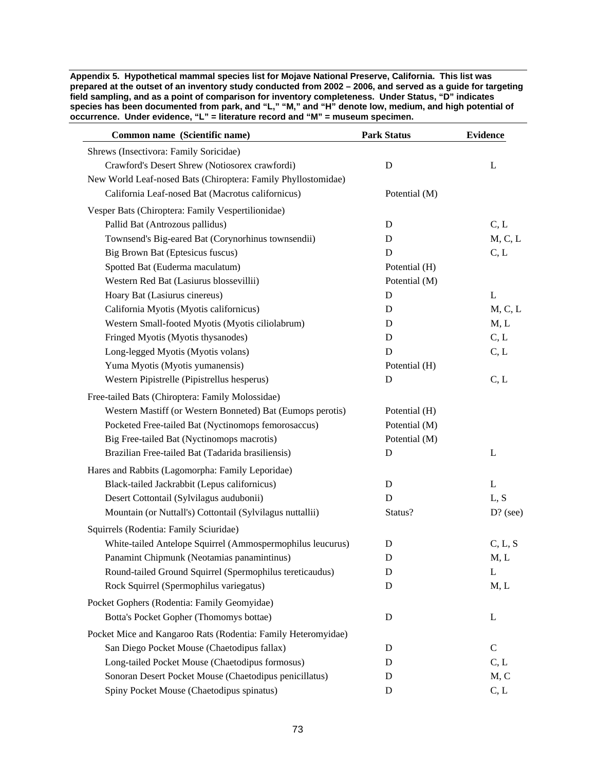**Appendix 5. Hypothetical mammal species list for Mojave National Preserve, California. This list was prepared at the outset of an inventory study conducted from 2002 – 2006, and served as a guide for targeting field sampling, and as a point of comparison for inventory completeness. Under Status, "D" indicates species has been documented from park, and "L," "M," and "H" denote low, medium, and high potential of occurrence. Under evidence, "L" = literature record and "M" = museum specimen.**

| Common name (Scientific name) | Park Status | Evidence |
|---|---|---|
| Shrews (Insectivora: Family Soricidae) | | |
| Crawford's Desert Shrew (Notiosorex crawfordi) | D | L |
| New World Leaf-nosed Bats (Chiroptera: Family Phyllostomidae) | | |
| California Leaf-nosed Bat (Macrotus californicus) | Potential (M) | |
| Vesper Bats (Chiroptera: Family Vespertilionidae) | | |
| Pallid Bat (Antrozous pallidus) | D | C, L |
| Townsend's Big-eared Bat (Corynorhinus townsendii) | D | M, C, L |
| Big Brown Bat (Eptesicus fuscus) | D | C, L |
| Spotted Bat (Euderma maculatum) | Potential (H) | |
| Western Red Bat (Lasiurus blossevillii) | Potential (M) | |
| Hoary Bat (Lasiurus cinereus) | D | L |
| California Myotis (Myotis californicus) | D | M, C, L |
| Western Small-footed Myotis (Myotis ciliolabrum) | D | M, L |
| Fringed Myotis (Myotis thysanodes) | D | C, L |
| Long-legged Myotis (Myotis volans) | D | C, L |
| Yuma Myotis (Myotis yumanensis) | Potential (H) | |
| Western Pipistrelle (Pipistrellus hesperus) | D | C, L |
| Free-tailed Bats (Chiroptera: Family Molossidae) | | |
| Western Mastiff (or Western Bonneted) Bat (Eumops perotis) | Potential (H) | |
| Pocketed Free-tailed Bat (Nyctinomops femorosaccus) | Potential (M) | |
| Big Free-tailed Bat (Nyctinomops macrotis) | Potential (M) | |
| Brazilian Free-tailed Bat (Tadarida brasiliensis) | D | L |
| Hares and Rabbits (Lagomorpha: Family Leporidae) | | |
| Black-tailed Jackrabbit (Lepus californicus) | D | L |
| Desert Cottontail (Sylvilagus audubonii) | D | L, S |
| Mountain (or Nuttall's) Cottontail (Sylvilagus nuttallii) | Status? | D? (see) |
| Squirrels (Rodentia: Family Sciuridae) | | |
| White-tailed Antelope Squirrel (Ammospermophilus leucurus) | D | C, L, S |
| Panamint Chipmunk (Neotamias panamintinus) | D | M, L |
| Round-tailed Ground Squirrel (Spermophilus tereticaudus) | D | L |
| Rock Squirrel (Spermophilus variegatus) | D | M, L |
| Pocket Gophers (Rodentia: Family Geomyidae) | | |
| Botta's Pocket Gopher (Thomomys bottae) | D | L |
| Pocket Mice and Kangaroo Rats (Rodentia: Family Heteromyidae) | | |
| San Diego Pocket Mouse (Chaetodipus fallax) | D | C |
| Long-tailed Pocket Mouse (Chaetodipus formosus) | D | C, L |
| Sonoran Desert Pocket Mouse (Chaetodipus penicillatus) | D | M, C |
| Spiny Pocket Mouse (Chaetodipus spinatus) | D | C, L |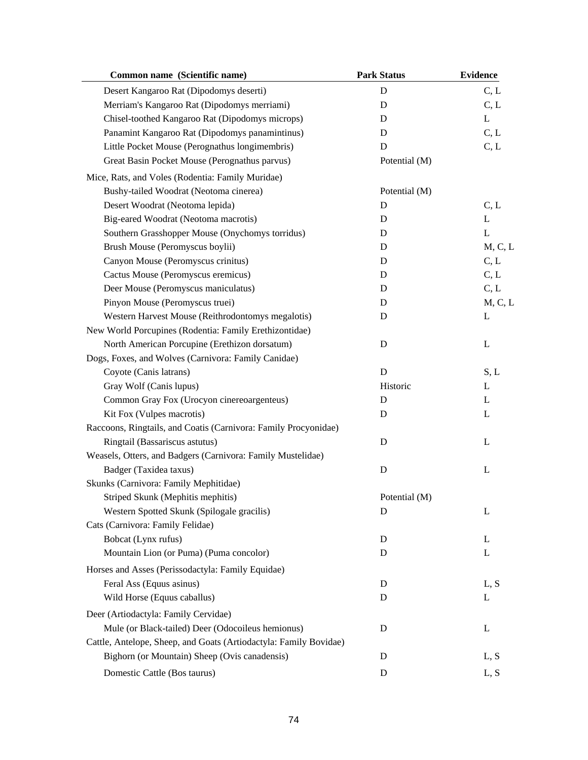| Common name (Scientific name) | Park Status | Evidence |
|---|---|---|
| Desert Kangaroo Rat (Dipodomys deserti) | D | C, L |
| Merriam's Kangaroo Rat (Dipodomys merriami) | D | C, L |
| Chisel-toothed Kangaroo Rat (Dipodomys microps) | D | L |
| Panamint Kangaroo Rat (Dipodomys panamintinus) | D | C, L |
| Little Pocket Mouse (Perognathus longimembris) | D | C, L |
| Great Basin Pocket Mouse (Perognathus parvus) | Potential (M) | |
| Mice, Rats, and Voles (Rodentia: Family Muridae) | | |
| Bushy-tailed Woodrat (Neotoma cinerea) | Potential (M) | |
| Desert Woodrat (Neotoma lepida) | D | C, L |
| Big-eared Woodrat (Neotoma macrotis) | D | L |
| Southern Grasshopper Mouse (Onychomys torridus) | D | L |
| Brush Mouse (Peromyscus boylii) | D | M, C, L |
| Canyon Mouse (Peromyscus crinitus) | D | C, L |
| Cactus Mouse (Peromyscus eremicus) | D | C, L |
| Deer Mouse (Peromyscus maniculatus) | D | C, L |
| Pinyon Mouse (Peromyscus truei) | D | M, C, L |
| Western Harvest Mouse (Reithrodontomys megalotis) | D | L |
| New World Porcupines (Rodentia: Family Erethizontidae) | | |
| North American Porcupine (Erethizon dorsatum) | D | L |
| Dogs, Foxes, and Wolves (Carnivora: Family Canidae) | | |
| Coyote (Canis latrans) | D | S, L |
| Gray Wolf (Canis lupus) | Historic | L |
| Common Gray Fox (Urocyon cinereoargenteus) | D | L |
| Kit Fox (Vulpes macrotis) | D | L |
| Raccoons, Ringtails, and Coatis (Carnivora: Family Procyonidae) | | |
| Ringtail (Bassariscus astutus) | D | L |
| Weasels, Otters, and Badgers (Carnivora: Family Mustelidae) | | |
| Badger (Taxidea taxus) | D | L |
| Skunks (Carnivora: Family Mephitidae) | | |
| Striped Skunk (Mephitis mephitis) | Potential (M) | |
| Western Spotted Skunk (Spilogale gracilis) | D | L |
| Cats (Carnivora: Family Felidae) | | |
| Bobcat (Lynx rufus) | D | L |
| Mountain Lion (or Puma) (Puma concolor) | D | L |
| Horses and Asses (Perissodactyla: Family Equidae) | | |
| Feral Ass (Equus asinus) | D | L, S |
| Wild Horse (Equus caballus) | D | L |
| Deer (Artiodactyla: Family Cervidae) | | |
| Mule (or Black-tailed) Deer (Odocoileus hemionus) | D | L |
| Cattle, Antelope, Sheep, and Goats (Artiodactyla: Family Bovidae) | | |
| Bighorn (or Mountain) Sheep (Ovis canadensis) | D | L, S |
| Domestic Cattle (Bos taurus) | D | L, S |